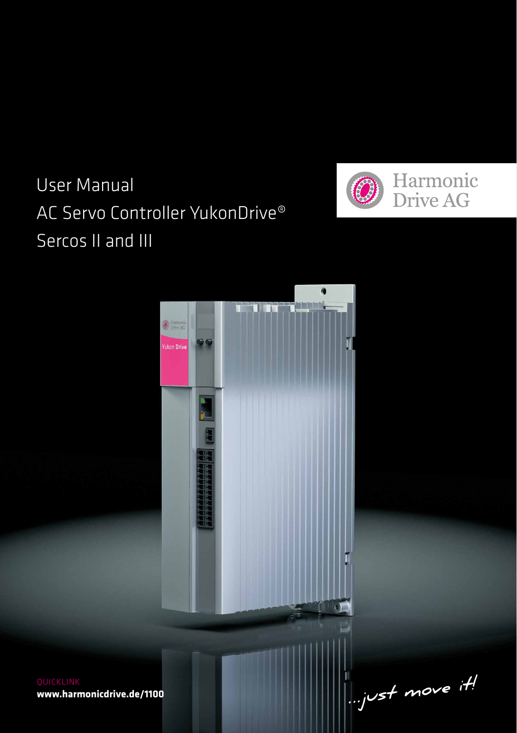# User Manual
# AC Servo Controller YukonDrive®
# Sercos II and III

Harmonic Drive AG

QUICKLINK
**www.harmonicdrive.de/1100**

...just move it!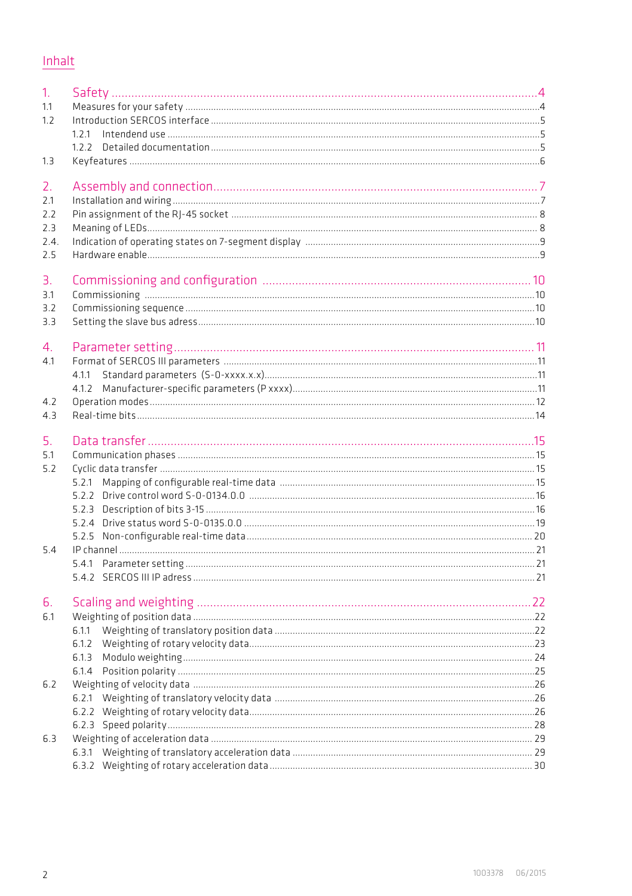# Inhalt

| | | |
|---|---|---|
| 1. | Safety | 4 |
| 1.1 | Measures for your safety | 4 |
| 1.2 | Introduction SERCOS interface | 5 |
| | 1.2.1 Intendend use | 5 |
| | 1.2.2 Detailed documentation | 5 |
| 1.3 | Keyfeatures | 6 |
| 2. | Assembly and connection | 7 |
| 2.1 | Installation and wiring | 7 |
| 2.2 | Pin assignment of the RJ-45 socket | 8 |
| 2.3 | Meaning of LEDs | 8 |
| 2.4. | Indication of operating states on 7-segment display | 9 |
| 2.5 | Hardware enable | 9 |
| 3. | Commissioning and configuration | 10 |
| 3.1 | Commissioning | 10 |
| 3.2 | Commissioning sequence | 10 |
| 3.3 | Setting the slave bus adress | 10 |
| 4. | Parameter setting | 11 |
| 4.1 | Format of SERCOS III parameters | 11 |
| | 4.1.1 Standard parameters (S-0-xxxx.x.x) | 11 |
| | 4.1.2 Manufacturer-specific parameters (P xxxx) | 11 |
| 4.2 | Operation modes | 12 |
| 4.3 | Real-time bits | 14 |
| 5. | Data transfer | 15 |
| 5.1 | Communication phases | 15 |
| 5.2 | Cyclic data transfer | 15 |
| | 5.2.1 Mapping of configurable real-time data | 15 |
| | 5.2.2 Drive control word S-0-0134.0.0 | 16 |
| | 5.2.3 Description of bits 3-15 | 16 |
| | 5.2.4 Drive status word S-0-0135.0.0 | 19 |
| | 5.2.5 Non-configurable real-time data | 20 |
| 5.4 | IP channel | 21 |
| | 5.4.1 Parameter setting | 21 |
| | 5.4.2 SERCOS III IP adress | 21 |
| 6. | Scaling and weighting | 22 |
| 6.1 | Weighting of position data | 22 |
| | 6.1.1 Weighting of translatory position data | 22 |
| | 6.1.2 Weighting of rotary velocity data | 23 |
| | 6.1.3 Modulo weighting | 24 |
| | 6.1.4 Position polarity | 25 |
| 6.2 | Weighting of velocity data | 26 |
| | 6.2.1 Weighting of translatory velocity data | 26 |
| | 6.2.2 Weighting of rotary velocity data | 26 |
| | 6.2.3 Speed polarity | 28 |
| 6.3 | Weighting of acceleration data | 29 |
| | 6.3.1 Weighting of translatory acceleration data | 29 |
| | 6.3.2 Weighting of rotary acceleration data | 30 |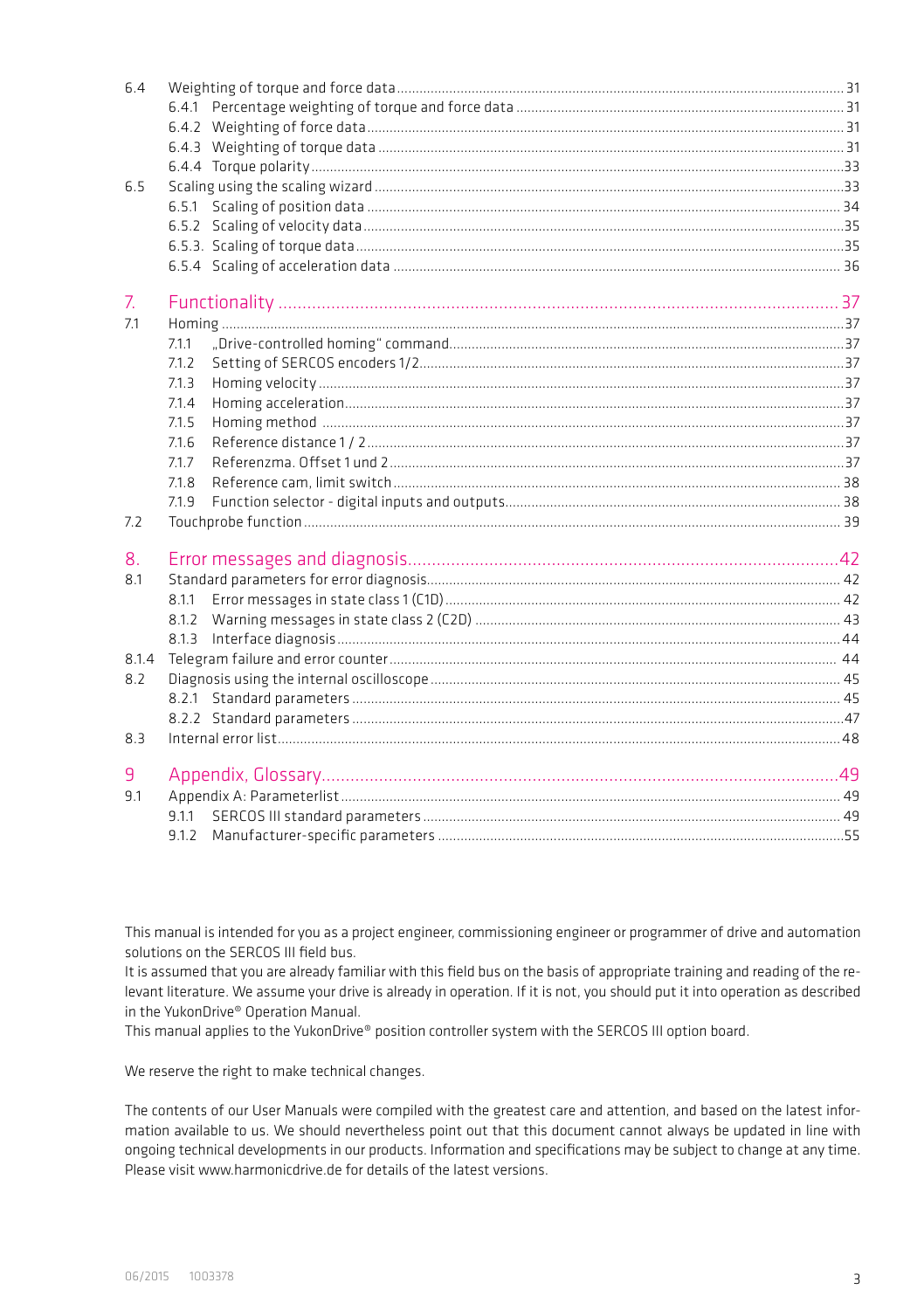| | | |
|---|---|---|
| 6.4 | Weighting of torque and force data | 31 |
| | 6.4.1 Percentage weighting of torque and force data | 31 |
| | 6.4.2 Weighting of force data | 31 |
| | 6.4.3 Weighting of torque data | 31 |
| | 6.4.4 Torque polarity | 33 |
| 6.5 | Scaling using the scaling wizard | 33 |
| | 6.5.1 Scaling of position data | 34 |
| | 6.5.2 Scaling of velocity data | 35 |
| | 6.5.3. Scaling of torque data | 35 |
| | 6.5.4 Scaling of acceleration data | 36 |
| **7.** | **Functionality** | **37** |
| 7.1 | Homing | 37 |
| | 7.1.1 „Drive-controlled homing" command | 37 |
| | 7.1.2 Setting of SERCOS encoders 1/2 | 37 |
| | 7.1.3 Homing velocity | 37 |
| | 7.1.4 Homing acceleration | 37 |
| | 7.1.5 Homing method | 37 |
| | 7.1.6 Reference distance 1 / 2 | 37 |
| | 7.1.7 Referenzma. Offset 1 und 2 | 37 |
| | 7.1.8 Reference cam, limit switch | 38 |
| | 7.1.9 Function selector - digital inputs and outputs | 38 |
| 7.2 | Touchprobe function | 39 |
| **8.** | **Error messages and diagnosis** | **42** |
| 8.1 | Standard parameters for error diagnosis | 42 |
| | 8.1.1 Error messages in state class 1 (C1D) | 42 |
| | 8.1.2 Warning messages in state class 2 (C2D) | 43 |
| | 8.1.3 Interface diagnosis | 44 |
| 8.1.4 | Telegram failure and error counter | 44 |
| 8.2 | Diagnosis using the internal oscilloscope | 45 |
| | 8.2.1 Standard parameters | 45 |
| | 8.2.2 Standard parameters | 47 |
| 8.3 | Internal error list | 48 |
| **9** | **Appendix, Glossary** | **49** |
| 9.1 | Appendix A: Parameterlist | 49 |
| | 9.1.1 SERCOS III standard parameters | 49 |
| | 9.1.2 Manufacturer-specific parameters | 55 |

This manual is intended for you as a project engineer, commissioning engineer or programmer of drive and automation solutions on the SERCOS III field bus.
It is assumed that you are already familiar with this field bus on the basis of appropriate training and reading of the relevant literature. We assume your drive is already in operation. If it is not, you should put it into operation as described in the YukonDrive® Operation Manual.
This manual applies to the YukonDrive® position controller system with the SERCOS III option board.

We reserve the right to make technical changes.

The contents of our User Manuals were compiled with the greatest care and attention, and based on the latest information available to us. We should nevertheless point out that this document cannot always be updated in line with ongoing technical developments in our products. Information and specifications may be subject to change at any time. Please visit www.harmonicdrive.de for details of the latest versions.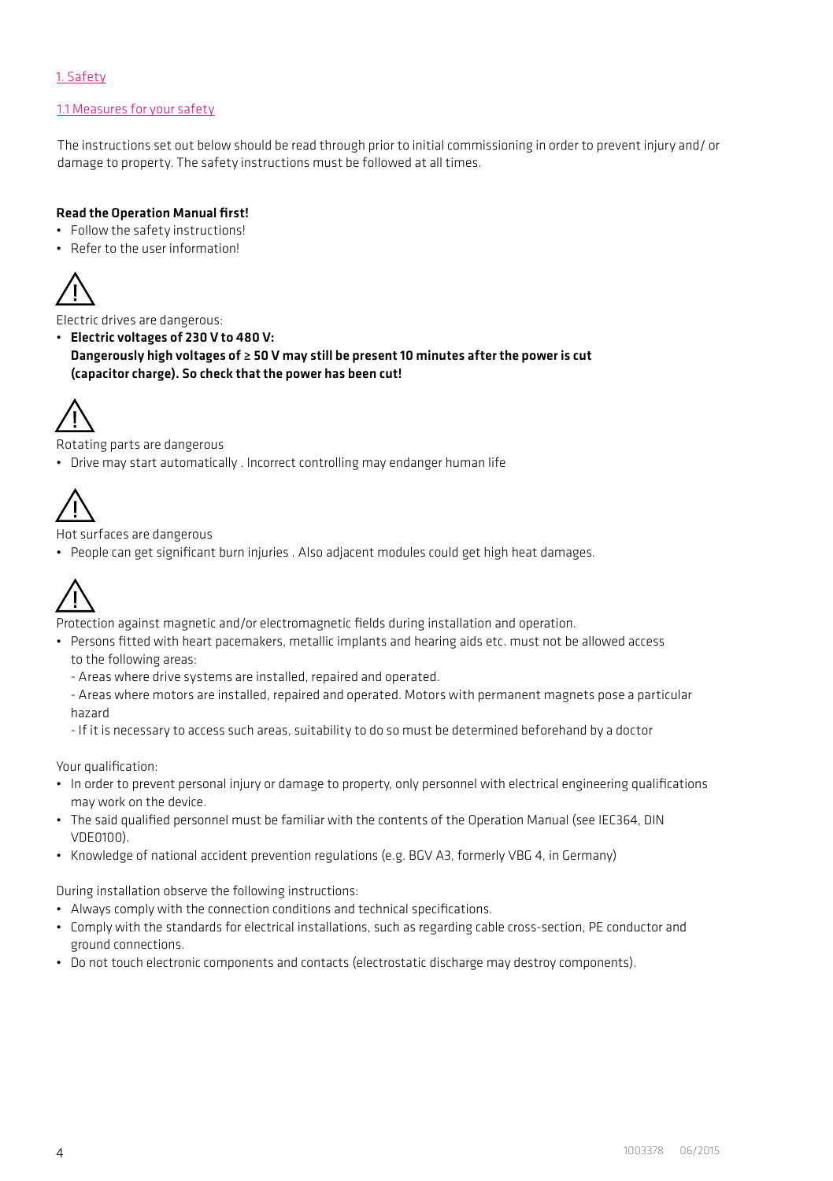# 1. Safety

## 1.1 Measures for your safety

The instructions set out below should be read through prior to initial commissioning in order to prevent injury and/ or damage to property. The safety instructions must be followed at all times.

**Read the Operation Manual first!**

- Follow the safety instructions!
- Refer to the user information!

⚠

Electric drives are dangerous:

- **Electric voltages of 230 V to 480 V:**
  **Dangerously high voltages of ≥ 50 V may still be present 10 minutes after the power is cut (capacitor charge). So check that the power has been cut!**

⚠

Rotating parts are dangerous

- Drive may start automatically . Incorrect controlling may endanger human life

⚠

Hot surfaces are dangerous

- People can get significant burn injuries . Also adjacent modules could get high heat damages.

⚠

Protection against magnetic and/or electromagnetic fields during installation and operation.

- Persons fitted with heart pacemakers, metallic implants and hearing aids etc. must not be allowed access to the following areas:
  - Areas where drive systems are installed, repaired and operated.
  - Areas where motors are installed, repaired and operated. Motors with permanent magnets pose a particular hazard
  - If it is necessary to access such areas, suitability to do so must be determined beforehand by a doctor

Your qualification:

- In order to prevent personal injury or damage to property, only personnel with electrical engineering qualifications may work on the device.
- The said qualified personnel must be familiar with the contents of the Operation Manual (see IEC364, DIN VDE0100).
- Knowledge of national accident prevention regulations (e.g. BGV A3, formerly VBG 4, in Germany)

During installation observe the following instructions:

- Always comply with the connection conditions and technical specifications.
- Comply with the standards for electrical installations, such as regarding cable cross-section, PE conductor and ground connections.
- Do not touch electronic components and contacts (electrostatic discharge may destroy components).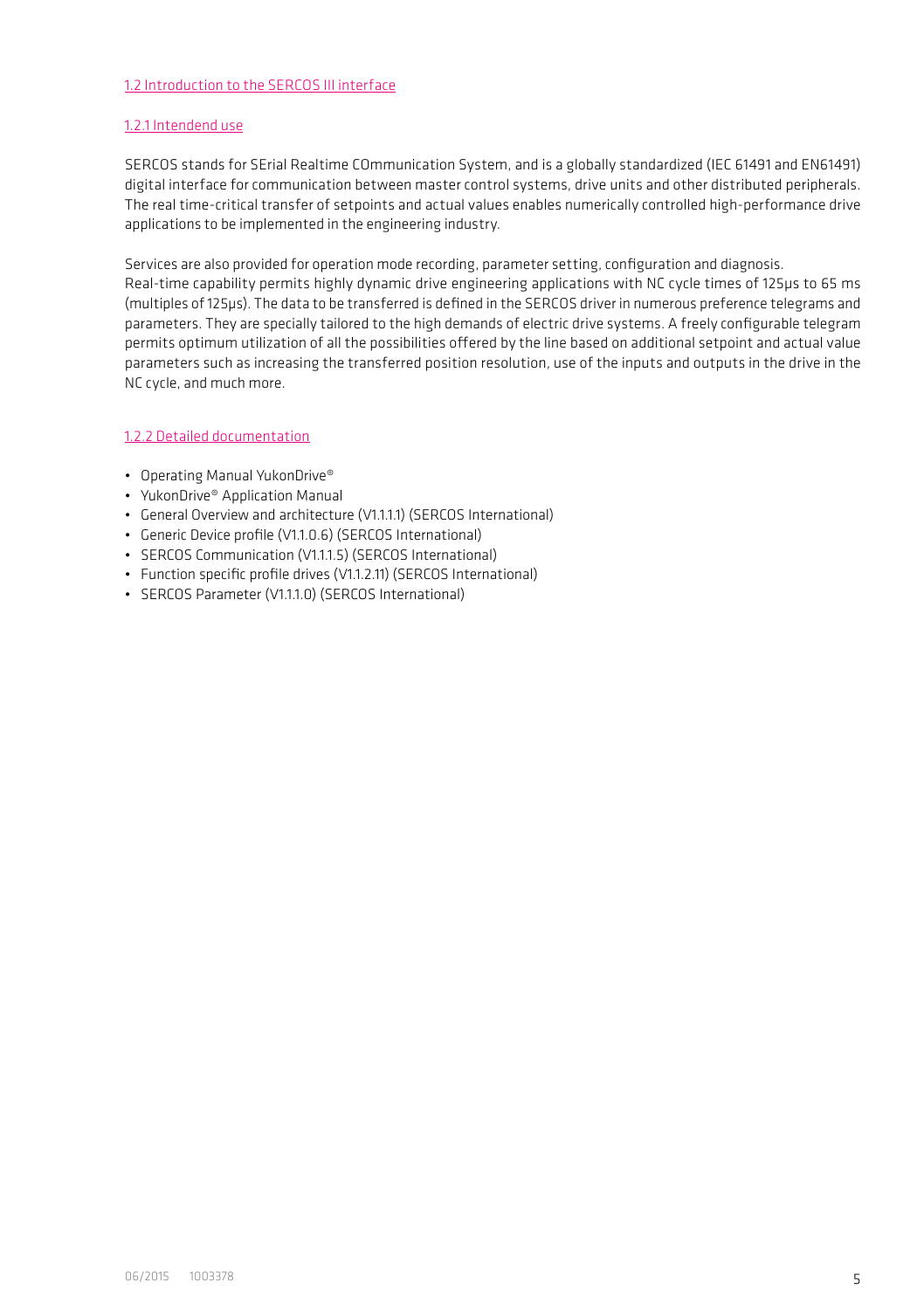## 1.2 Introduction to the SERCOS III interface

### 1.2.1 Intendend use

SERCOS stands for SErial Realtime COmmunication System, and is a globally standardized (IEC 61491 and EN61491) digital interface for communication between master control systems, drive units and other distributed peripherals. The real time-critical transfer of setpoints and actual values enables numerically controlled high-performance drive applications to be implemented in the engineering industry.

Services are also provided for operation mode recording, parameter setting, configuration and diagnosis.
Real-time capability permits highly dynamic drive engineering applications with NC cycle times of 125μs to 65 ms (multiples of 125μs). The data to be transferred is defined in the SERCOS driver in numerous preference telegrams and parameters. They are specially tailored to the high demands of electric drive systems. A freely configurable telegram permits optimum utilization of all the possibilities offered by the line based on additional setpoint and actual value parameters such as increasing the transferred position resolution, use of the inputs and outputs in the drive in the NC cycle, and much more.

### 1.2.2 Detailed documentation

- Operating Manual YukonDrive®
- YukonDrive® Application Manual
- General Overview and architecture (V1.1.1.1) (SERCOS International)
- Generic Device profile (V1.1.0.6) (SERCOS International)
- SERCOS Communication (V1.1.1.5) (SERCOS International)
- Function specific profile drives (V1.1.2.11) (SERCOS International)
- SERCOS Parameter (V1.1.1.0) (SERCOS International)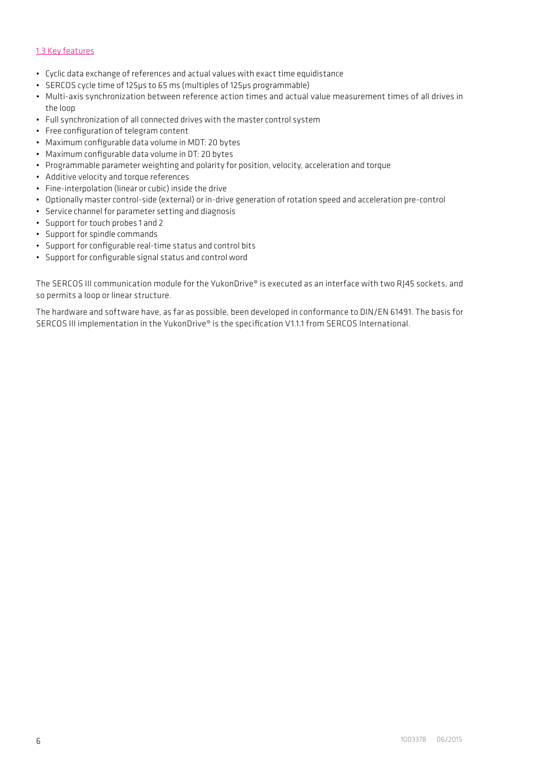### 1.3 Key features

- Cyclic data exchange of references and actual values with exact time equidistance
- SERCOS cycle time of 125µs to 65 ms (multiples of 125µs programmable)
- Multi-axis synchronization between reference action times and actual value measurement times of all drives in the loop
- Full synchronization of all connected drives with the master control system
- Free configuration of telegram content
- Maximum configurable data volume in MDT: 20 bytes
- Maximum configurable data volume in DT: 20 bytes
- Programmable parameter weighting and polarity for position, velocity, acceleration and torque
- Additive velocity and torque references
- Fine-interpolation (linear or cubic) inside the drive
- Optionally master control-side (external) or in-drive generation of rotation speed and acceleration pre-control
- Service channel for parameter setting and diagnosis
- Support for touch probes 1 and 2
- Support for spindle commands
- Support for configurable real-time status and control bits
- Support for configurable signal status and control word

The SERCOS III communication module for the YukonDrive® is executed as an interface with two RJ45 sockets, and so permits a loop or linear structure.

The hardware and software have, as far as possible, been developed in conformance to DIN/EN 61491. The basis for SERCOS III implementation in the YukonDrive® is the specification V1.1.1 from SERCOS International.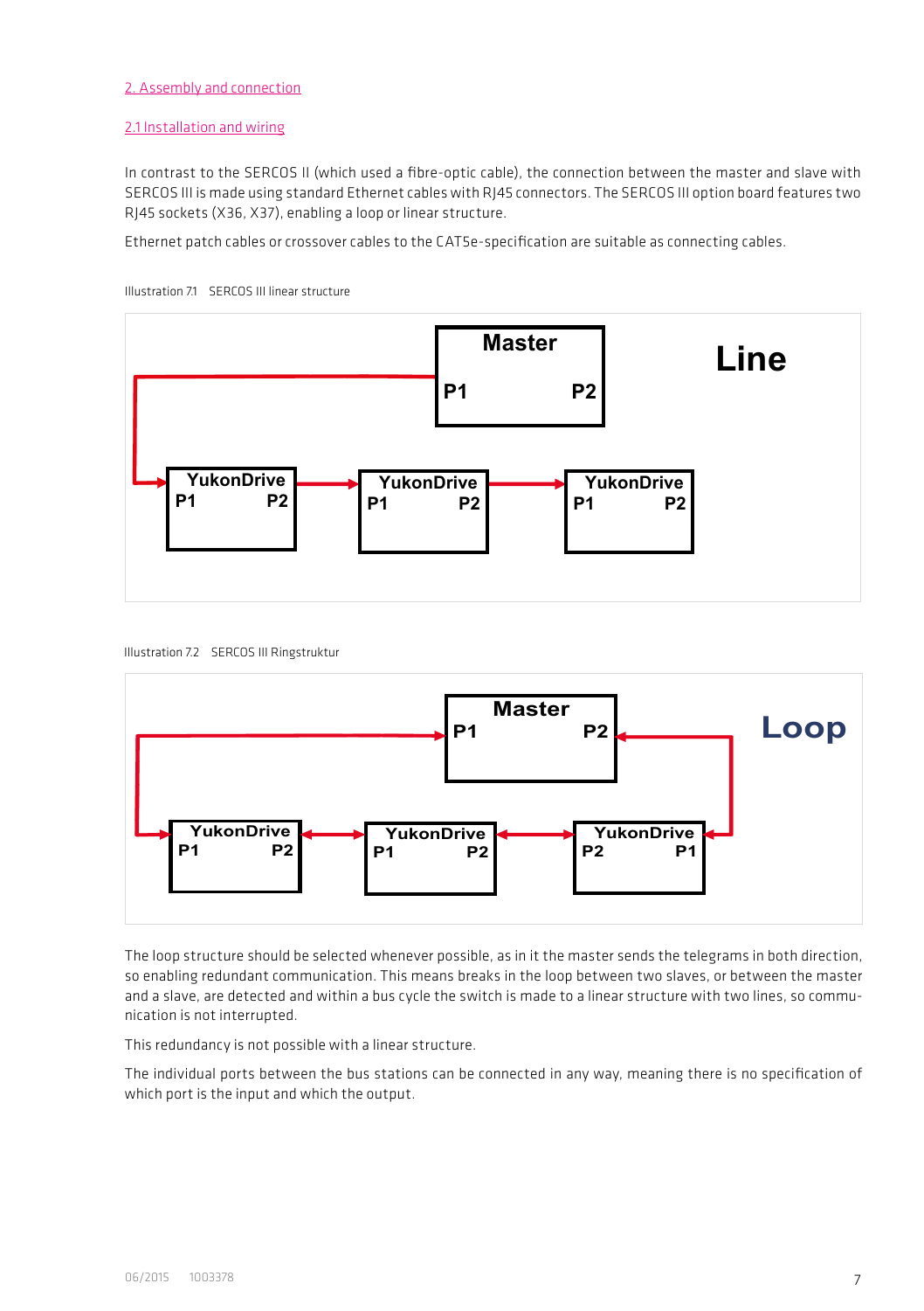## 2. Assembly and connection

### 2.1 Installation and wiring

In contrast to the SERCOS II (which used a fibre-optic cable), the connection between the master and slave with SERCOS III is made using standard Ethernet cables with RJ45 connectors. The SERCOS III option board features two RJ45 sockets (X36, X37), enabling a loop or linear structure.

Ethernet patch cables or crossover cables to the CAT5e-specification are suitable as connecting cables.

Illustration 7.1 SERCOS III linear structure

Illustration 7.2 SERCOS III Ringstruktur

The loop structure should be selected whenever possible, as in it the master sends the telegrams in both direction, so enabling redundant communication. This means breaks in the loop between two slaves, or between the master and a slave, are detected and within a bus cycle the switch is made to a linear structure with two lines, so communication is not interrupted.

This redundancy is not possible with a linear structure.

The individual ports between the bus stations can be connected in any way, meaning there is no specification of which port is the input and which the output.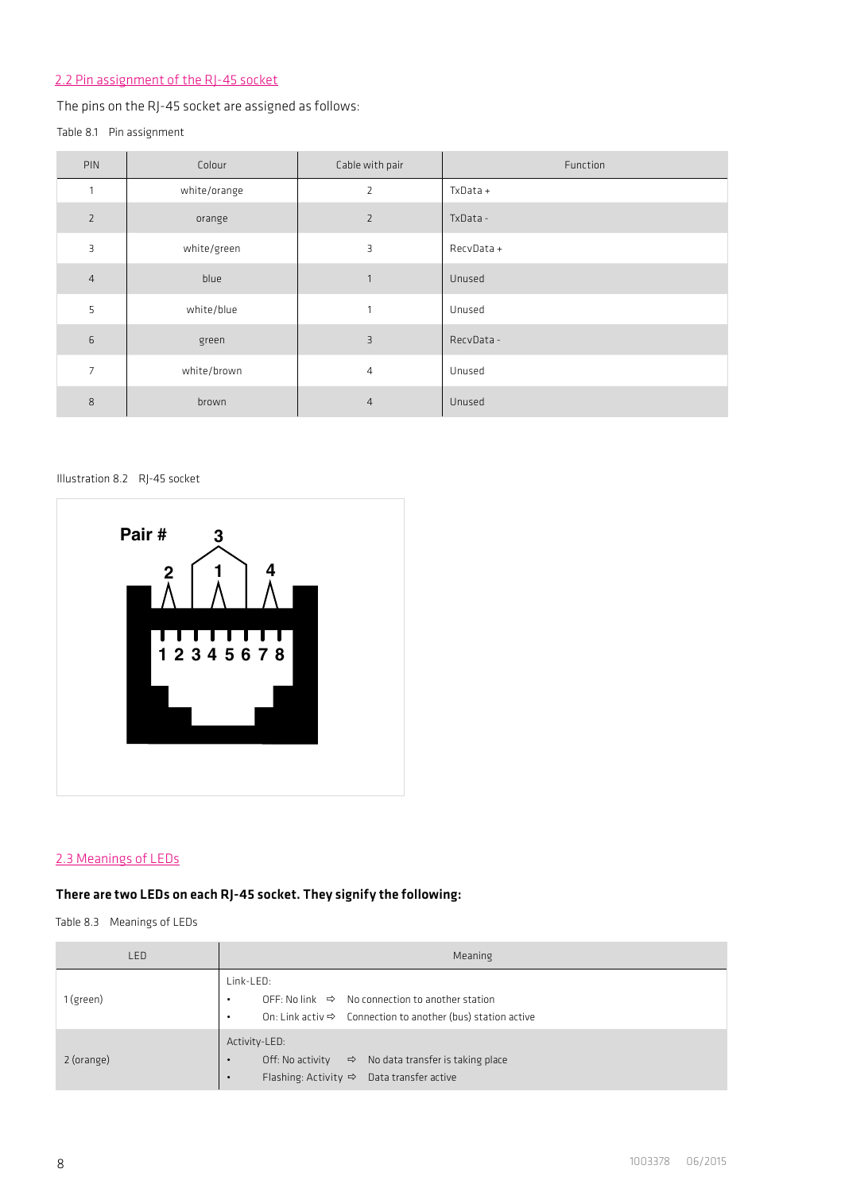## 2.2 Pin assignment of the RJ-45 socket

The pins on the RJ-45 socket are assigned as follows:

Table 8.1 Pin assignment

| PIN | Colour | Cable with pair | Function |
|---|---|---|---|
| 1 | white/orange | 2 | TxData + |
| 2 | orange | 2 | TxData - |
| 3 | white/green | 3 | RecvData + |
| 4 | blue | 1 | Unused |
| 5 | white/blue | 1 | Unused |
| 6 | green | 3 | RecvData - |
| 7 | white/brown | 4 | Unused |
| 8 | brown | 4 | Unused |

Illustration 8.2 RJ-45 socket

Pair #
3
2 1 4
1 2 3 4 5 6 7 8

## 2.3 Meanings of LEDs

**There are two LEDs on each RJ-45 socket. They signify the following:**

Table 8.3 Meanings of LEDs

| LED | Meaning |
|---|---|
| 1 (green) | Link-LED:<br>• OFF: No link ⇨ No connection to another station<br>• On: Link activ ⇨ Connection to another (bus) station active |
| 2 (orange) | Activity-LED:<br>• Off: No activity ⇨ No data transfer is taking place<br>• Flashing: Activity ⇨ Data transfer active |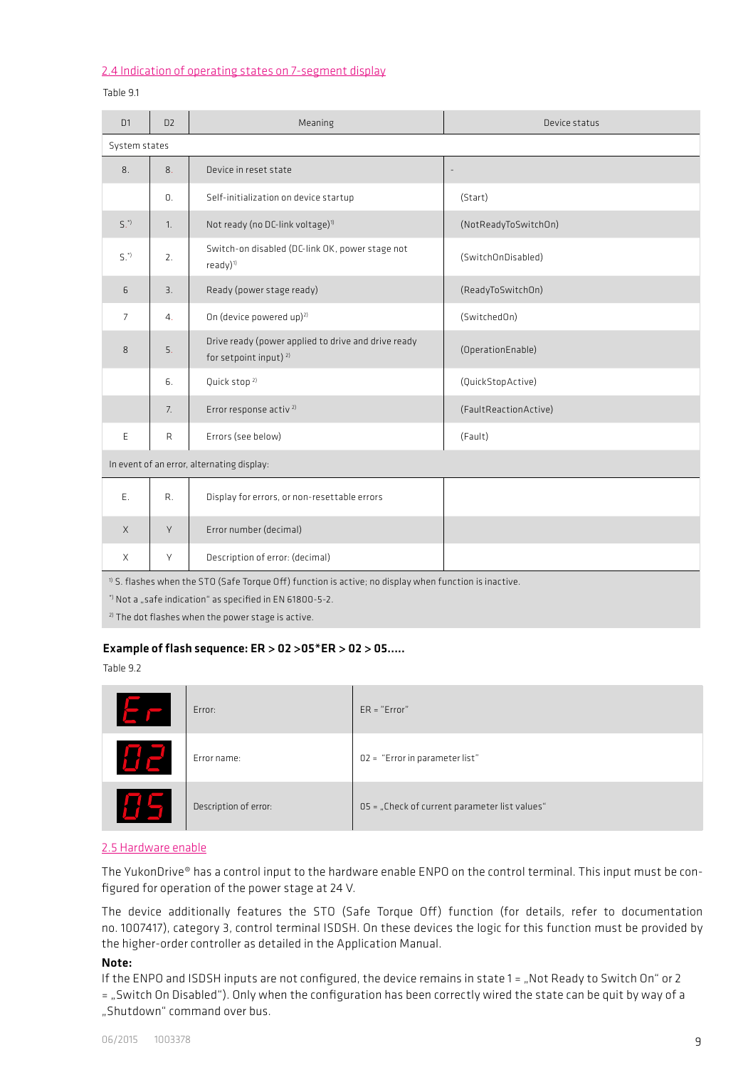## 2.4 Indication of operating states on 7-segment display

Table 9.1

| D1 | D2 | Meaning | Device status |
|---|---|---|---|
| System states | | | |
| 8. | 8. | Device in reset state | - |
| | 0. | Self-initialization on device startup | (Start) |
| S.[*] | 1. | Not ready (no DC-link voltage)[1] | (NotReadyToSwitchOn) |
| S.[*] | 2. | Switch-on disabled (DC-link OK, power stage not ready)[1] | (SwitchOnDisabled) |
| 6 | 3. | Ready (power stage ready) | (ReadyToSwitchOn) |
| 7 | 4. | On (device powered up)[2] | (SwitchedOn) |
| 8 | 5. | Drive ready (power applied to drive and drive ready for setpoint input) [2] | (OperationEnable) |
| | 6. | Quick stop [2] | (QuickStopActive) |
| | 7. | Error response activ [2] | (FaultReactionActive) |
| E | R | Errors (see below) | (Fault) |
| In event of an error, alternating display: | | | |
| E. | R. | Display for errors, or non-resettable errors | |
| X | Y | Error number (decimal) | |
| X | Y | Description of error: (decimal) | |

[1] S. flashes when the STO (Safe Torque Off) function is active; no display when function is inactive.

[*] Not a „safe indication" as specified in EN 61800-5-2.

[2] The dot flashes when the power stage is active.

**Example of flash sequence: ER > 02 >05*ER > 02 > 05.....**

Table 9.2

| | | |
|---|---|---|
| Er | Error: | ER = "Error" |
| 02 | Error name: | 02 = "Error in parameter list" |
| 05 | Description of error: | 05 = „Check of current parameter list values" |

## 2.5 Hardware enable

The YukonDrive® has a control input to the hardware enable ENPO on the control terminal. This input must be configured for operation of the power stage at 24 V.

The device additionally features the STO (Safe Torque Off) function (for details, refer to documentation no. 1007417), category 3, control terminal ISDSH. On these devices the logic for this function must be provided by the higher-order controller as detailed in the Application Manual.

**Note:**

If the ENPO and ISDSH inputs are not configured, the device remains in state 1 = „Not Ready to Switch On" or 2 = „Switch On Disabled"). Only when the configuration has been correctly wired the state can be quit by way of a „Shutdown" command over bus.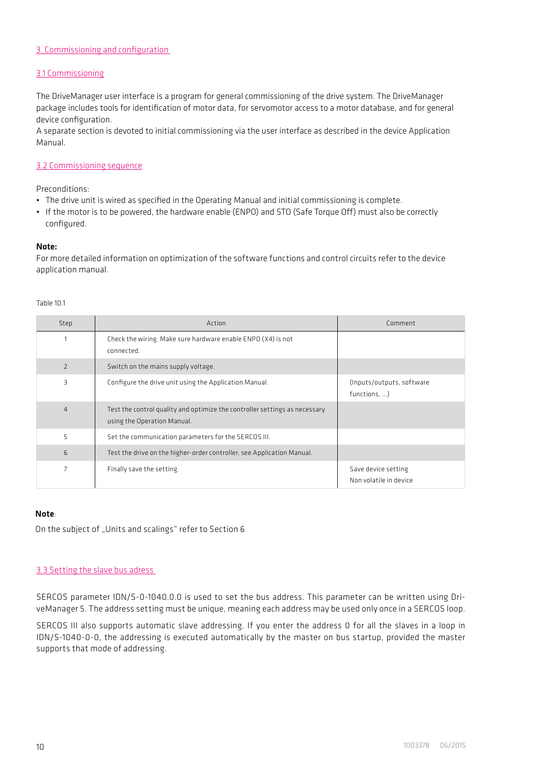## 3. Commissioning and configuration

### 3.1 Commissioning

The DriveManager user interface is a program for general commissioning of the drive system. The DriveManager package includes tools for identification of motor data, for servomotor access to a motor database, and for general device configuration.
A separate section is devoted to initial commissioning via the user interface as described in the device Application Manual.

### 3.2 Commissioning sequence

Preconditions:

- The drive unit is wired as specified in the Operating Manual and initial commissioning is complete.
- If the motor is to be powered, the hardware enable (ENPO) and STO (Safe Torque Off) must also be correctly configured.

**Note:**
For more detailed information on optimization of the software functions and control circuits refer to the device application manual.

Table 10.1

| Step | Action | Comment |
|---|---|---|
| 1 | Check the wiring. Make sure hardware enable ENPO (X4) is not connected. | |
| 2 | Switch on the mains supply voltage. | |
| 3 | Configure the drive unit using the Application Manual. | (Inputs/outputs, software functions, ...) |
| 4 | Test the control quality and optimize the controller settings as necessary using the Operation Manual. | |
| 5 | Set the communication parameters for the SERCOS III. | |
| 6 | Test the drive on the higher-order controller, see Application Manual. | |
| 7 | Finally save the setting. | Save device setting Non volatile in device |

**Note**:

On the subject of „Units and scalings" refer to Section 6

### 3.3 Setting the slave bus adress

SERCOS parameter IDN/S-0-1040.0.0 is used to set the bus address. This parameter can be written using DriveManager 5. The address setting must be unique, meaning each address may be used only once in a SERCOS loop.

SERCOS III also supports automatic slave addressing. If you enter the address 0 for all the slaves in a loop in IDN/S-1040-0-0, the addressing is executed automatically by the master on bus startup, provided the master supports that mode of addressing.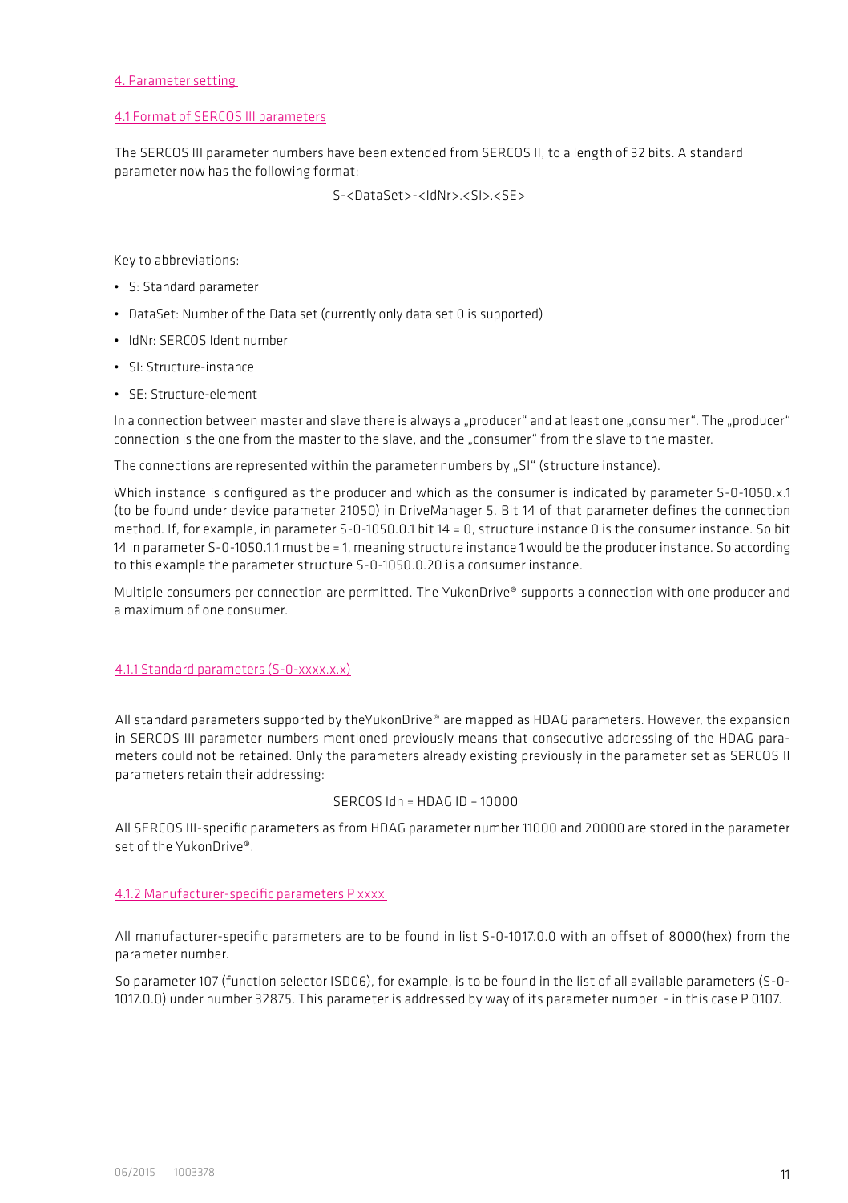# 4. Parameter setting

## 4.1 Format of SERCOS III parameters

The SERCOS III parameter numbers have been extended from SERCOS II, to a length of 32 bits. A standard parameter now has the following format:

S-<DataSet>-<IdNr>.<SI>.<SE>

Key to abbreviations:

- S: Standard parameter
- DataSet: Number of the Data set (currently only data set 0 is supported)
- IdNr: SERCOS Ident number
- SI: Structure-instance
- SE: Structure-element

In a connection between master and slave there is always a „producer" and at least one „consumer". The „producer" connection is the one from the master to the slave, and the „consumer" from the slave to the master.

The connections are represented within the parameter numbers by „SI" (structure instance).

Which instance is configured as the producer and which as the consumer is indicated by parameter S-0-1050.x.1 (to be found under device parameter 21050) in DriveManager 5. Bit 14 of that parameter defines the connection method. If, for example, in parameter S-0-1050.0.1 bit 14 = 0, structure instance 0 is the consumer instance. So bit 14 in parameter S-0-1050.1.1 must be = 1, meaning structure instance 1 would be the producer instance. So according to this example the parameter structure S-0-1050.0.20 is a consumer instance.

Multiple consumers per connection are permitted. The YukonDrive® supports a connection with one producer and a maximum of one consumer.

### 4.1.1 Standard parameters (S-0-xxxx.x.x)

All standard parameters supported by theYukonDrive® are mapped as HDAG parameters. However, the expansion in SERCOS III parameter numbers mentioned previously means that consecutive addressing of the HDAG parameters could not be retained. Only the parameters already existing previously in the parameter set as SERCOS II parameters retain their addressing:

SERCOS Idn = HDAG ID – 10000

All SERCOS III-specific parameters as from HDAG parameter number 11000 and 20000 are stored in the parameter set of the YukonDrive®.

### 4.1.2 Manufacturer-specific parameters P xxxx

All manufacturer-specific parameters are to be found in list S-0-1017.0.0 with an offset of 8000(hex) from the parameter number.

So parameter 107 (function selector ISD06), for example, is to be found in the list of all available parameters (S-0-1017.0.0) under number 32875. This parameter is addressed by way of its parameter number - in this case P 0107.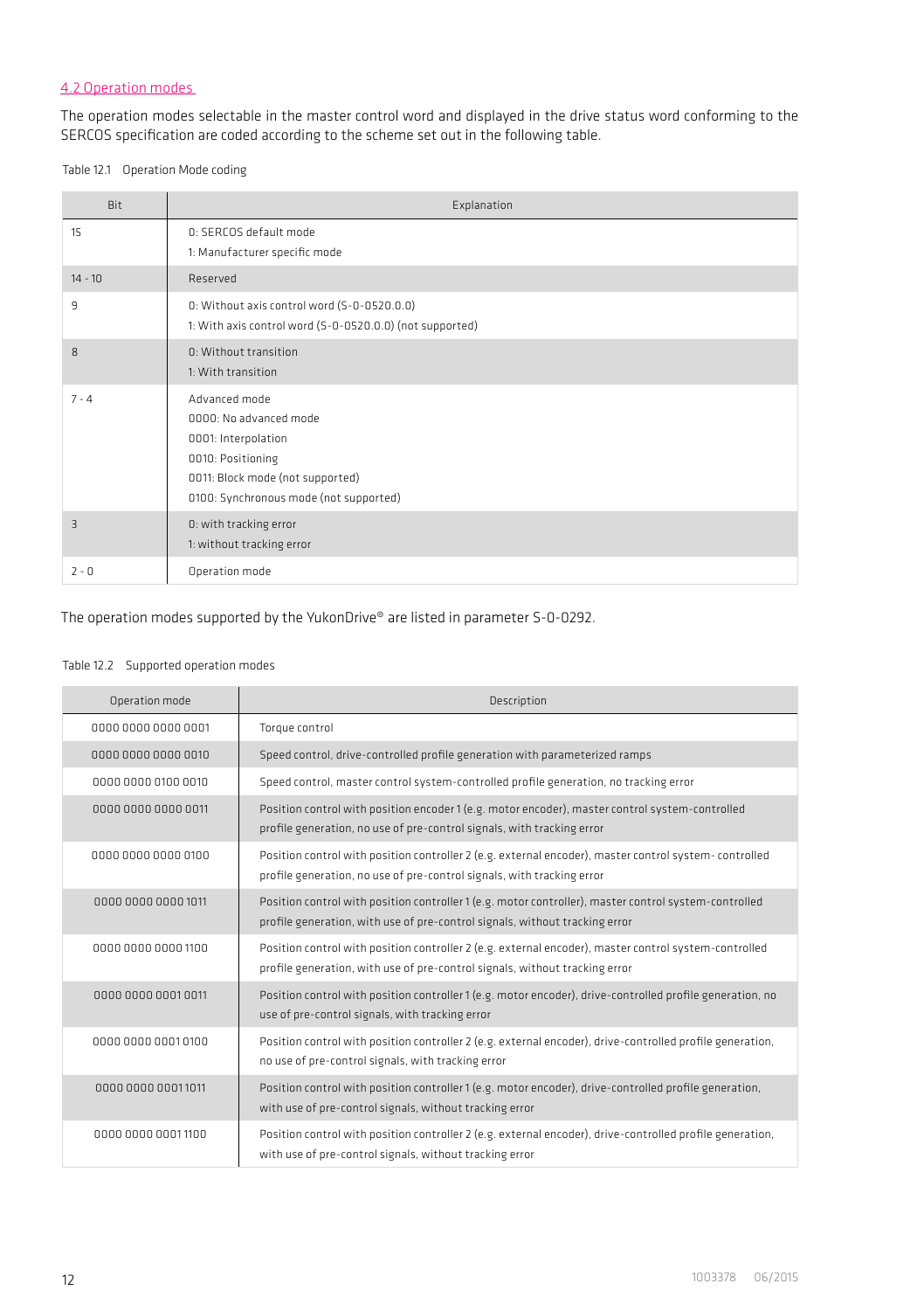## 4.2 Operation modes

The operation modes selectable in the master control word and displayed in the drive status word conforming to the SERCOS specification are coded according to the scheme set out in the following table.

Table 12.1 Operation Mode coding

| Bit | Explanation |
|---|---|
| 15 | 0: SERCOS default mode<br>1: Manufacturer specific mode |
| 14 - 10 | Reserved |
| 9 | 0: Without axis control word (S-0-0520.0.0)<br>1: With axis control word (S-0-0520.0.0) (not supported) |
| 8 | 0: Without transition<br>1: With transition |
| 7 - 4 | Advanced mode<br>0000: No advanced mode<br>0001: Interpolation<br>0010: Positioning<br>0011: Block mode (not supported)<br>0100: Synchronous mode (not supported) |
| 3 | 0: with tracking error<br>1: without tracking error |
| 2 - 0 | Operation mode |

The operation modes supported by the YukonDrive® are listed in parameter S-0-0292.

Table 12.2 Supported operation modes

| Operation mode | Description |
|---|---|
| 0000 0000 0000 0001 | Torque control |
| 0000 0000 0000 0010 | Speed control, drive-controlled profile generation with parameterized ramps |
| 0000 0000 0100 0010 | Speed control, master control system-controlled profile generation, no tracking error |
| 0000 0000 0000 0011 | Position control with position encoder 1 (e.g. motor encoder), master control system-controlled profile generation, no use of pre-control signals, with tracking error |
| 0000 0000 0000 0100 | Position control with position controller 2 (e.g. external encoder), master control system- controlled profile generation, no use of pre-control signals, with tracking error |
| 0000 0000 0000 1011 | Position control with position controller 1 (e.g. motor controller), master control system-controlled profile generation, with use of pre-control signals, without tracking error |
| 0000 0000 0000 1100 | Position control with position controller 2 (e.g. external encoder), master control system-controlled profile generation, with use of pre-control signals, without tracking error |
| 0000 0000 0001 0011 | Position control with position controller 1 (e.g. motor encoder), drive-controlled profile generation, no use of pre-control signals, with tracking error |
| 0000 0000 0001 0100 | Position control with position controller 2 (e.g. external encoder), drive-controlled profile generation, no use of pre-control signals, with tracking error |
| 0000 0000 0001 1011 | Position control with position controller 1 (e.g. motor encoder), drive-controlled profile generation, with use of pre-control signals, without tracking error |
| 0000 0000 0001 1100 | Position control with position controller 2 (e.g. external encoder), drive-controlled profile generation, with use of pre-control signals, without tracking error |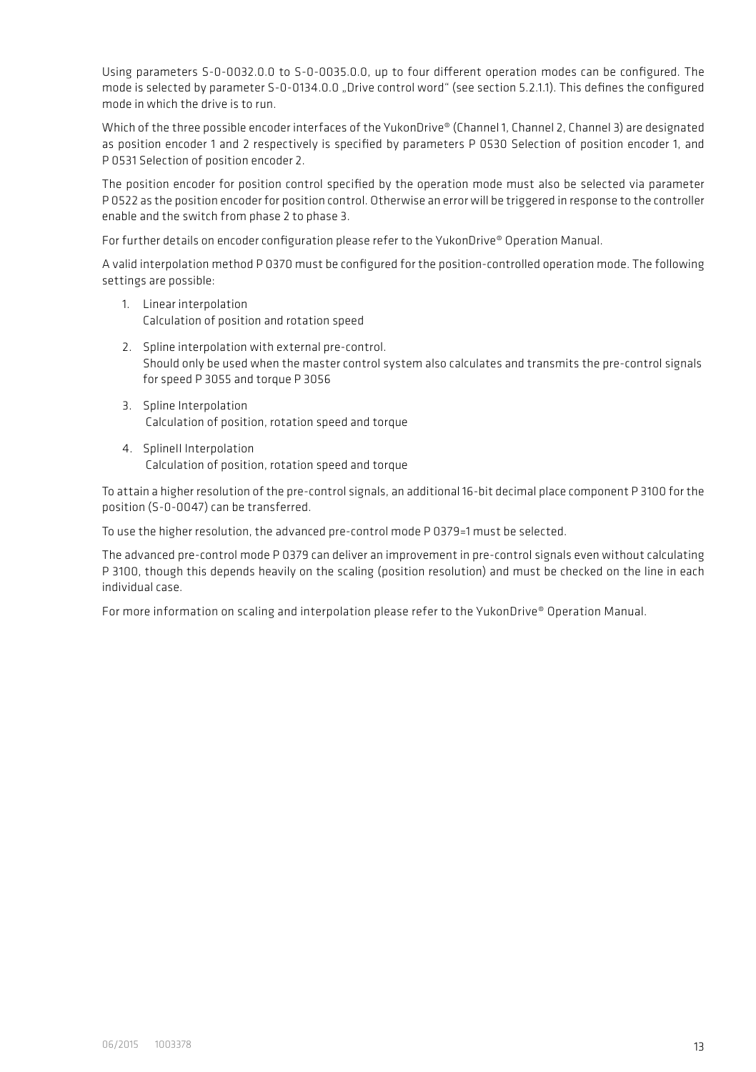Using parameters S-0-0032.0.0 to S-0-0035.0.0, up to four different operation modes can be configured. The mode is selected by parameter S-0-0134.0.0 „Drive control word" (see section 5.2.1.1). This defines the configured mode in which the drive is to run.

Which of the three possible encoder interfaces of the YukonDrive® (Channel 1, Channel 2, Channel 3) are designated as position encoder 1 and 2 respectively is specified by parameters P 0530 Selection of position encoder 1, and P 0531 Selection of position encoder 2.

The position encoder for position control specified by the operation mode must also be selected via parameter P 0522 as the position encoder for position control. Otherwise an error will be triggered in response to the controller enable and the switch from phase 2 to phase 3.

For further details on encoder configuration please refer to the YukonDrive® Operation Manual.

A valid interpolation method P 0370 must be configured for the position-controlled operation mode. The following settings are possible:

1. Linear interpolation
   Calculation of position and rotation speed
2. Spline interpolation with external pre-control.
   Should only be used when the master control system also calculates and transmits the pre-control signals for speed P 3055 and torque P 3056
3. Spline Interpolation
   Calculation of position, rotation speed and torque
4. SplineII Interpolation
   Calculation of position, rotation speed and torque

To attain a higher resolution of the pre-control signals, an additional 16-bit decimal place component P 3100 for the position (S-0-0047) can be transferred.

To use the higher resolution, the advanced pre-control mode P 0379=1 must be selected.

The advanced pre-control mode P 0379 can deliver an improvement in pre-control signals even without calculating P 3100, though this depends heavily on the scaling (position resolution) and must be checked on the line in each individual case.

For more information on scaling and interpolation please refer to the YukonDrive® Operation Manual.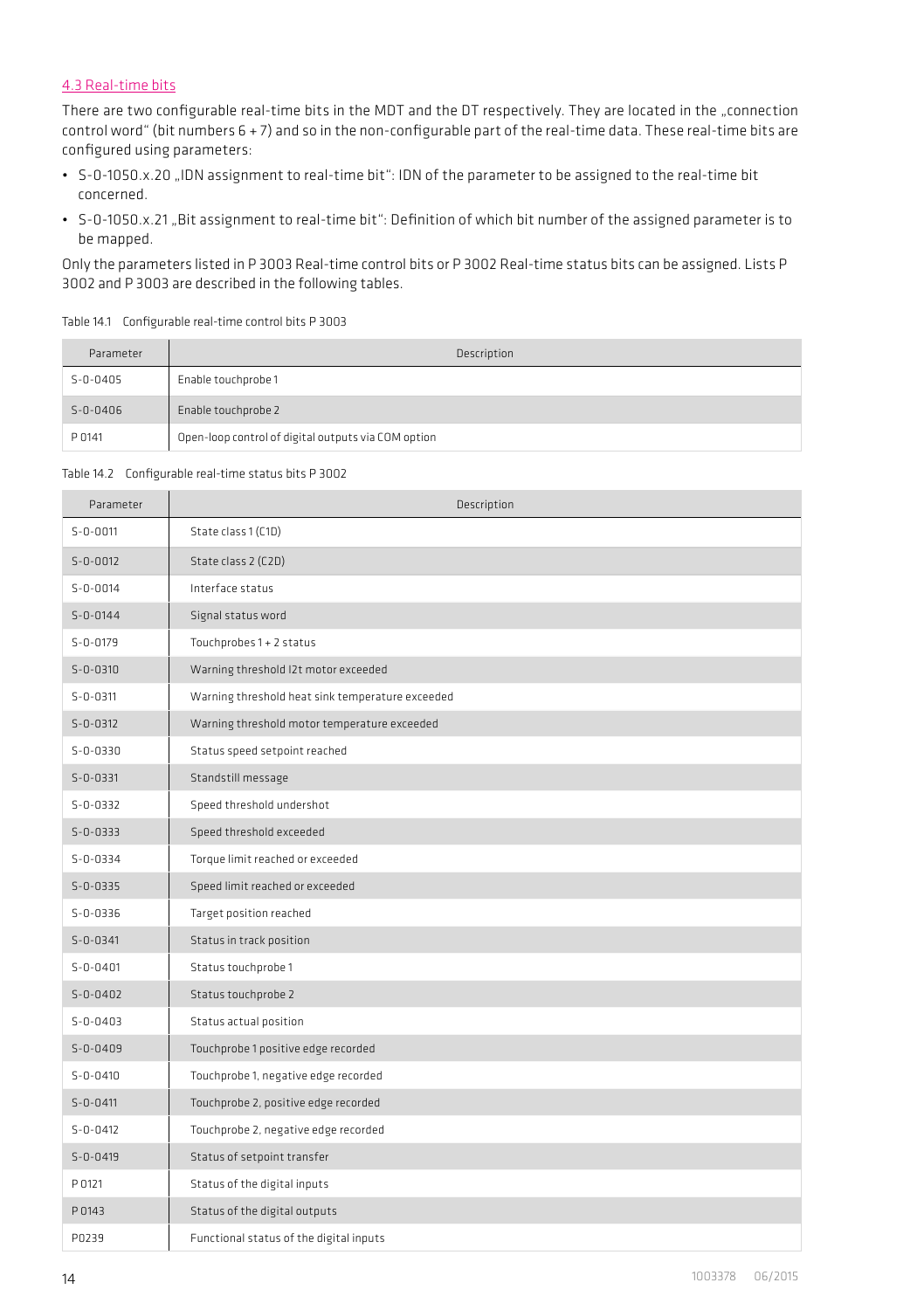## 4.3 Real-time bits

There are two configurable real-time bits in the MDT and the DT respectively. They are located in the „connection control word" (bit numbers 6 + 7) and so in the non-configurable part of the real-time data. These real-time bits are configured using parameters:

- S-0-1050.x.20 „IDN assignment to real-time bit": IDN of the parameter to be assigned to the real-time bit concerned.
- S-0-1050.x.21 „Bit assignment to real-time bit": Definition of which bit number of the assigned parameter is to be mapped.

Only the parameters listed in P 3003 Real-time control bits or P 3002 Real-time status bits can be assigned. Lists P 3002 and P 3003 are described in the following tables.

Table 14.1 Configurable real-time control bits P 3003

| Parameter | Description |
|---|---|
| S-0-0405 | Enable touchprobe 1 |
| S-0-0406 | Enable touchprobe 2 |
| P 0141 | Open-loop control of digital outputs via COM option |

Table 14.2 Configurable real-time status bits P 3002

| Parameter | Description |
|---|---|
| S-0-0011 | State class 1 (C1D) |
| S-0-0012 | State class 2 (C2D) |
| S-0-0014 | Interface status |
| S-0-0144 | Signal status word |
| S-0-0179 | Touchprobes 1 + 2 status |
| S-0-0310 | Warning threshold I2t motor exceeded |
| S-0-0311 | Warning threshold heat sink temperature exceeded |
| S-0-0312 | Warning threshold motor temperature exceeded |
| S-0-0330 | Status speed setpoint reached |
| S-0-0331 | Standstill message |
| S-0-0332 | Speed threshold undershot |
| S-0-0333 | Speed threshold exceeded |
| S-0-0334 | Torque limit reached or exceeded |
| S-0-0335 | Speed limit reached or exceeded |
| S-0-0336 | Target position reached |
| S-0-0341 | Status in track position |
| S-0-0401 | Status touchprobe 1 |
| S-0-0402 | Status touchprobe 2 |
| S-0-0403 | Status actual position |
| S-0-0409 | Touchprobe 1 positive edge recorded |
| S-0-0410 | Touchprobe 1, negative edge recorded |
| S-0-0411 | Touchprobe 2, positive edge recorded |
| S-0-0412 | Touchprobe 2, negative edge recorded |
| S-0-0419 | Status of setpoint transfer |
| P 0121 | Status of the digital inputs |
| P 0143 | Status of the digital outputs |
| P0239 | Functional status of the digital inputs |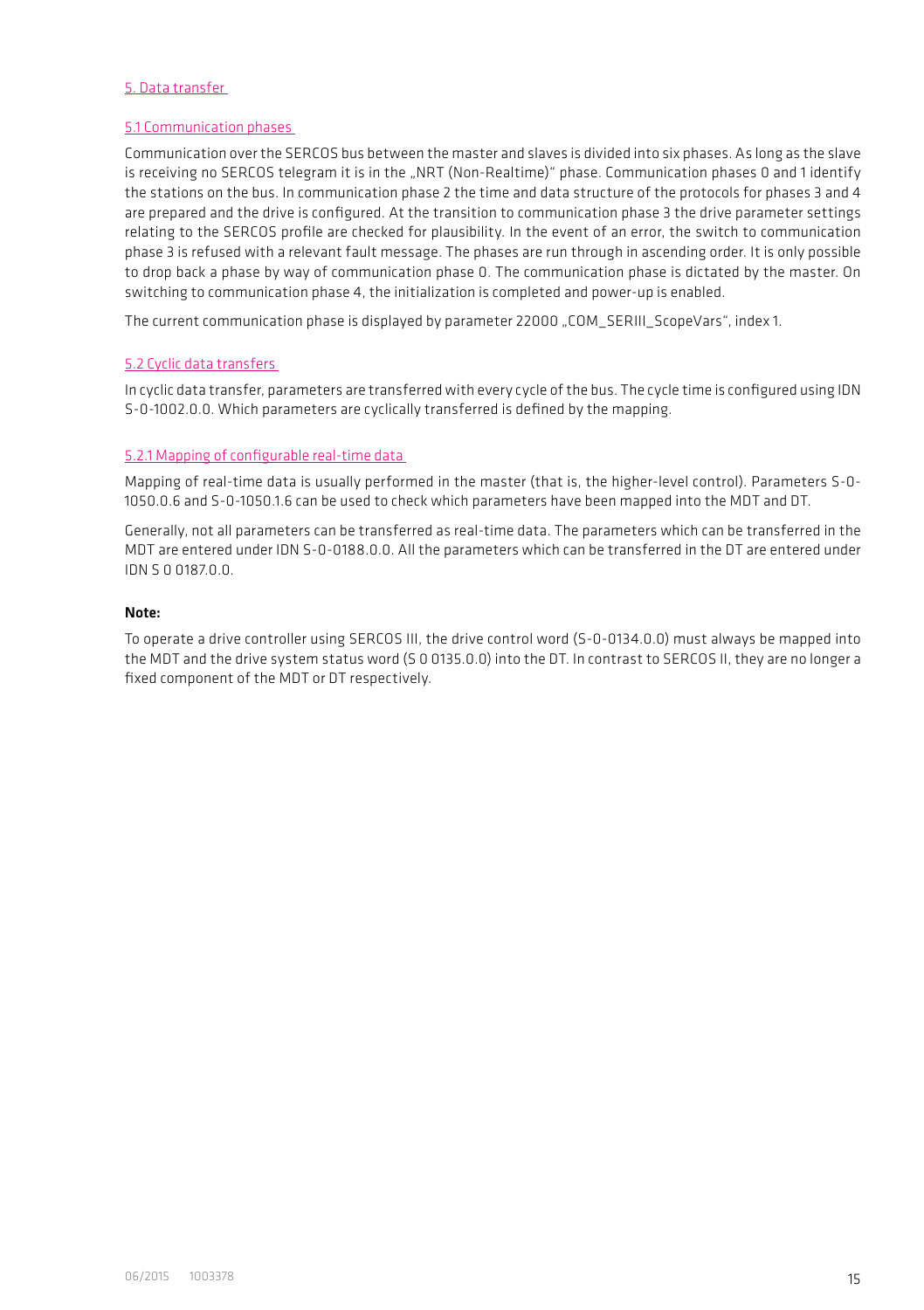# 5. Data transfer

## 5.1 Communication phases

Communication over the SERCOS bus between the master and slaves is divided into six phases. As long as the slave is receiving no SERCOS telegram it is in the „NRT (Non-Realtime)" phase. Communication phases 0 and 1 identify the stations on the bus. In communication phase 2 the time and data structure of the protocols for phases 3 and 4 are prepared and the drive is configured. At the transition to communication phase 3 the drive parameter settings relating to the SERCOS profile are checked for plausibility. In the event of an error, the switch to communication phase 3 is refused with a relevant fault message. The phases are run through in ascending order. It is only possible to drop back a phase by way of communication phase 0. The communication phase is dictated by the master. On switching to communication phase 4, the initialization is completed and power-up is enabled.

The current communication phase is displayed by parameter 22000 „COM_SERIII_ScopeVars", index 1.

## 5.2 Cyclic data transfers

In cyclic data transfer, parameters are transferred with every cycle of the bus. The cycle time is configured using IDN S-0-1002.0.0. Which parameters are cyclically transferred is defined by the mapping.

### 5.2.1 Mapping of configurable real-time data

Mapping of real-time data is usually performed in the master (that is, the higher-level control). Parameters S-0-1050.0.6 and S-0-1050.1.6 can be used to check which parameters have been mapped into the MDT and DT.

Generally, not all parameters can be transferred as real-time data. The parameters which can be transferred in the MDT are entered under IDN S-0-0188.0.0. All the parameters which can be transferred in the DT are entered under IDN S 0 0187.0.0.

**Note:**

To operate a drive controller using SERCOS III, the drive control word (S-0-0134.0.0) must always be mapped into the MDT and the drive system status word (S 0 0135.0.0) into the DT. In contrast to SERCOS II, they are no longer a fixed component of the MDT or DT respectively.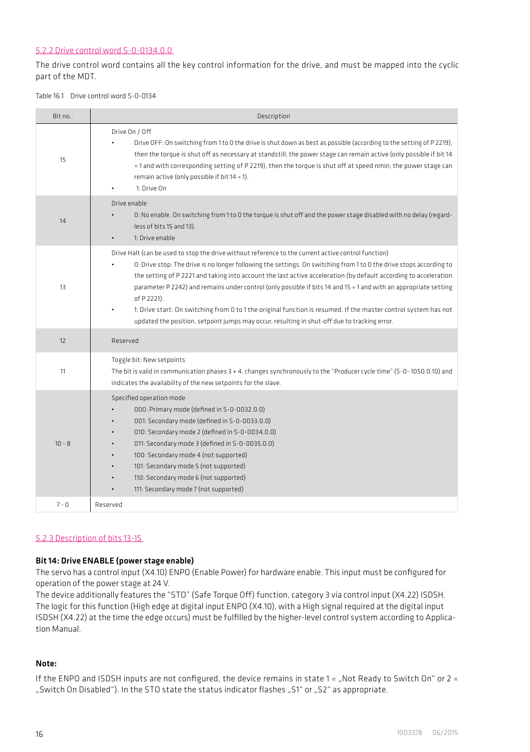### 5.2.2 Drive control word S-0-0134.0.0

The drive control word contains all the key control information for the drive, and must be mapped into the cyclic part of the MDT.

Table 16.1 Drive control word S-0-0134

| Bit no.. | Description |
|---|---|
| 15 | Drive On / Off<br>• Drive OFF: On switching from 1 to 0 the drive is shut down as best as possible (according to the setting of P 2219), then the torque is shut off as necessary at standstill; the power stage can remain active (only possible if bit 14 = 1 and with corresponding setting of P 2219), then the torque is shut off at speed nmin; the power stage can remain active (only possible if bit 14 = 1).<br>• 1: Drive On |
| 14 | Drive enable<br>• 0: No enable. On switching from 1 to 0 the torque is shut off and the power stage disabled with no delay (regardless of bits 15 and 13).<br>• 1: Drive enable |
| 13 | Drive Halt (can be used to stop the drive without reference to the current active control function)<br>• 0: Drive stop: The drive is no longer following the settings. On switching from 1 to 0 the drive stops according to the setting of P 2221 and taking into account the last active acceleration (by default according to acceleration parameter P 2242) and remains under control (only possible if bits 14 and 15 = 1 and with an appropriate setting of P 2221).<br>• 1: Drive start: On switching from 0 to 1 the original function is resumed. If the master control system has not updated the position, setpoint jumps may occur, resulting in shut-off due to tracking error. |
| 12 | Reserved |
| 11 | Toggle bit: New setpoints<br>The bit is valid in communication phases 3 + 4, changes synchronously to the "Producer cycle time" (S-0-1050.0.10) and indicates the availability of the new setpoints for the slave. |
| 10 - 8 | Specified operation mode<br>• 000: Primary mode (defined in S-0-0032.0.0)<br>• 001: Secondary mode (defined in S-0-0033.0.0)<br>• 010: Secondary mode 2 (defined in S-0-0034.0.0)<br>• 011: Secondary mode 3 (defined in S-0-0035.0.0)<br>• 100: Secondary mode 4 (not supported)<br>• 101: Secondary mode 5 (not supported)<br>• 110: Secondary mode 6 (not supported)<br>• 111: Secondary mode 7 (not supported) |
| 7 - 0 | Reserved |

### 5.2.3 Description of bits 13-15

**Bit 14: Drive ENABLE (power stage enable)**

The servo has a control input (X4.10) ENPO (Enable Power) for hardware enable. This input must be configured for operation of the power stage at 24 V.

The device additionally features the "STO" (Safe Torque Off) function, category 3 via control input (X4.22) ISDSH. The logic for this function (High edge at digital input ENPO (X4.10), with a High signal required at the digital input ISDSH (X4.22) at the time the edge occurs) must be fulfilled by the higher-level control system according to Application Manual.

**Note:**

If the ENPO and ISDSH inputs are not configured, the device remains in state 1 = „Not Ready to Switch On" or 2 = „Switch On Disabled"). In the STO state the status indicator flashes „S1" or „S2" as appropriate.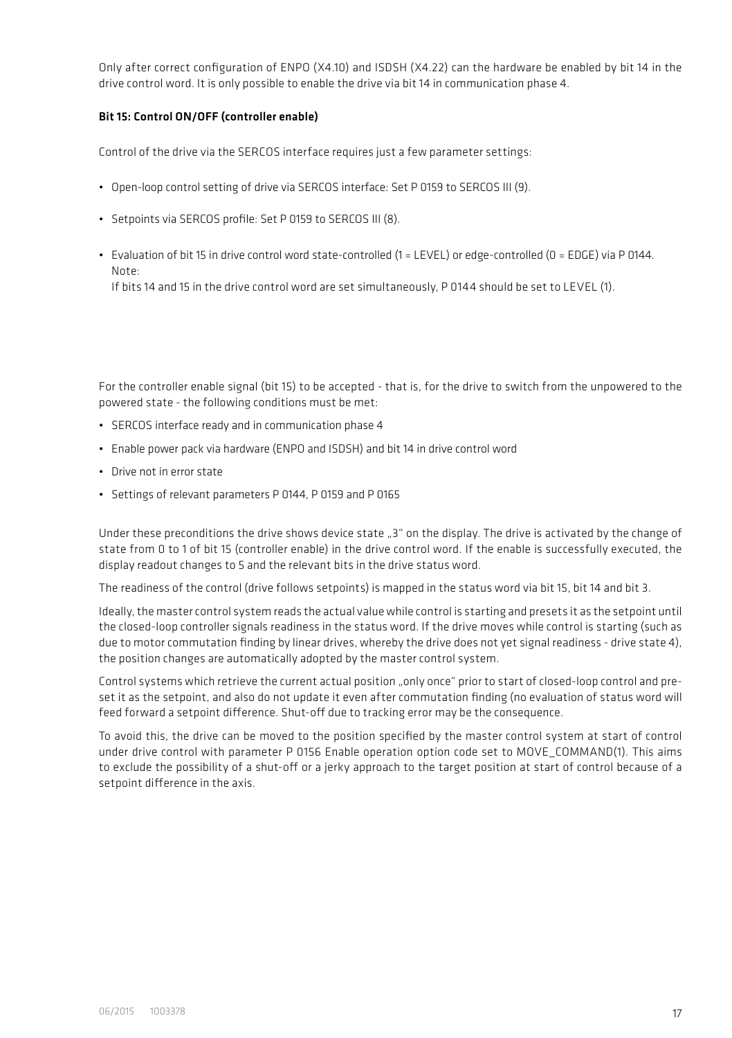Only after correct configuration of ENPO (X4.10) and ISDSH (X4.22) can the hardware be enabled by bit 14 in the drive control word. It is only possible to enable the drive via bit 14 in communication phase 4.

#### Bit 15: Control ON/OFF (controller enable)

Control of the drive via the SERCOS interface requires just a few parameter settings:

- Open-loop control setting of drive via SERCOS interface: Set P 0159 to SERCOS III (9).
- Setpoints via SERCOS profile: Set P 0159 to SERCOS III (8).
- Evaluation of bit 15 in drive control word state-controlled (1 = LEVEL) or edge-controlled (0 = EDGE) via P 0144.
  Note:
  If bits 14 and 15 in the drive control word are set simultaneously, P 0144 should be set to LEVEL (1).

For the controller enable signal (bit 15) to be accepted - that is, for the drive to switch from the unpowered to the powered state - the following conditions must be met:

- SERCOS interface ready and in communication phase 4
- Enable power pack via hardware (ENPO and ISDSH) and bit 14 in drive control word
- Drive not in error state
- Settings of relevant parameters P 0144, P 0159 and P 0165

Under these preconditions the drive shows device state „3“ on the display. The drive is activated by the change of state from 0 to 1 of bit 15 (controller enable) in the drive control word. If the enable is successfully executed, the display readout changes to 5 and the relevant bits in the drive status word.

The readiness of the control (drive follows setpoints) is mapped in the status word via bit 15, bit 14 and bit 3.

Ideally, the master control system reads the actual value while control is starting and presets it as the setpoint until the closed-loop controller signals readiness in the status word. If the drive moves while control is starting (such as due to motor commutation finding by linear drives, whereby the drive does not yet signal readiness - drive state 4), the position changes are automatically adopted by the master control system.

Control systems which retrieve the current actual position „only once“ prior to start of closed-loop control and preset it as the setpoint, and also do not update it even after commutation finding (no evaluation of status word will feed forward a setpoint difference. Shut-off due to tracking error may be the consequence.

To avoid this, the drive can be moved to the position specified by the master control system at start of control under drive control with parameter P 0156 Enable operation option code set to MOVE_COMMAND(1). This aims to exclude the possibility of a shut-off or a jerky approach to the target position at start of control because of a setpoint difference in the axis.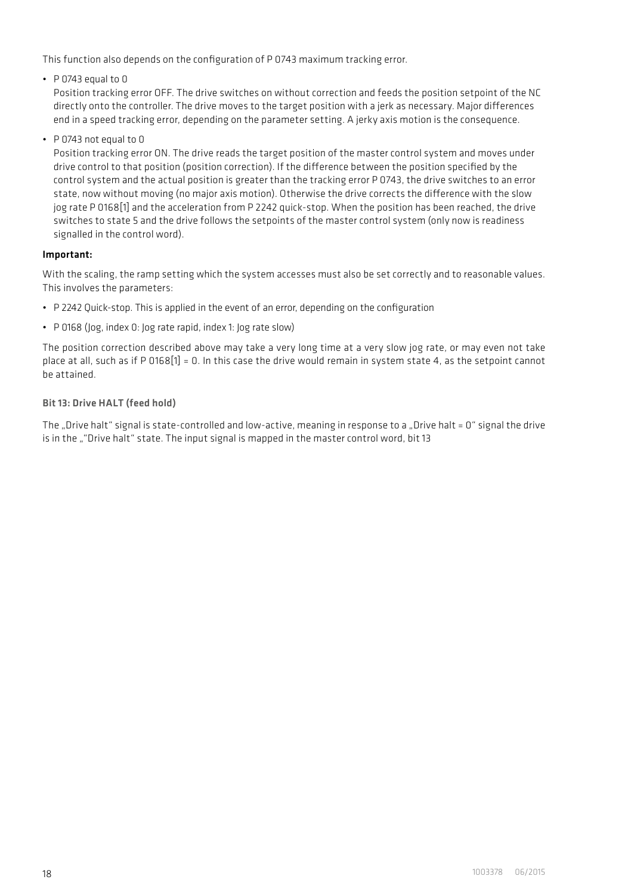This function also depends on the configuration of P 0743 maximum tracking error.

- P 0743 equal to 0
  Position tracking error OFF. The drive switches on without correction and feeds the position setpoint of the NC directly onto the controller. The drive moves to the target position with a jerk as necessary. Major differences end in a speed tracking error, depending on the parameter setting. A jerky axis motion is the consequence.
- P 0743 not equal to 0
  Position tracking error ON. The drive reads the target position of the master control system and moves under drive control to that position (position correction). If the difference between the position specified by the control system and the actual position is greater than the tracking error P 0743, the drive switches to an error state, now without moving (no major axis motion). Otherwise the drive corrects the difference with the slow jog rate P 0168[1] and the acceleration from P 2242 quick-stop. When the position has been reached, the drive switches to state 5 and the drive follows the setpoints of the master control system (only now is readiness signalled in the control word).

**Important:**

With the scaling, the ramp setting which the system accesses must also be set correctly and to reasonable values. This involves the parameters:

- P 2242 Quick-stop. This is applied in the event of an error, depending on the configuration
- P 0168 (Jog, index 0: Jog rate rapid, index 1: Jog rate slow)

The position correction described above may take a very long time at a very slow jog rate, or may even not take place at all, such as if P 0168[1] = 0. In this case the drive would remain in system state 4, as the setpoint cannot be attained.

#### Bit 13: Drive HALT (feed hold)

The „Drive halt" signal is state-controlled and low-active, meaning in response to a „Drive halt = 0" signal the drive is in the „"Drive halt" state. The input signal is mapped in the master control word, bit 13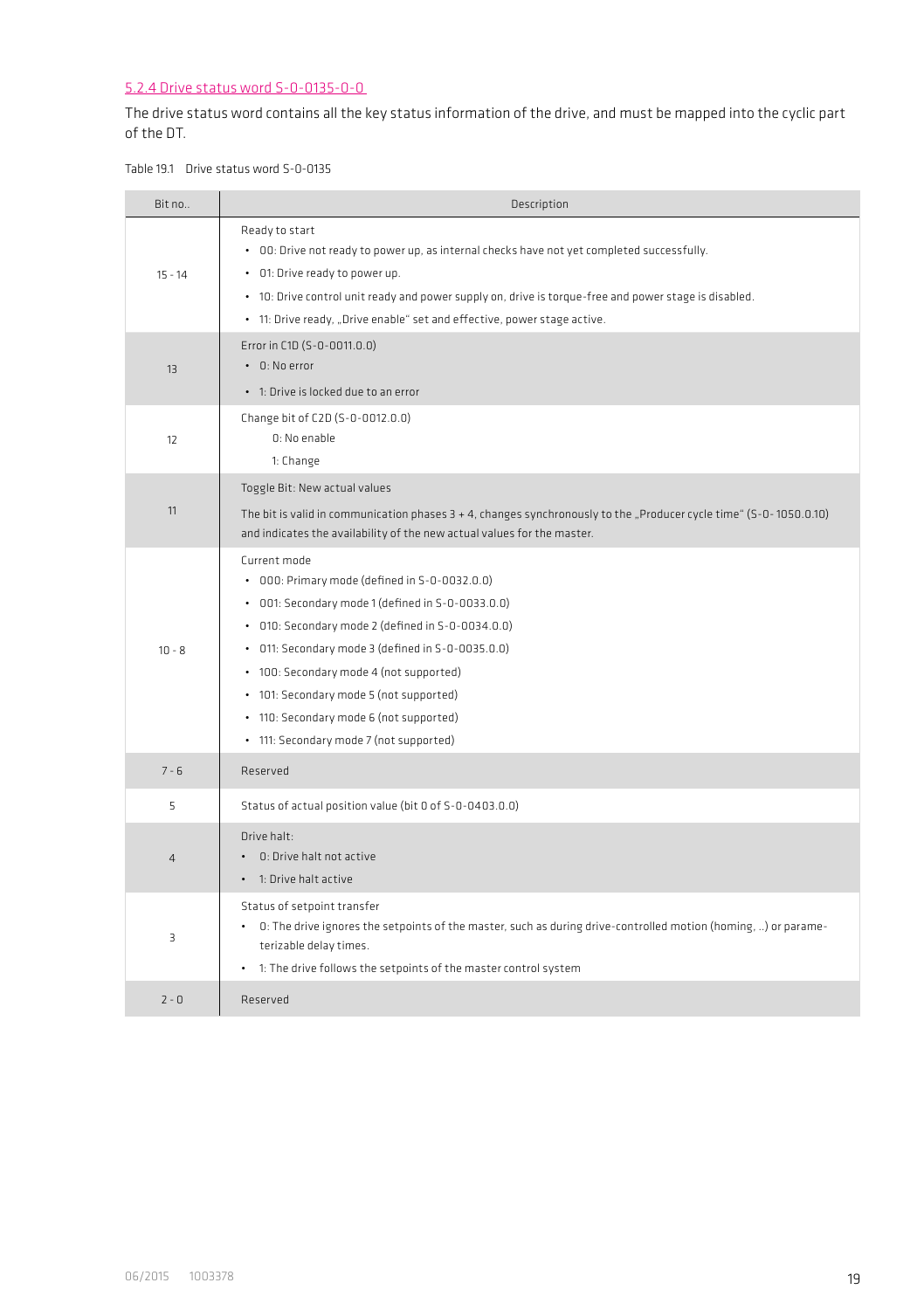### 5.2.4 Drive status word S-0-0135-0-0

The drive status word contains all the key status information of the drive, and must be mapped into the cyclic part of the DT.

Table 19.1 Drive status word S-0-0135

| Bit no.. | Description |
|---|---|
| 15 - 14 | Ready to start<br>• 00: Drive not ready to power up, as internal checks have not yet completed successfully.<br>• 01: Drive ready to power up.<br>• 10: Drive control unit ready and power supply on, drive is torque-free and power stage is disabled.<br>• 11: Drive ready, „Drive enable" set and effective, power stage active. |
| 13 | Error in C1D (S-0-0011.0.0)<br>• 0: No error<br>• 1: Drive is locked due to an error |
| 12 | Change bit of C2D (S-0-0012.0.0)<br>0: No enable<br>1: Change |
| 11 | Toggle Bit: New actual values<br>The bit is valid in communication phases 3 + 4, changes synchronously to the „Producer cycle time" (S-0-1050.0.10) and indicates the availability of the new actual values for the master. |
| 10 - 8 | Current mode<br>• 000: Primary mode (defined in S-0-0032.0.0)<br>• 001: Secondary mode 1 (defined in S-0-0033.0.0)<br>• 010: Secondary mode 2 (defined in S-0-0034.0.0)<br>• 011: Secondary mode 3 (defined in S-0-0035.0.0)<br>• 100: Secondary mode 4 (not supported)<br>• 101: Secondary mode 5 (not supported)<br>• 110: Secondary mode 6 (not supported)<br>• 111: Secondary mode 7 (not supported) |
| 7 - 6 | Reserved |
| 5 | Status of actual position value (bit 0 of S-0-0403.0.0) |
| 4 | Drive halt:<br>• 0: Drive halt not active<br>• 1: Drive halt active |
| 3 | Status of setpoint transfer<br>• 0: The drive ignores the setpoints of the master, such as during drive-controlled motion (homing, ..) or parameterizable delay times.<br>• 1: The drive follows the setpoints of the master control system |
| 2 - 0 | Reserved |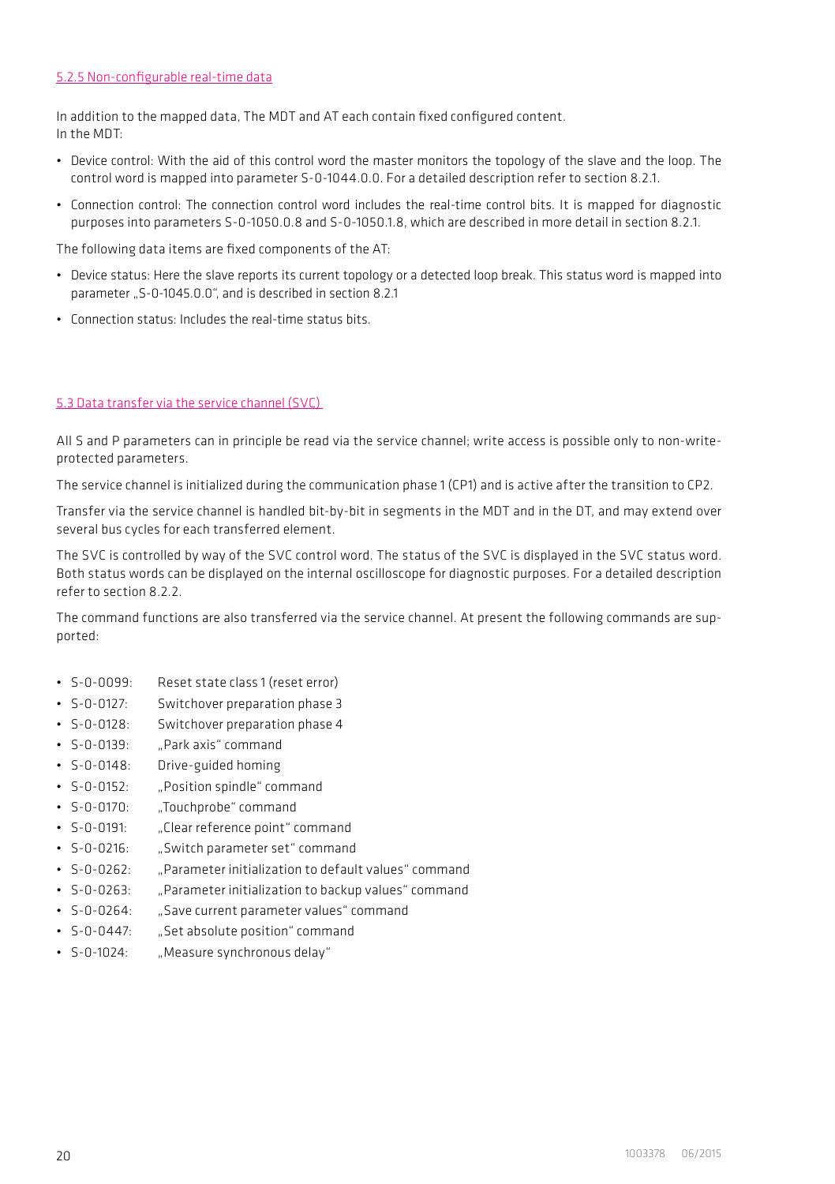### 5.2.5 Non-configurable real-time data

In addition to the mapped data, The MDT and AT each contain fixed configured content.
In the MDT:

- Device control: With the aid of this control word the master monitors the topology of the slave and the loop. The control word is mapped into parameter S-0-1044.0.0. For a detailed description refer to section 8.2.1.
- Connection control: The connection control word includes the real-time control bits. It is mapped for diagnostic purposes into parameters S-0-1050.0.8 and S-0-1050.1.8, which are described in more detail in section 8.2.1.

The following data items are fixed components of the AT:

- Device status: Here the slave reports its current topology or a detected loop break. This status word is mapped into parameter „S-0-1045.0.0", and is described in section 8.2.1
- Connection status: Includes the real-time status bits.

## 5.3 Data transfer via the service channel (SVC)

All S and P parameters can in principle be read via the service channel; write access is possible only to non-write-protected parameters.

The service channel is initialized during the communication phase 1 (CP1) and is active after the transition to CP2.

Transfer via the service channel is handled bit-by-bit in segments in the MDT and in the DT, and may extend over several bus cycles for each transferred element.

The SVC is controlled by way of the SVC control word. The status of the SVC is displayed in the SVC status word. Both status words can be displayed on the internal oscilloscope for diagnostic purposes. For a detailed description refer to section 8.2.2.

The command functions are also transferred via the service channel. At present the following commands are supported:

- S-0-0099: Reset state class 1 (reset error)
- S-0-0127: Switchover preparation phase 3
- S-0-0128: Switchover preparation phase 4
- S-0-0139: „Park axis" command
- S-0-0148: Drive-guided homing
- S-0-0152: „Position spindle" command
- S-0-0170: „Touchprobe" command
- S-0-0191: „Clear reference point" command
- S-0-0216: „Switch parameter set" command
- S-0-0262: „Parameter initialization to default values" command
- S-0-0263: „Parameter initialization to backup values" command
- S-0-0264: „Save current parameter values" command
- S-0-0447: „Set absolute position" command
- S-0-1024: „Measure synchronous delay"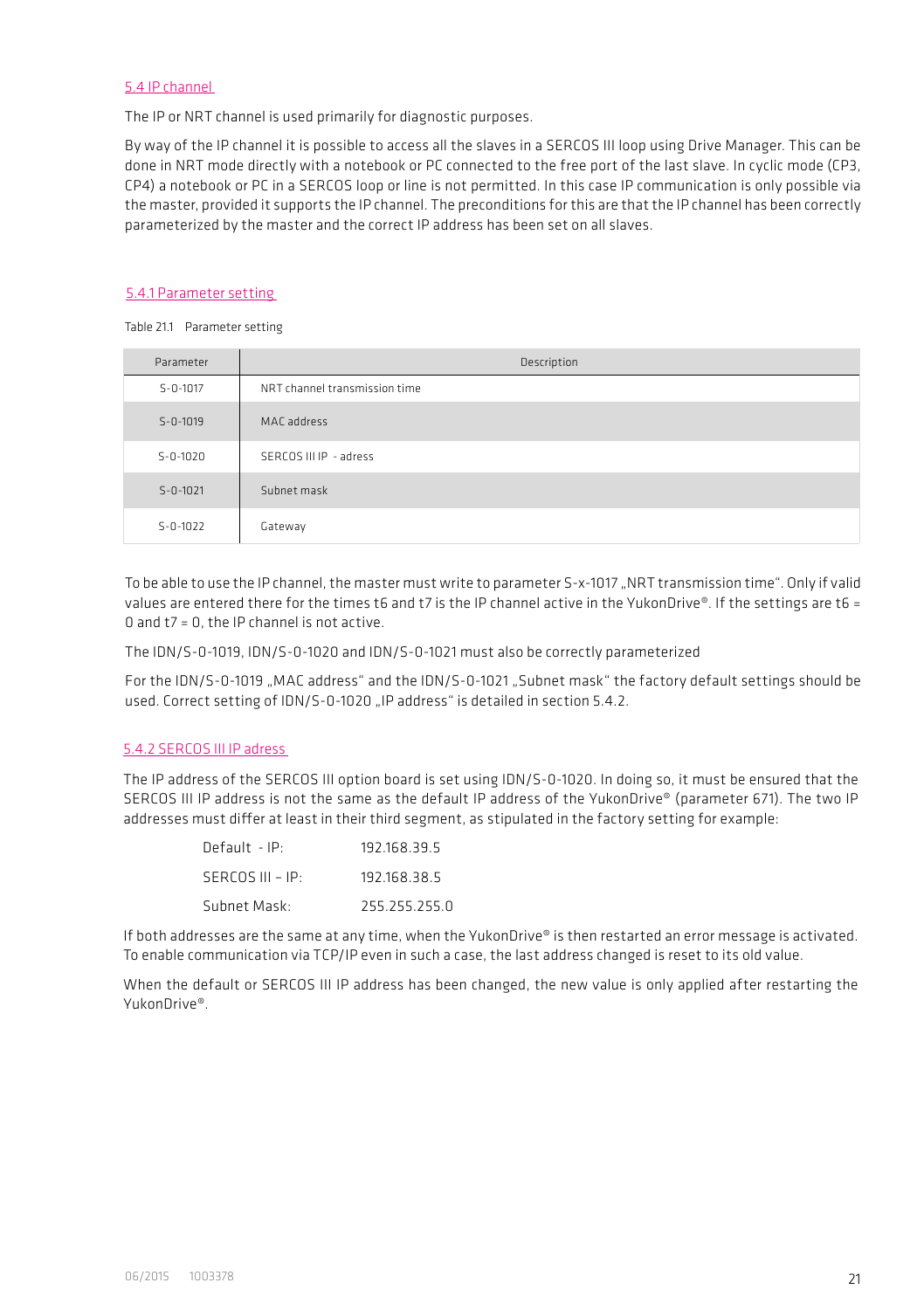## 5.4 IP channel

The IP or NRT channel is used primarily for diagnostic purposes.

By way of the IP channel it is possible to access all the slaves in a SERCOS III loop using Drive Manager. This can be done in NRT mode directly with a notebook or PC connected to the free port of the last slave. In cyclic mode (CP3, CP4) a notebook or PC in a SERCOS loop or line is not permitted. In this case IP communication is only possible via the master, provided it supports the IP channel. The preconditions for this are that the IP channel has been correctly parameterized by the master and the correct IP address has been set on all slaves.

### 5.4.1 Parameter setting

Table 21.1 Parameter setting

| Parameter | Description |
|---|---|
| S-0-1017 | NRT channel transmission time |
| S-0-1019 | MAC address |
| S-0-1020 | SERCOS III IP - adress |
| S-0-1021 | Subnet mask |
| S-0-1022 | Gateway |

To be able to use the IP channel, the master must write to parameter S-x-1017 „NRT transmission time". Only if valid values are entered there for the times t6 and t7 is the IP channel active in the YukonDrive®. If the settings are t6 = 0 and t7 = 0, the IP channel is not active.

The IDN/S-0-1019, IDN/S-0-1020 and IDN/S-0-1021 must also be correctly parameterized

For the IDN/S-0-1019 „MAC address" and the IDN/S-0-1021 „Subnet mask" the factory default settings should be used. Correct setting of IDN/S-0-1020 „IP address" is detailed in section 5.4.2.

### 5.4.2 SERCOS III IP adress

The IP address of the SERCOS III option board is set using IDN/S-0-1020. In doing so, it must be ensured that the SERCOS III IP address is not the same as the default IP address of the YukonDrive® (parameter 671). The two IP addresses must differ at least in their third segment, as stipulated in the factory setting for example:

| | |
|---|---|
| Default - IP: | 192.168.39.5 |
| SERCOS III – IP: | 192.168.38.5 |
| Subnet Mask: | 255.255.255.0 |

If both addresses are the same at any time, when the YukonDrive® is then restarted an error message is activated. To enable communication via TCP/IP even in such a case, the last address changed is reset to its old value.

When the default or SERCOS III IP address has been changed, the new value is only applied after restarting the YukonDrive®.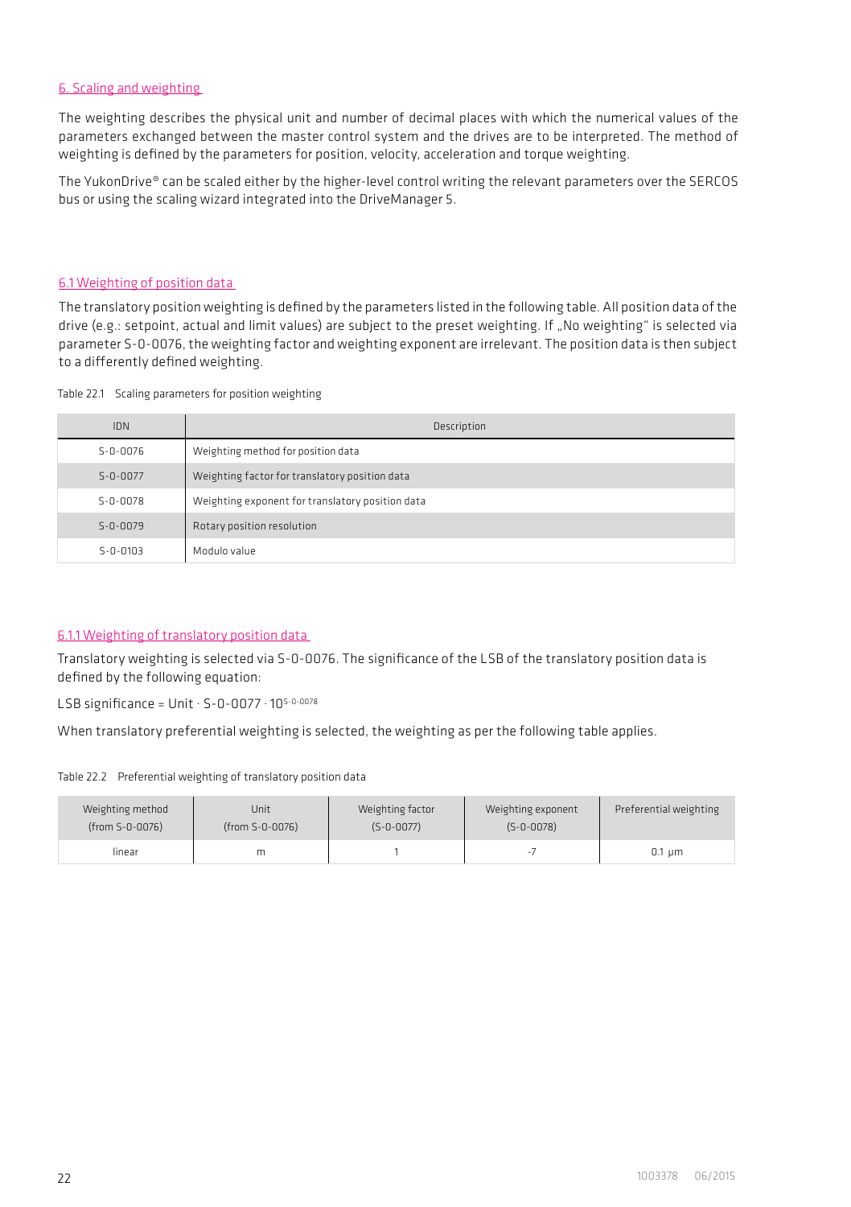# 6. Scaling and weighting

The weighting describes the physical unit and number of decimal places with which the numerical values of the parameters exchanged between the master control system and the drives are to be interpreted. The method of weighting is defined by the parameters for position, velocity, acceleration and torque weighting.

The YukonDrive® can be scaled either by the higher-level control writing the relevant parameters over the SERCOS bus or using the scaling wizard integrated into the DriveManager 5.

## 6.1 Weighting of position data

The translatory position weighting is defined by the parameters listed in the following table. All position data of the drive (e.g.: setpoint, actual and limit values) are subject to the preset weighting. If „No weighting" is selected via parameter S-0-0076, the weighting factor and weighting exponent are irrelevant. The position data is then subject to a differently defined weighting.

Table 22.1 Scaling parameters for position weighting

| IDN | Description |
|---|---|
| S-0-0076 | Weighting method for position data |
| S-0-0077 | Weighting factor for translatory position data |
| S-0-0078 | Weighting exponent for translatory position data |
| S-0-0079 | Rotary position resolution |
| S-0-0103 | Modulo value |

### 6.1.1 Weighting of translatory position data

Translatory weighting is selected via S-0-0076. The significance of the LSB of the translatory position data is defined by the following equation:

LSB significance = Unit · S-0-0077 · $10^{\text{S-0-0078}}$

When translatory preferential weighting is selected, the weighting as per the following table applies.

Table 22.2 Preferential weighting of translatory position data

| Weighting method (from S-0-0076) | Unit (from S-0-0076) | Weighting factor (S-0-0077) | Weighting exponent (S-0-0078) | Preferential weighting |
|---|---|---|---|---|
| linear | m | 1 | -7 | 0.1 µm |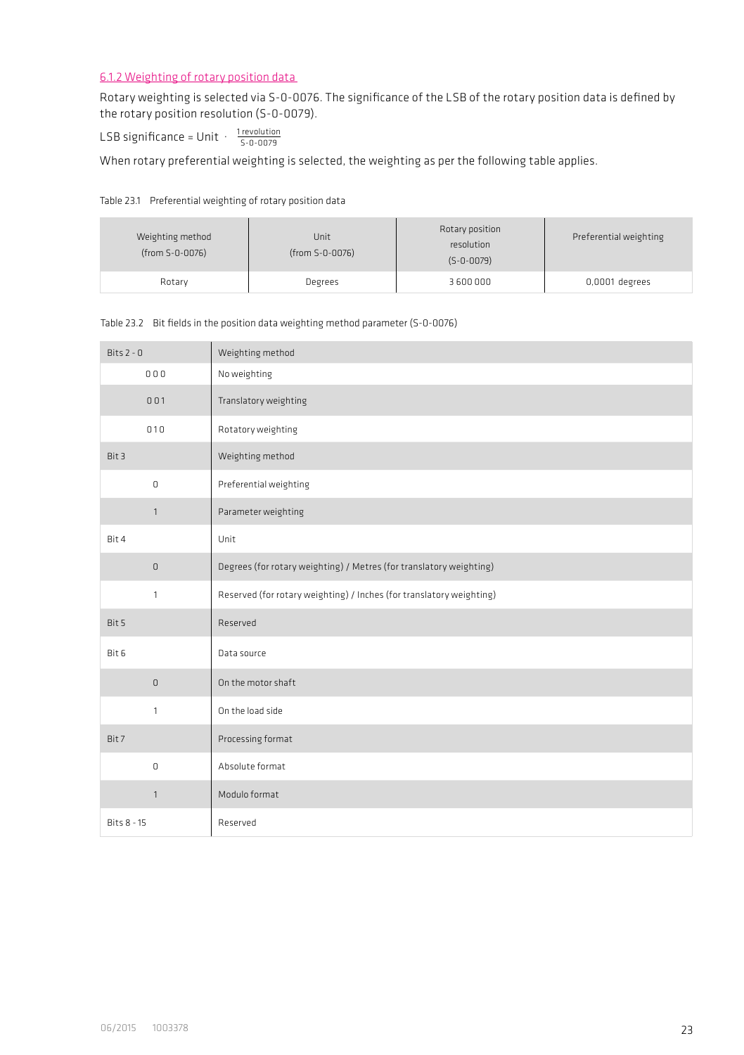### 6.1.2 Weighting of rotary position data

Rotary weighting is selected via S-0-0076. The significance of the LSB of the rotary position data is defined by the rotary position resolution (S-0-0079).

$$\text{LSB significance} = \text{Unit} \cdot \frac{1\ \text{revolution}}{\text{S-0-0079}}$$

When rotary preferential weighting is selected, the weighting as per the following table applies.

Table 23.1 Preferential weighting of rotary position data

| Weighting method (from S-0-0076) | Unit (from S-0-0076) | Rotary position resolution (S-0-0079) | Preferential weighting |
|---|---|---|---|
| Rotary | Degrees | 3 600 000 | 0,0001 degrees |

Table 23.2 Bit fields in the position data weighting method parameter (S-0-0076)

| Bits 2 - 0 | Weighting method |
|---|---|
| 0 0 0 | No weighting |
| 0 0 1 | Translatory weighting |
| 0 1 0 | Rotatory weighting |
| Bit 3 | Weighting method |
| 0 | Preferential weighting |
| 1 | Parameter weighting |
| Bit 4 | Unit |
| 0 | Degrees (for rotary weighting) / Metres (for translatory weighting) |
| 1 | Reserved (for rotary weighting) / Inches (for translatory weighting) |
| Bit 5 | Reserved |
| Bit 6 | Data source |
| 0 | On the motor shaft |
| 1 | On the load side |
| Bit 7 | Processing format |
| 0 | Absolute format |
| 1 | Modulo format |
| Bits 8 - 15 | Reserved |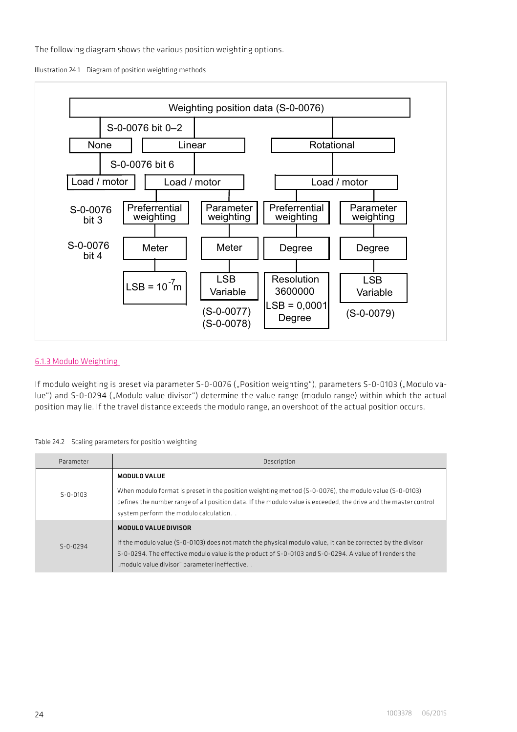The following diagram shows the various position weighting options.

Illustration 24.1 Diagram of position weighting methods

Weighting position data (S-0-0076)

S-0-0076 bit 0–2

None | Linear | Rotational

S-0-0076 bit 6

Load / motor | Load / motor | Load / motor

S-0-0076 bit 3: Preferrential weighting | Parameter weighting | Preferrential weighting | Parameter weighting

S-0-0076 bit 4: Meter | Meter | Degree | Degree

LSB = $10^{-7}$m | LSB Variable (S-0-0077) (S-0-0078) | Resolution 3600000 LSB = 0,0001 Degree | LSB Variable (S-0-0079)

6.1.3 Modulo Weighting

If modulo weighting is preset via parameter S-0-0076 („Position weighting"), parameters S-0-0103 („Modulo value") and S-0-0294 („Modulo value divisor") determine the value range (modulo range) within which the actual position may lie. If the travel distance exceeds the modulo range, an overshoot of the actual position occurs.

Table 24.2 Scaling parameters for position weighting

| Parameter | Description |
|---|---|
| S-0-0103 | **MODULO VALUE**<br>When modulo format is preset in the position weighting method (S-0-0076), the modulo value (S-0-0103) defines the number range of all position data. If the modulo value is exceeded, the drive and the master control system perform the modulo calculation. . |
| S-0-0294 | **MODULO VALUE DIVISOR**<br>If the modulo value (S-0-0103) does not match the physical modulo value, it can be corrected by the divisor S-0-0294. The effective modulo value is the product of S-0-0103 and S-0-0294. A value of 1 renders the „modulo value divisor" parameter ineffective. . |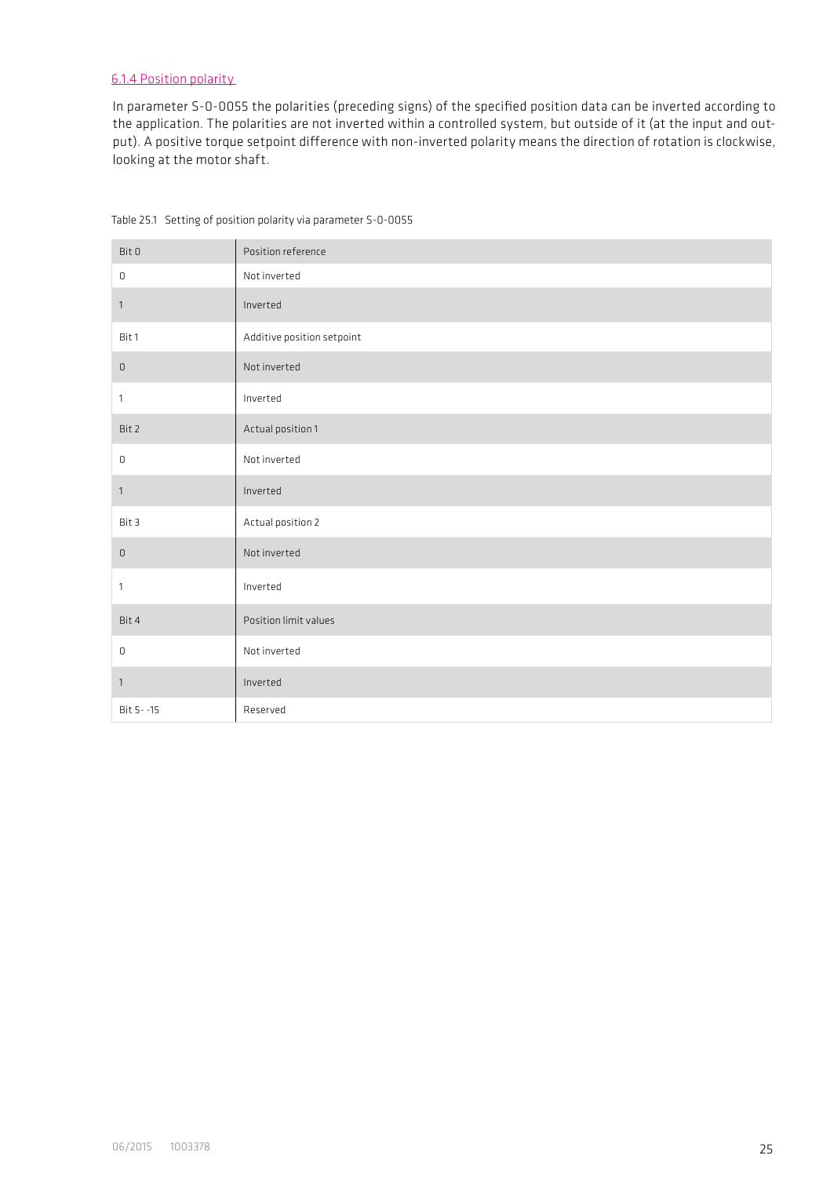### 6.1.4 Position polarity

In parameter S-0-0055 the polarities (preceding signs) of the specified position data can be inverted according to the application. The polarities are not inverted within a controlled system, but outside of it (at the input and output). A positive torque setpoint difference with non-inverted polarity means the direction of rotation is clockwise, looking at the motor shaft.

Table 25.1 Setting of position polarity via parameter S-0-0055

| Bit 0 | Position reference |
|---|---|
| 0 | Not inverted |
| 1 | Inverted |
| Bit 1 | Additive position setpoint |
| 0 | Not inverted |
| 1 | Inverted |
| Bit 2 | Actual position 1 |
| 0 | Not inverted |
| 1 | Inverted |
| Bit 3 | Actual position 2 |
| 0 | Not inverted |
| 1 | Inverted |
| Bit 4 | Position limit values |
| 0 | Not inverted |
| 1 | Inverted |
| Bit 5 - -15 | Reserved |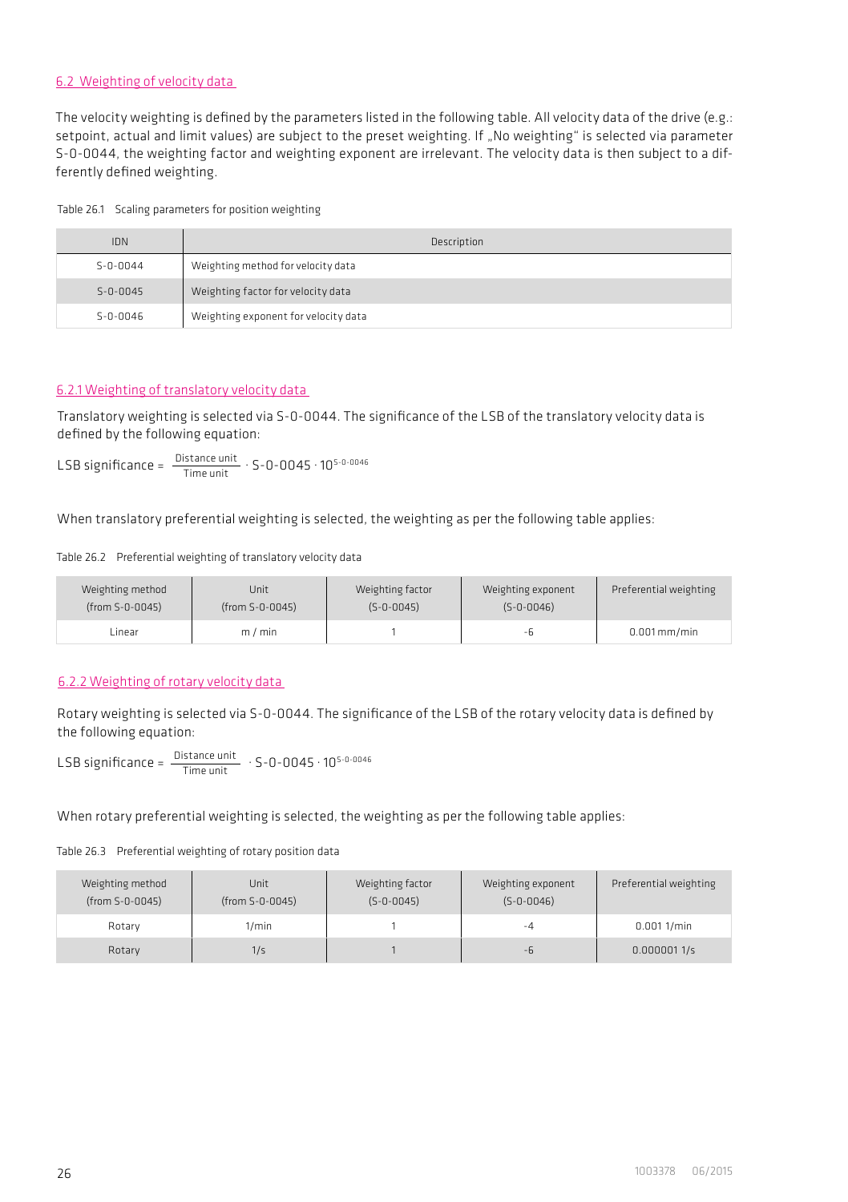## 6.2 Weighting of velocity data

The velocity weighting is defined by the parameters listed in the following table. All velocity data of the drive (e.g.: setpoint, actual and limit values) are subject to the preset weighting. If „No weighting" is selected via parameter S-0-0044, the weighting factor and weighting exponent are irrelevant. The velocity data is then subject to a differently defined weighting.

Table 26.1 Scaling parameters for position weighting

| IDN | Description |
|---|---|
| S-0-0044 | Weighting method for velocity data |
| S-0-0045 | Weighting factor for velocity data |
| S-0-0046 | Weighting exponent for velocity data |

### 6.2.1 Weighting of translatory velocity data

Translatory weighting is selected via S-0-0044. The significance of the LSB of the translatory velocity data is defined by the following equation:

$$\text{LSB significance} = \frac{\text{Distance unit}}{\text{Time unit}} \cdot \text{S-0-0045} \cdot 10^{\text{S-0-0046}}$$

When translatory preferential weighting is selected, the weighting as per the following table applies:

Table 26.2 Preferential weighting of translatory velocity data

| Weighting method (from S-0-0045) | Unit (from S-0-0045) | Weighting factor (S-0-0045) | Weighting exponent (S-0-0046) | Preferential weighting |
|---|---|---|---|---|
| Linear | m / min | 1 | -6 | 0.001 mm/min |

### 6.2.2 Weighting of rotary velocity data

Rotary weighting is selected via S-0-0044. The significance of the LSB of the rotary velocity data is defined by the following equation:

$$\text{LSB significance} = \frac{\text{Distance unit}}{\text{Time unit}} \cdot \text{S-0-0045} \cdot 10^{\text{S-0-0046}}$$

When rotary preferential weighting is selected, the weighting as per the following table applies:

Table 26.3 Preferential weighting of rotary position data

| Weighting method (from S-0-0045) | Unit (from S-0-0045) | Weighting factor (S-0-0045) | Weighting exponent (S-0-0046) | Preferential weighting |
|---|---|---|---|---|
| Rotary | 1/min | 1 | -4 | 0.001 1/min |
| Rotary | 1/s | 1 | -6 | 0.000001 1/s |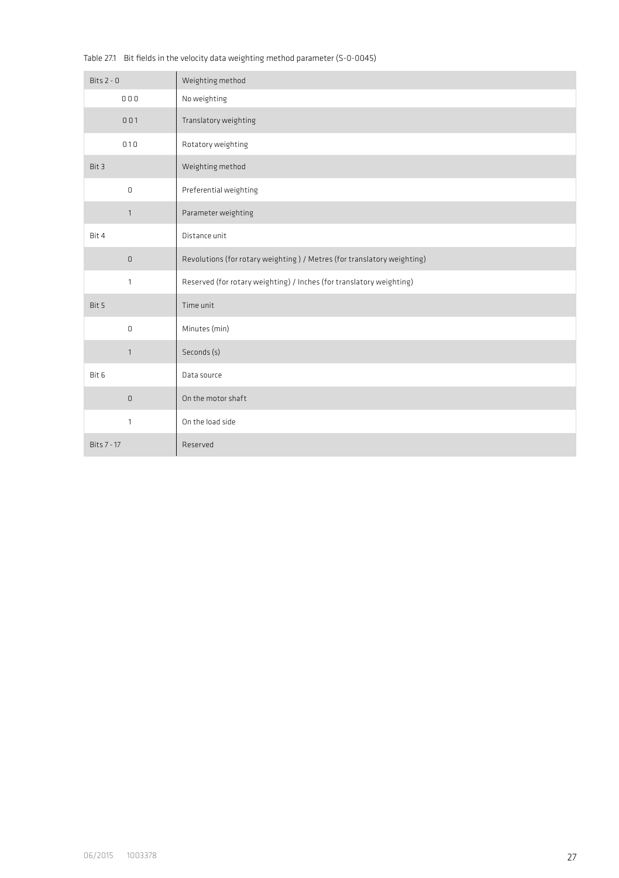Table 27.1 Bit fields in the velocity data weighting method parameter (S-0-0045)

| Bits 2 - 0 | Weighting method |
|---|---|
| 0 0 0 | No weighting |
| 0 0 1 | Translatory weighting |
| 0 1 0 | Rotatory weighting |
| Bit 3 | Weighting method |
| 0 | Preferential weighting |
| 1 | Parameter weighting |
| Bit 4 | Distance unit |
| 0 | Revolutions (for rotary weighting ) / Metres (for translatory weighting) |
| 1 | Reserved (for rotary weighting) / Inches (for translatory weighting) |
| Bit 5 | Time unit |
| 0 | Minutes (min) |
| 1 | Seconds (s) |
| Bit 6 | Data source |
| 0 | On the motor shaft |
| 1 | On the load side |
| Bits 7 - 17 | Reserved |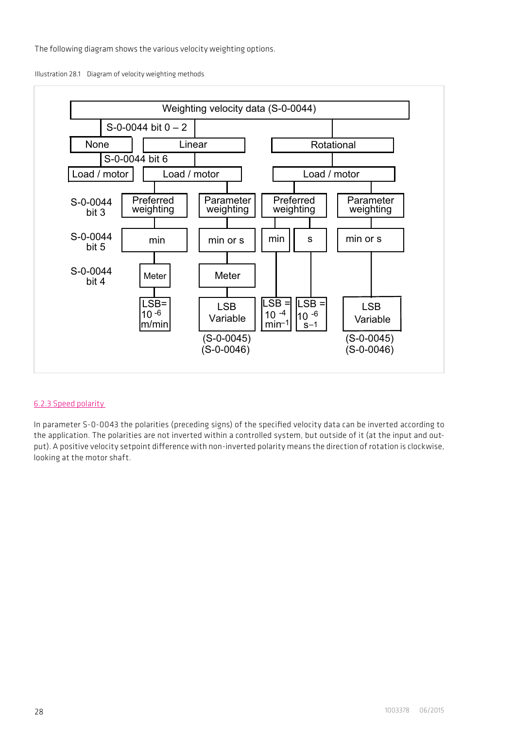The following diagram shows the various velocity weighting options.

Illustration 28.1 Diagram of velocity weighting methods

Weighting velocity data (S-0-0044)

S-0-0044 bit 0 – 2

None | Linear | Rotational

S-0-0044 bit 6

Load / motor | Load / motor | Load / motor

S-0-0044 bit 3: Preferred weighting | Parameter weighting | Preferred weighting | Parameter weighting

S-0-0044 bit 5: min | min or s | min | s | min or s

S-0-0044 bit 4: Meter | Meter

LSB= $10^{-6}$ m/min | LSB Variable (S-0-0045) (S-0-0046) | LSB = $10^{-4}$ $min^{-1}$ | LSB = $10^{-6}$ $s^{-1}$ | LSB Variable (S-0-0045) (S-0-0046)

## 6.2.3 Speed polarity

In parameter S-0-0043 the polarities (preceding signs) of the specified velocity data can be inverted according to the application. The polarities are not inverted within a controlled system, but outside of it (at the input and output). A positive velocity setpoint difference with non-inverted polarity means the direction of rotation is clockwise, looking at the motor shaft.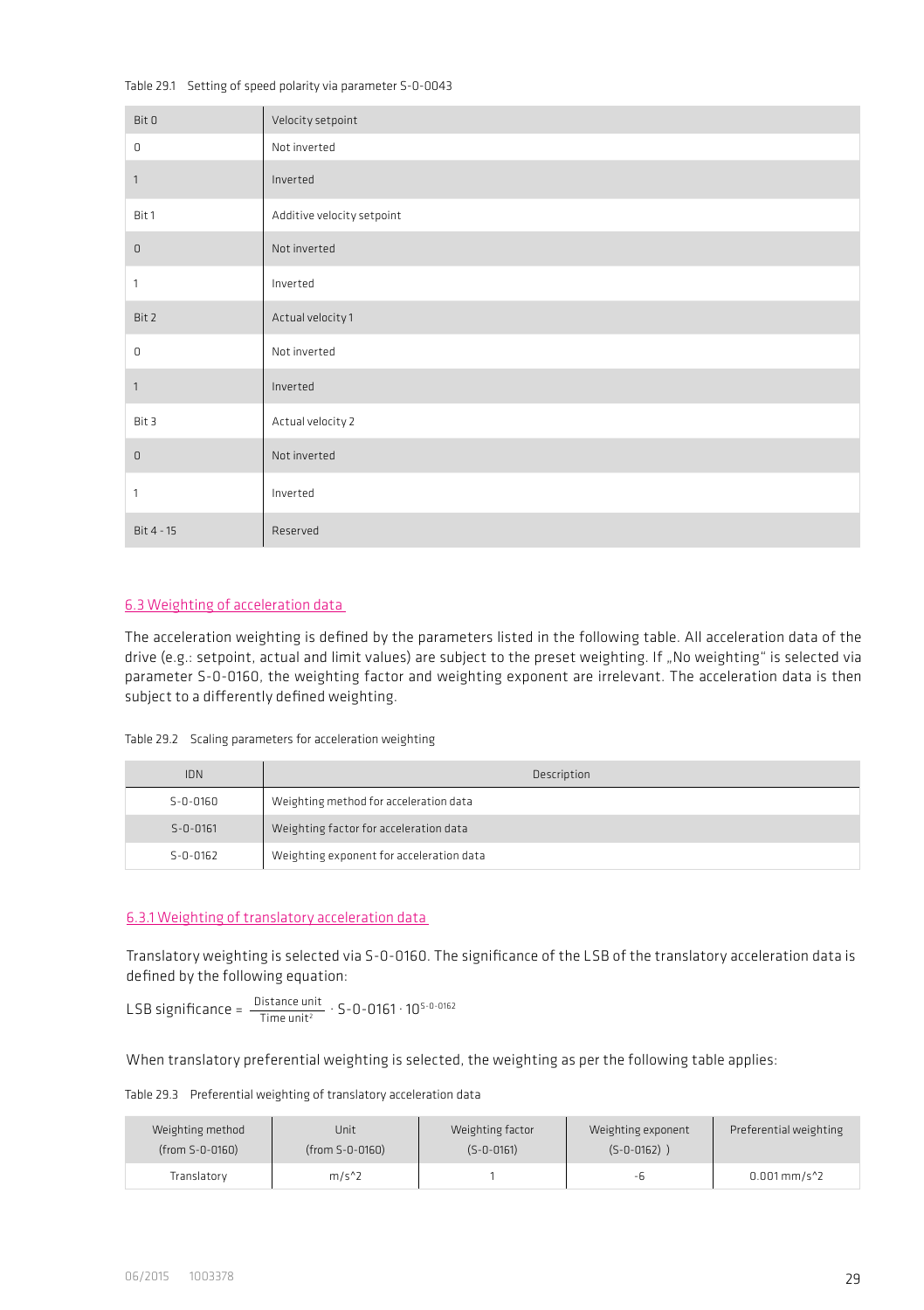Table 29.1 Setting of speed polarity via parameter S-0-0043

| Bit 0 | Velocity setpoint |
|---|---|
| 0 | Not inverted |
| 1 | Inverted |
| Bit 1 | Additive velocity setpoint |
| 0 | Not inverted |
| 1 | Inverted |
| Bit 2 | Actual velocity 1 |
| 0 | Not inverted |
| 1 | Inverted |
| Bit 3 | Actual velocity 2 |
| 0 | Not inverted |
| 1 | Inverted |
| Bit 4 - 15 | Reserved |

## 6.3 Weighting of acceleration data

The acceleration weighting is defined by the parameters listed in the following table. All acceleration data of the drive (e.g.: setpoint, actual and limit values) are subject to the preset weighting. If „No weighting" is selected via parameter S-0-0160, the weighting factor and weighting exponent are irrelevant. The acceleration data is then subject to a differently defined weighting.

Table 29.2 Scaling parameters for acceleration weighting

| IDN | Description |
|---|---|
| S-0-0160 | Weighting method for acceleration data |
| S-0-0161 | Weighting factor for acceleration data |
| S-0-0162 | Weighting exponent for acceleration data |

### 6.3.1 Weighting of translatory acceleration data

Translatory weighting is selected via S-0-0160. The significance of the LSB of the translatory acceleration data is defined by the following equation:

$$\text{LSB significance} = \frac{\text{Distance unit}}{\text{Time unit}^2} \cdot \text{S-0-0161} \cdot 10^{\text{S-0-0162}}$$

When translatory preferential weighting is selected, the weighting as per the following table applies:

Table 29.3 Preferential weighting of translatory acceleration data

| Weighting method (from S-0-0160) | Unit (from S-0-0160) | Weighting factor (S-0-0161) | Weighting exponent (S-0-0162) ) | Preferential weighting |
|---|---|---|---|---|
| Translatory | m/s^2 | 1 | -6 | 0.001 mm/s^2 |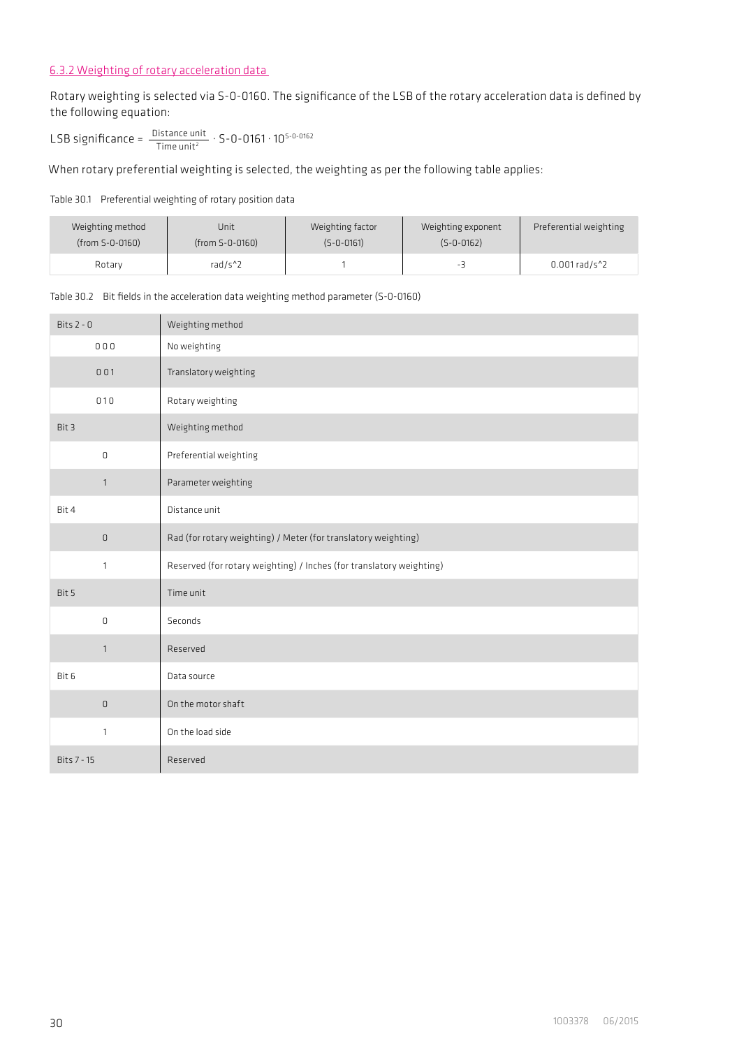### 6.3.2 Weighting of rotary acceleration data

Rotary weighting is selected via S-0-0160. The significance of the LSB of the rotary acceleration data is defined by the following equation:

$$\text{LSB significance} = \frac{\text{Distance unit}}{\text{Time unit}^2} \cdot \text{S-0-0161} \cdot 10^{\text{S-0-0162}}$$

When rotary preferential weighting is selected, the weighting as per the following table applies:

Table 30.1 Preferential weighting of rotary position data

| Weighting method (from S-0-0160) | Unit (from S-0-0160) | Weighting factor (S-0-0161) | Weighting exponent (S-0-0162) | Preferential weighting |
|---|---|---|---|---|
| Rotary | rad/s^2 | 1 | -3 | 0.001 rad/s^2 |

Table 30.2 Bit fields in the acceleration data weighting method parameter (S-0-0160)

| Bits 2 - 0 | Weighting method |
|---|---|
| 0 0 0 | No weighting |
| 0 0 1 | Translatory weighting |
| 0 1 0 | Rotary weighting |
| Bit 3 | Weighting method |
| 0 | Preferential weighting |
| 1 | Parameter weighting |
| Bit 4 | Distance unit |
| 0 | Rad (for rotary weighting) / Meter (for translatory weighting) |
| 1 | Reserved (for rotary weighting) / Inches (for translatory weighting) |
| Bit 5 | Time unit |
| 0 | Seconds |
| 1 | Reserved |
| Bit 6 | Data source |
| 0 | On the motor shaft |
| 1 | On the load side |
| Bits 7 - 15 | Reserved |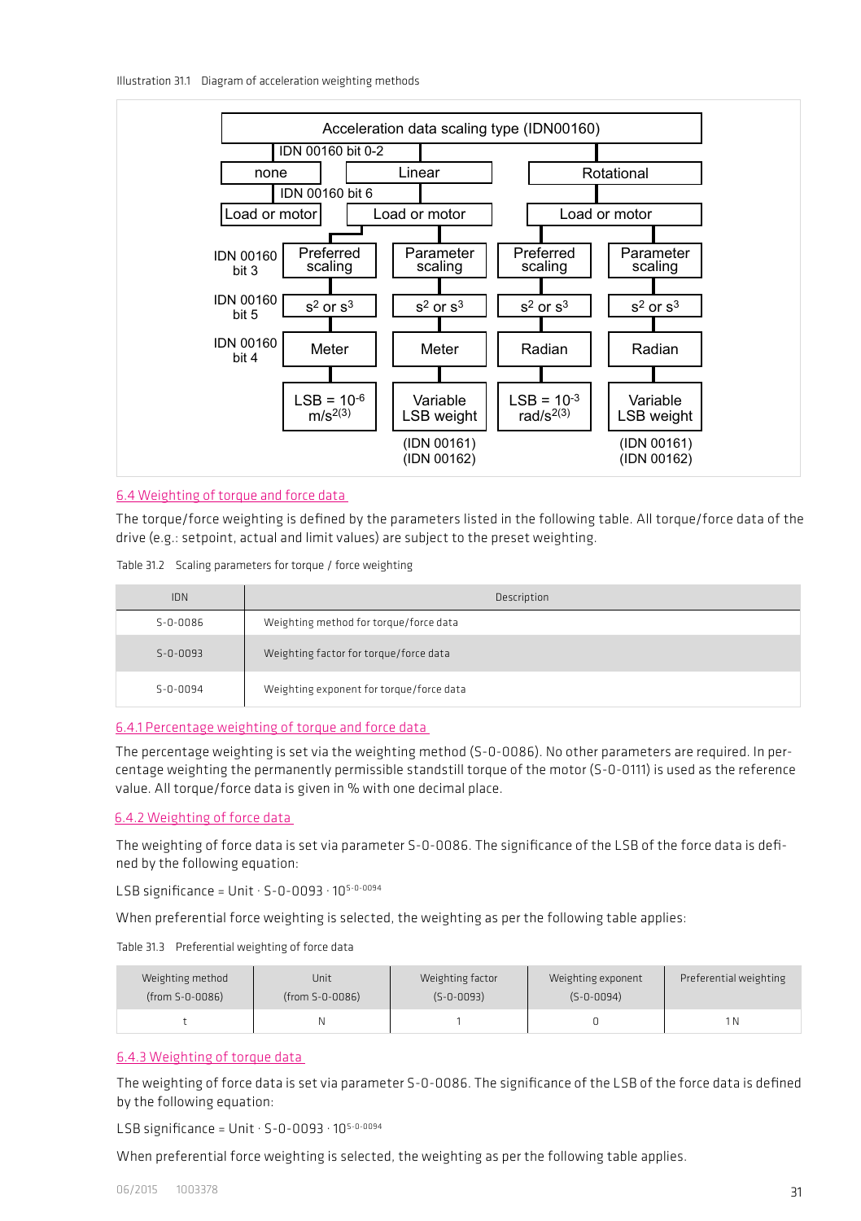Illustration 31.1 Diagram of acceleration weighting methods

Acceleration data scaling type (IDN00160)

IDN 00160 bit 0-2

none | Linear | Rotational

IDN 00160 bit 6

Load or motor | Load or motor | Load or motor

| | Linear | Linear | Rotational | Rotational |
|---|---|---|---|---|
| IDN 00160 bit 3 | Preferred scaling | Parameter scaling | Preferred scaling | Parameter scaling |
| IDN 00160 bit 5 | $s^2$ or $s^3$ | $s^2$ or $s^3$ | $s^2$ or $s^3$ | $s^2$ or $s^3$ |
| IDN 00160 bit 4 | Meter | Meter | Radian | Radian |
| | LSB = $10^{-6}$ $m/s^{2(3)}$ | Variable LSB weight (IDN 00161) (IDN 00162) | LSB = $10^{-3}$ $rad/s^{2(3)}$ | Variable LSB weight (IDN 00161) (IDN 00162) |

## 6.4 Weighting of torque and force data

The torque/force weighting is defined by the parameters listed in the following table. All torque/force data of the drive (e.g.: setpoint, actual and limit values) are subject to the preset weighting.

Table 31.2 Scaling parameters for torque / force weighting

| IDN | Description |
|---|---|
| S-0-0086 | Weighting method for torque/force data |
| S-0-0093 | Weighting factor for torque/force data |
| S-0-0094 | Weighting exponent for torque/force data |

### 6.4.1 Percentage weighting of torque and force data

The percentage weighting is set via the weighting method (S-0-0086). No other parameters are required. In percentage weighting the permanently permissible standstill torque of the motor (S-0-0111) is used as the reference value. All torque/force data is given in % with one decimal place.

### 6.4.2 Weighting of force data

The weighting of force data is set via parameter S-0-0086. The significance of the LSB of the force data is defined by the following equation:

LSB significance = Unit · S-0-0093 · $10^{S\text{-}0\text{-}0094}$

When preferential force weighting is selected, the weighting as per the following table applies:

Table 31.3 Preferential weighting of force data

| Weighting method (from S-0-0086) | Unit (from S-0-0086) | Weighting factor (S-0-0093) | Weighting exponent (S-0-0094) | Preferential weighting |
|---|---|---|---|---|
| t | N | 1 | 0 | 1 N |

### 6.4.3 Weighting of torque data

The weighting of force data is set via parameter S-0-0086. The significance of the LSB of the force data is defined by the following equation:

LSB significance = Unit · S-0-0093 · $10^{S\text{-}0\text{-}0094}$

When preferential force weighting is selected, the weighting as per the following table applies.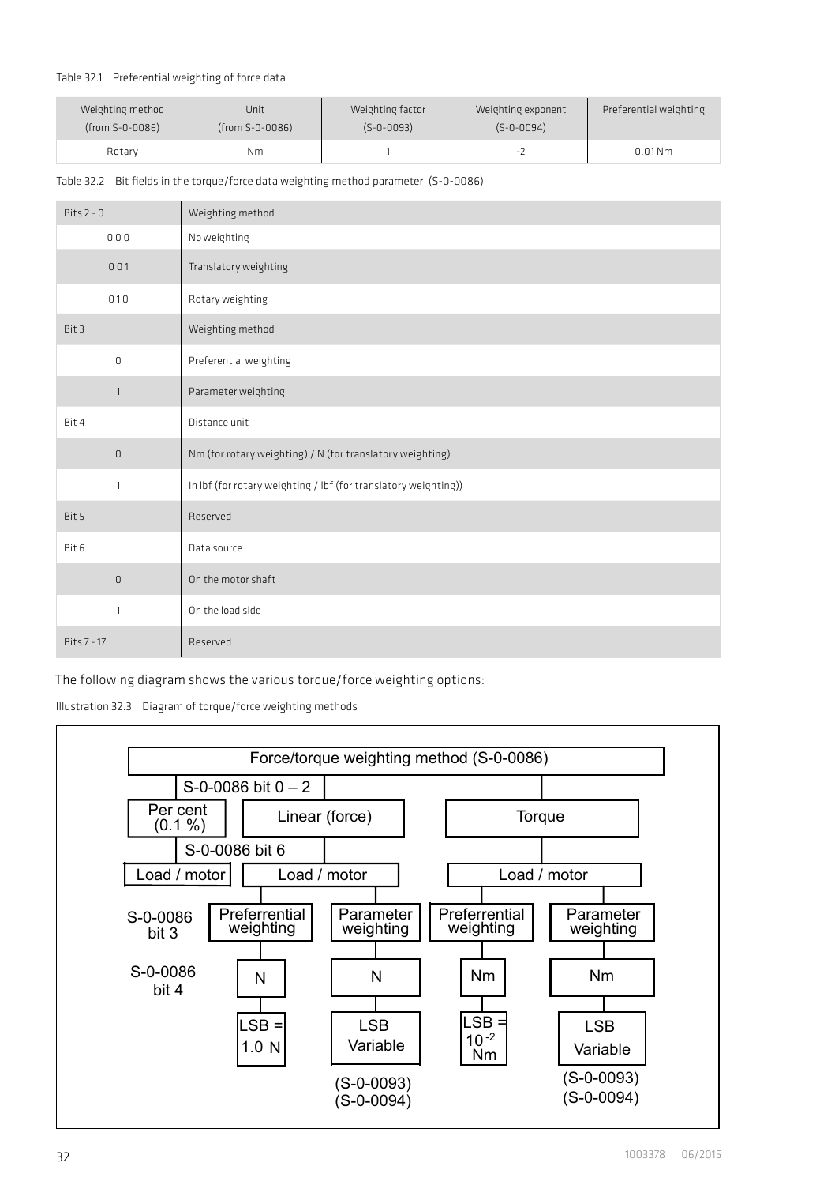Table 32.1 Preferential weighting of force data

| Weighting method (from S-0-0086) | Unit (from S-0-0086) | Weighting factor (S-0-0093) | Weighting exponent (S-0-0094) | Preferential weighting |
|---|---|---|---|---|
| Rotary | Nm | 1 | -2 | 0.01 Nm |

Table 32.2 Bit fields in the torque/force data weighting method parameter (S-0-0086)

| Bits 2 - 0 | Weighting method |
|---|---|
| 0 0 0 | No weighting |
| 0 0 1 | Translatory weighting |
| 0 1 0 | Rotary weighting |
| Bit 3 | Weighting method |
| 0 | Preferential weighting |
| 1 | Parameter weighting |
| Bit 4 | Distance unit |
| 0 | Nm (for rotary weighting) / N (for translatory weighting) |
| 1 | In lbf (for rotary weighting / lbf (for translatory weighting)) |
| Bit 5 | Reserved |
| Bit 6 | Data source |
| 0 | On the motor shaft |
| 1 | On the load side |
| Bits 7 - 17 | Reserved |

The following diagram shows the various torque/force weighting options:

Illustration 32.3 Diagram of torque/force weighting methods

Force/torque weighting method (S-0-0086)

S-0-0086 bit 0 – 2

Per cent (0.1 %) | Linear (force) | Torque

S-0-0086 bit 6

Load / motor | Load / motor | Load / motor

S-0-0086 bit 3: Preferrential weighting | Parameter weighting | Preferrential weighting | Parameter weighting

S-0-0086 bit 4: N | N | Nm | Nm

LSB = 1.0 N | LSB Variable (S-0-0093) (S-0-0094) | LSB = $10^{-2}$ Nm | LSB Variable (S-0-0093) (S-0-0094)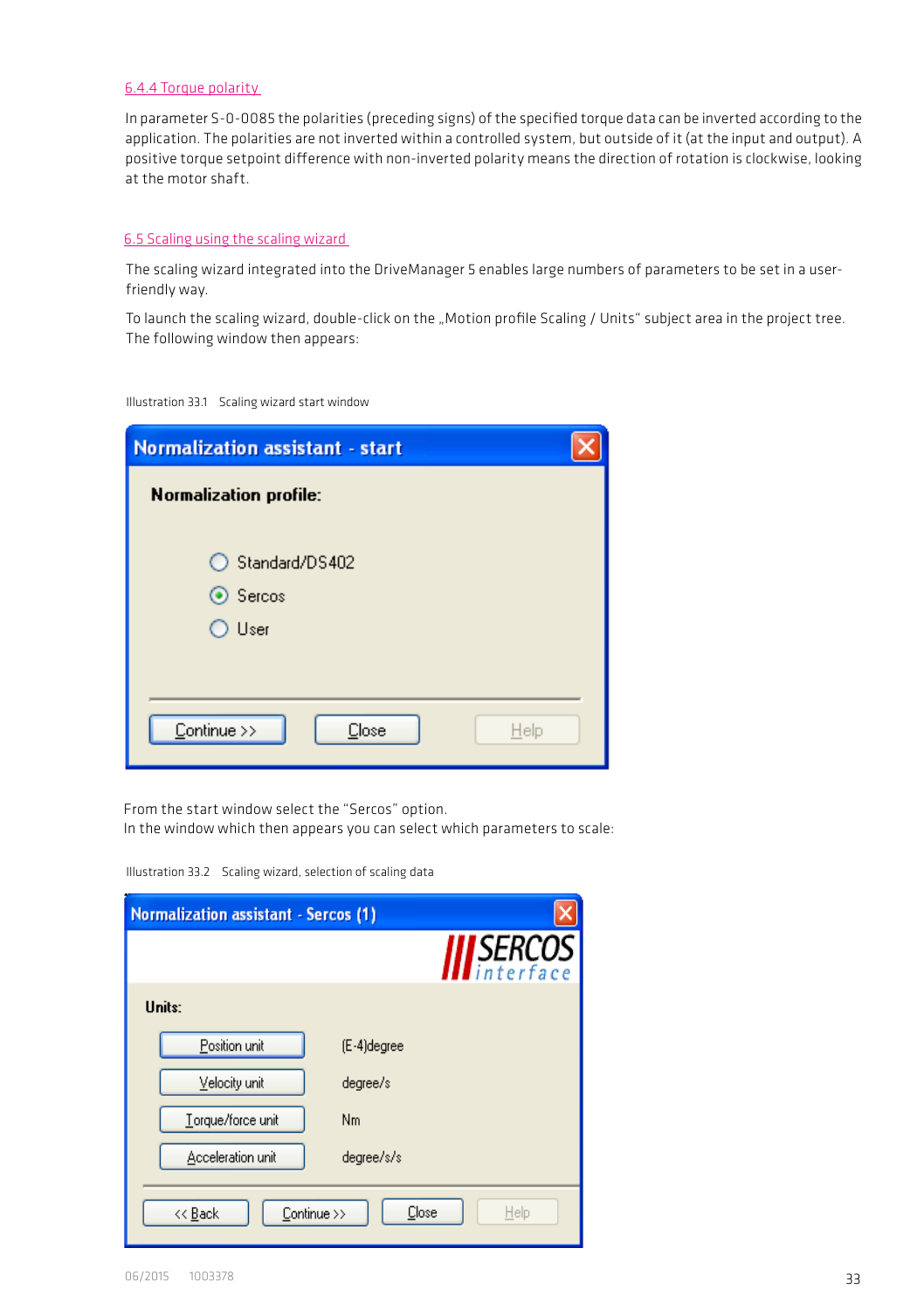### 6.4.4 Torque polarity

In parameter S-0-0085 the polarities (preceding signs) of the specified torque data can be inverted according to the application. The polarities are not inverted within a controlled system, but outside of it (at the input and output). A positive torque setpoint difference with non-inverted polarity means the direction of rotation is clockwise, looking at the motor shaft.

## 6.5 Scaling using the scaling wizard

The scaling wizard integrated into the DriveManager 5 enables large numbers of parameters to be set in a user-friendly way.

To launch the scaling wizard, double-click on the „Motion profile Scaling / Units“ subject area in the project tree. The following window then appears:

Illustration 33.1 Scaling wizard start window

**Normalization assistant - start**

**Normalization profile:**

- ○ Standard/DS402
- ◉ Sercos
- ○ User

Continue >> | Close | Help

From the start window select the “Sercos” option.
In the window which then appears you can select which parameters to scale:

Illustration 33.2 Scaling wizard, selection of scaling data

**Normalization assistant - Sercos (1)**

SERCOS interface

**Units:**

| | |
|---|---|
| Position unit | (E-4)degree |
| Velocity unit | degree/s |
| Torque/force unit | Nm |
| Acceleration unit | degree/s/s |

<< Back | Continue >> | Close | Help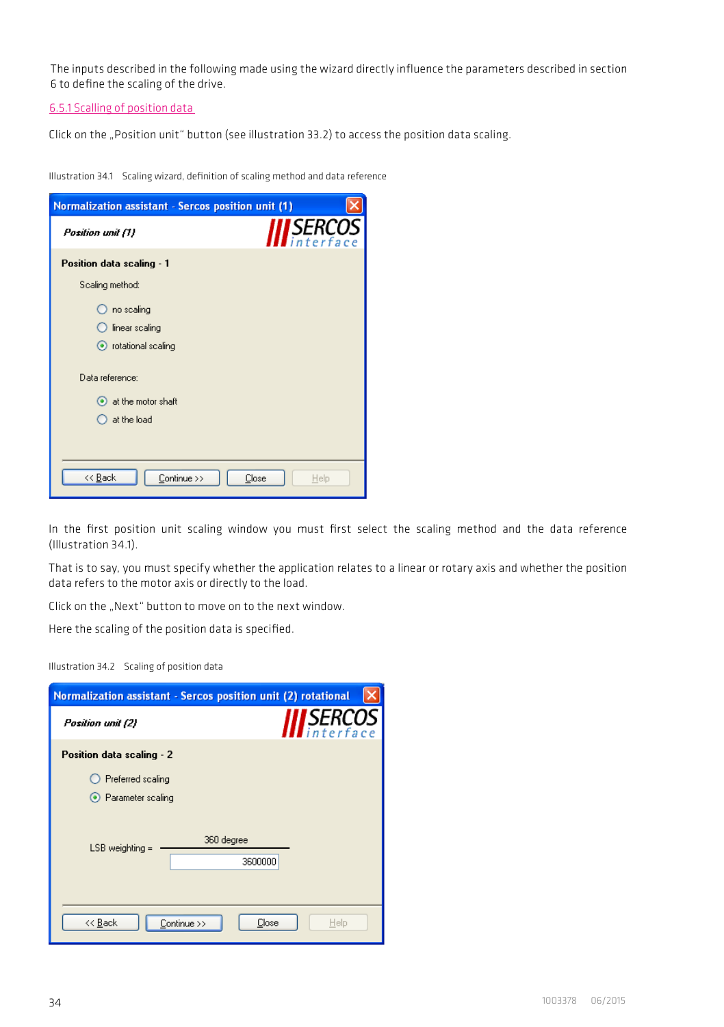The inputs described in the following made using the wizard directly influence the parameters described in section 6 to define the scaling of the drive.

### 6.5.1 Scalling of position data

Click on the „Position unit" button (see illustration 33.2) to access the position data scaling.

Illustration 34.1 Scaling wizard, definition of scaling method and data reference

Normalization assistant - Sercos position unit (1)

Position unit (1)

Position data scaling - 1

Scaling method:

- no scaling
- linear scaling
- rotational scaling (selected)

Data reference:

- at the motor shaft (selected)
- at the load

<< Back | Continue >> | Close | Help

In the first position unit scaling window you must first select the scaling method and the data reference (Illustration 34.1).

That is to say, you must specify whether the application relates to a linear or rotary axis and whether the position data refers to the motor axis or directly to the load.

Click on the „Next" button to move on to the next window.

Here the scaling of the position data is specified.

Illustration 34.2 Scaling of position data

Normalization assistant - Sercos position unit (2) rotational

Position unit (2)

Position data scaling - 2

- Preferred scaling
- Parameter scaling (selected)

LSB weighting = 360 degree / 3600000

<< Back | Continue >> | Close | Help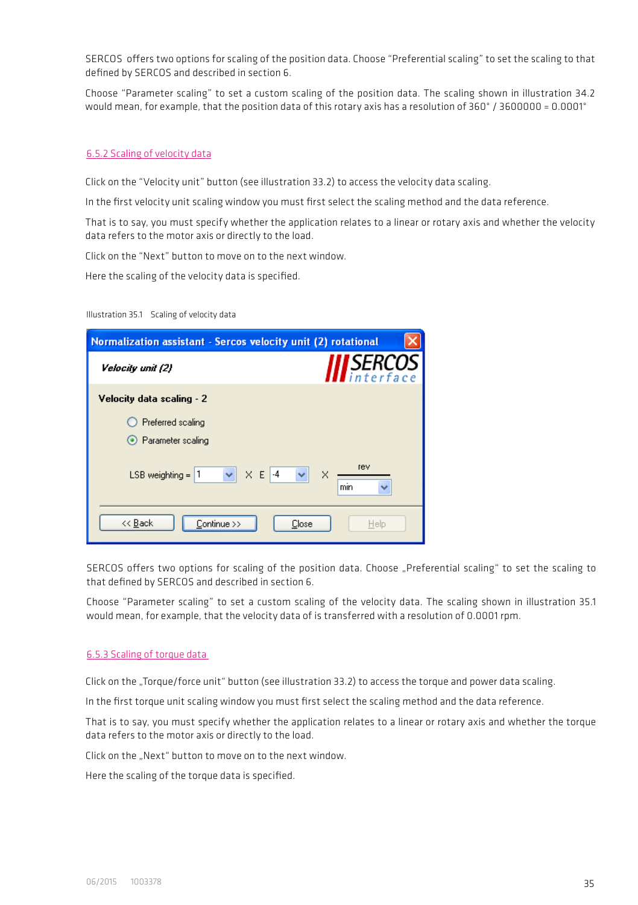SERCOS offers two options for scaling of the position data. Choose "Preferential scaling" to set the scaling to that defined by SERCOS and described in section 6.

Choose "Parameter scaling" to set a custom scaling of the position data. The scaling shown in illustration 34.2 would mean, for example, that the position data of this rotary axis has a resolution of 360° / 3600000 = 0.0001°

### 6.5.2 Scaling of velocity data

Click on the "Velocity unit" button (see illustration 33.2) to access the velocity data scaling.

In the first velocity unit scaling window you must first select the scaling method and the data reference.

That is to say, you must specify whether the application relates to a linear or rotary axis and whether the velocity data refers to the motor axis or directly to the load.

Click on the "Next" button to move on to the next window.

Here the scaling of the velocity data is specified.

Illustration 35.1 Scaling of velocity data

SERCOS offers two options for scaling of the position data. Choose „Preferential scaling" to set the scaling to that defined by SERCOS and described in section 6.

Choose "Parameter scaling" to set a custom scaling of the velocity data. The scaling shown in illustration 35.1 would mean, for example, that the velocity data of is transferred with a resolution of 0.0001 rpm.

### 6.5.3 Scaling of torque data

Click on the „Torque/force unit" button (see illustration 33.2) to access the torque and power data scaling.

In the first torque unit scaling window you must first select the scaling method and the data reference.

That is to say, you must specify whether the application relates to a linear or rotary axis and whether the torque data refers to the motor axis or directly to the load.

Click on the „Next" button to move on to the next window.

Here the scaling of the torque data is specified.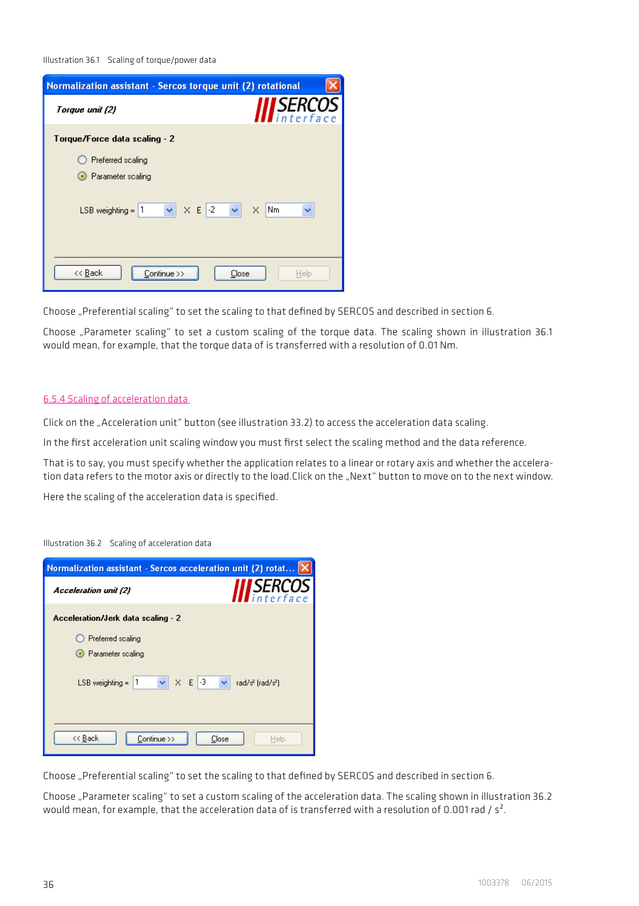Illustration 36.1 Scaling of torque/power data

Choose „Preferential scaling“ to set the scaling to that defined by SERCOS and described in section 6.

Choose „Parameter scaling“ to set a custom scaling of the torque data. The scaling shown in illustration 36.1 would mean, for example, that the torque data of is transferred with a resolution of 0.01 Nm.

## 6.5.4 Scaling of acceleration data

Click on the „Acceleration unit“ button (see illustration 33.2) to access the acceleration data scaling.

In the first acceleration unit scaling window you must first select the scaling method and the data reference.

That is to say, you must specify whether the application relates to a linear or rotary axis and whether the acceleration data refers to the motor axis or directly to the load.Click on the „Next“ button to move on to the next window.

Here the scaling of the acceleration data is specified.

Illustration 36.2 Scaling of acceleration data

Choose „Preferential scaling“ to set the scaling to that defined by SERCOS and described in section 6.

Choose „Parameter scaling“ to set a custom scaling of the acceleration data. The scaling shown in illustration 36.2 would mean, for example, that the acceleration data of is transferred with a resolution of 0.001 rad / $s^2$.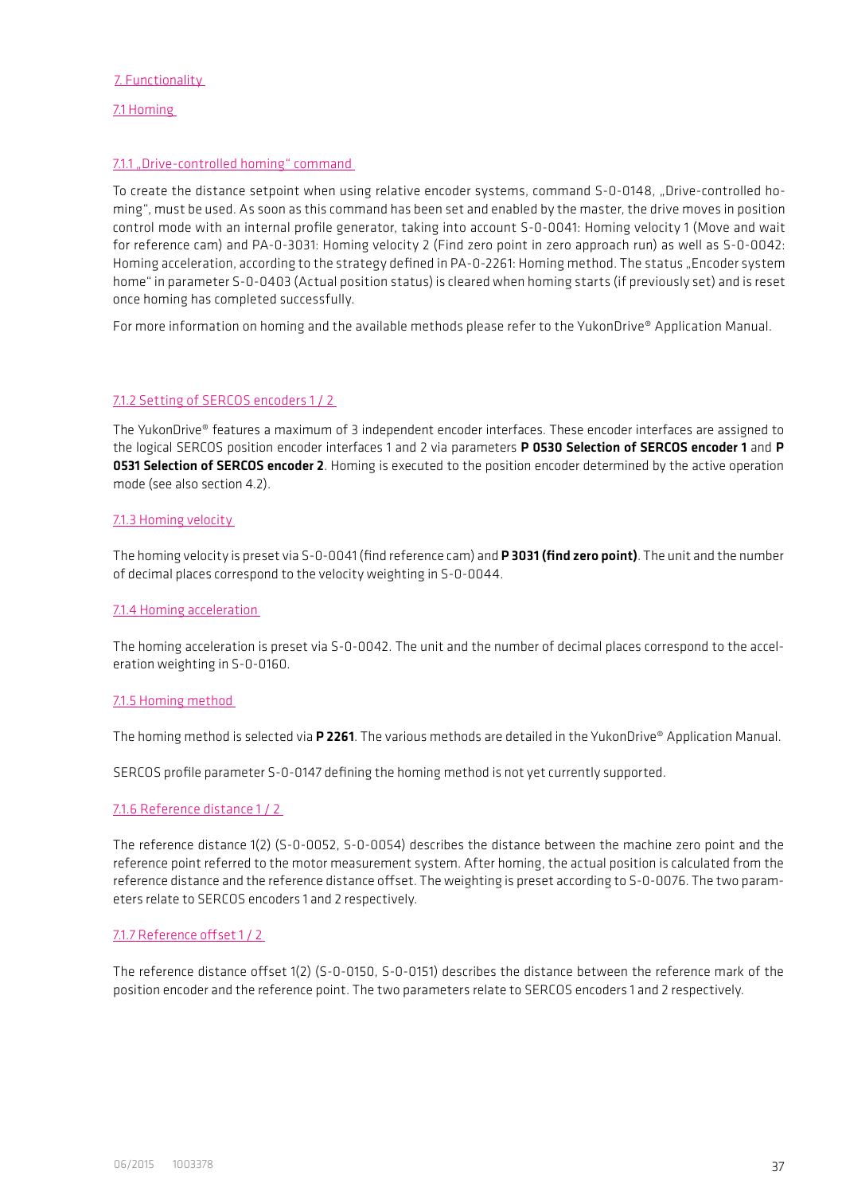# 7. Functionality

## 7.1 Homing

### 7.1.1 „Drive-controlled homing" command

To create the distance setpoint when using relative encoder systems, command S-0-0148, „Drive-controlled homing", must be used. As soon as this command has been set and enabled by the master, the drive moves in position control mode with an internal profile generator, taking into account S-0-0041: Homing velocity 1 (Move and wait for reference cam) and PA-0-3031: Homing velocity 2 (Find zero point in zero approach run) as well as S-0-0042: Homing acceleration, according to the strategy defined in PA-0-2261: Homing method. The status „Encoder system home" in parameter S-0-0403 (Actual position status) is cleared when homing starts (if previously set) and is reset once homing has completed successfully.

For more information on homing and the available methods please refer to the YukonDrive® Application Manual.

### 7.1.2 Setting of SERCOS encoders 1 / 2

The YukonDrive® features a maximum of 3 independent encoder interfaces. These encoder interfaces are assigned to the logical SERCOS position encoder interfaces 1 and 2 via parameters **P 0530 Selection of SERCOS encoder 1** and **P 0531 Selection of SERCOS encoder 2**. Homing is executed to the position encoder determined by the active operation mode (see also section 4.2).

### 7.1.3 Homing velocity

The homing velocity is preset via S-0-0041 (find reference cam) and **P 3031 (find zero point)**. The unit and the number of decimal places correspond to the velocity weighting in S-0-0044.

### 7.1.4 Homing acceleration

The homing acceleration is preset via S-0-0042. The unit and the number of decimal places correspond to the acceleration weighting in S-0-0160.

### 7.1.5 Homing method

The homing method is selected via **P 2261**. The various methods are detailed in the YukonDrive® Application Manual.

SERCOS profile parameter S-0-0147 defining the homing method is not yet currently supported.

### 7.1.6 Reference distance 1 / 2

The reference distance 1(2) (S-0-0052, S-0-0054) describes the distance between the machine zero point and the reference point referred to the motor measurement system. After homing, the actual position is calculated from the reference distance and the reference distance offset. The weighting is preset according to S-0-0076. The two parameters relate to SERCOS encoders 1 and 2 respectively.

### 7.1.7 Reference offset 1 / 2

The reference distance offset 1(2) (S-0-0150, S-0-0151) describes the distance between the reference mark of the position encoder and the reference point. The two parameters relate to SERCOS encoders 1 and 2 respectively.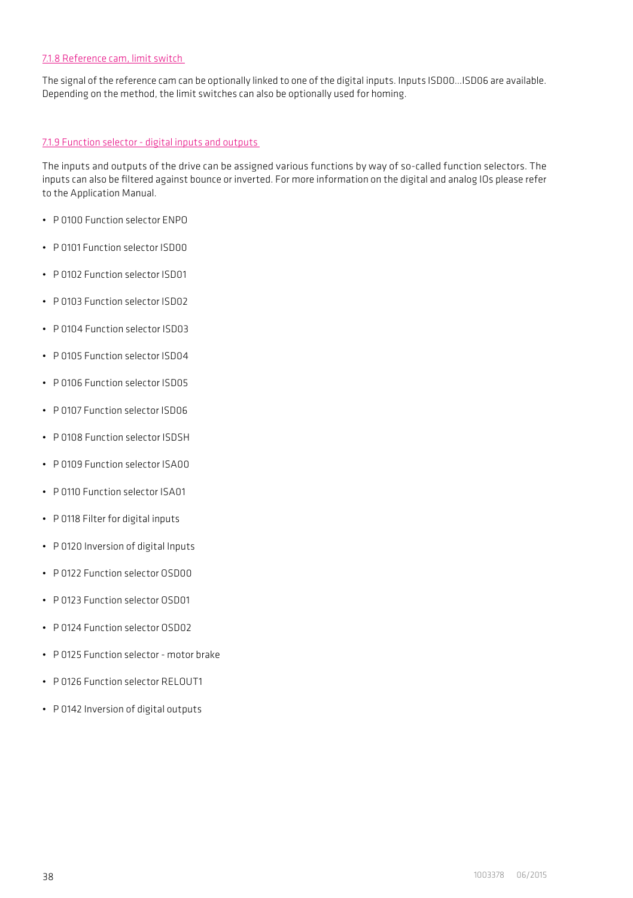### 7.1.8 Reference cam, limit switch

The signal of the reference cam can be optionally linked to one of the digital inputs. Inputs ISD00...ISD06 are available. Depending on the method, the limit switches can also be optionally used for homing.

### 7.1.9 Function selector - digital inputs and outputs

The inputs and outputs of the drive can be assigned various functions by way of so-called function selectors. The inputs can also be filtered against bounce or inverted. For more information on the digital and analog IOs please refer to the Application Manual.

- P 0100 Function selector ENPO
- P 0101 Function selector ISD00
- P 0102 Function selector ISD01
- P 0103 Function selector ISD02
- P 0104 Function selector ISD03
- P 0105 Function selector ISD04
- P 0106 Function selector ISD05
- P 0107 Function selector ISD06
- P 0108 Function selector ISDSH
- P 0109 Function selector ISA00
- P 0110 Function selector ISA01
- P 0118 Filter for digital inputs
- P 0120 Inversion of digital Inputs
- P 0122 Function selector OSD00
- P 0123 Function selector OSD01
- P 0124 Function selector OSD02
- P 0125 Function selector - motor brake
- P 0126 Function selector RELOUT1
- P 0142 Inversion of digital outputs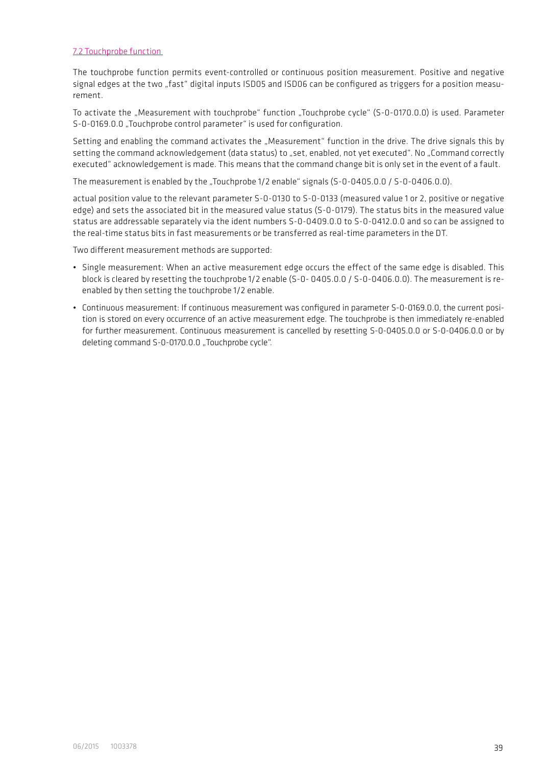## 7.2 Touchprobe function

The touchprobe function permits event-controlled or continuous position measurement. Positive and negative signal edges at the two „fast“ digital inputs ISD05 and ISD06 can be configured as triggers for a position measurement.

To activate the „Measurement with touchprobe“ function „Touchprobe cycle“ (S-0-0170.0.0) is used. Parameter S-0-0169.0.0 „Touchprobe control parameter“ is used for configuration.

Setting and enabling the command activates the „Measurement“ function in the drive. The drive signals this by setting the command acknowledgement (data status) to „set, enabled, not yet executed“. No „Command correctly executed“ acknowledgement is made. This means that the command change bit is only set in the event of a fault.

The measurement is enabled by the „Touchprobe 1/2 enable“ signals (S-0-0405.0.0 / S-0-0406.0.0).

actual position value to the relevant parameter S-0-0130 to S-0-0133 (measured value 1 or 2, positive or negative edge) and sets the associated bit in the measured value status (S-0-0179). The status bits in the measured value status are addressable separately via the ident numbers S-0-0409.0.0 to S-0-0412.0.0 and so can be assigned to the real-time status bits in fast measurements or be transferred as real-time parameters in the DT.

Two different measurement methods are supported:

- Single measurement: When an active measurement edge occurs the effect of the same edge is disabled. This block is cleared by resetting the touchprobe 1/2 enable (S-0- 0405.0.0 / S-0-0406.0.0). The measurement is re-enabled by then setting the touchprobe 1/2 enable.
- Continuous measurement: If continuous measurement was configured in parameter S-0-0169.0.0, the current position is stored on every occurrence of an active measurement edge. The touchprobe is then immediately re-enabled for further measurement. Continuous measurement is cancelled by resetting S-0-0405.0.0 or S-0-0406.0.0 or by deleting command S-0-0170.0.0 „Touchprobe cycle“.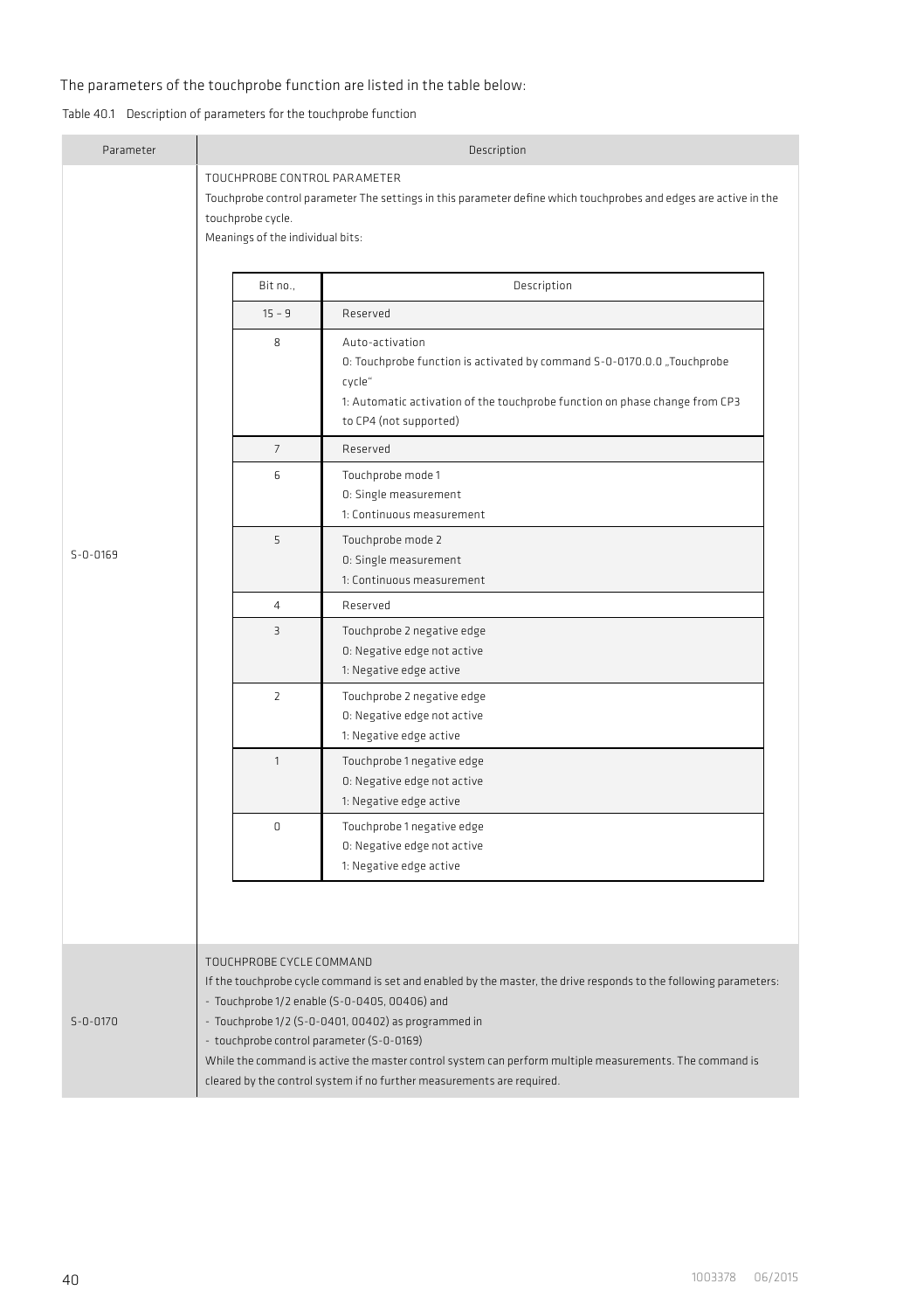The parameters of the touchprobe function are listed in the table below:

Table 40.1 Description of parameters for the touchprobe function

<table>
<tr><th>Parameter</th><th>Description</th></tr>
<tr><td>S-0-0169</td><td>TOUCHPROBE CONTROL PARAMETER<br>Touchprobe control parameter The settings in this parameter define which touchprobes and edges are active in the touchprobe cycle.<br>Meanings of the individual bits:<br><br>
<table>
<tr><th>Bit no.,</th><th>Description</th></tr>
<tr><td>15 – 9</td><td>Reserved</td></tr>
<tr><td>8</td><td>Auto-activation<br>0: Touchprobe function is activated by command S-0-0170.0.0 „Touchprobe cycle“<br>1: Automatic activation of the touchprobe function on phase change from CP3 to CP4 (not supported)</td></tr>
<tr><td>7</td><td>Reserved</td></tr>
<tr><td>6</td><td>Touchprobe mode 1<br>0: Single measurement<br>1: Continuous measurement</td></tr>
<tr><td>5</td><td>Touchprobe mode 2<br>0: Single measurement<br>1: Continuous measurement</td></tr>
<tr><td>4</td><td>Reserved</td></tr>
<tr><td>3</td><td>Touchprobe 2 negative edge<br>0: Negative edge not active<br>1: Negative edge active</td></tr>
<tr><td>2</td><td>Touchprobe 2 negative edge<br>0: Negative edge not active<br>1: Negative edge active</td></tr>
<tr><td>1</td><td>Touchprobe 1 negative edge<br>0: Negative edge not active<br>1: Negative edge active</td></tr>
<tr><td>0</td><td>Touchprobe 1 negative edge<br>0: Negative edge not active<br>1: Negative edge active</td></tr>
</table>
</td></tr>
<tr><td>S-0-0170</td><td>TOUCHPROBE CYCLE COMMAND<br>If the touchprobe cycle command is set and enabled by the master, the drive responds to the following parameters:<br>- Touchprobe 1/2 enable (S-0-0405, 00406) and<br>- Touchprobe 1/2 (S-0-0401, 00402) as programmed in<br>- touchprobe control parameter (S-0-0169)<br>While the command is active the master control system can perform multiple measurements. The command is cleared by the control system if no further measurements are required.</td></tr>
</table>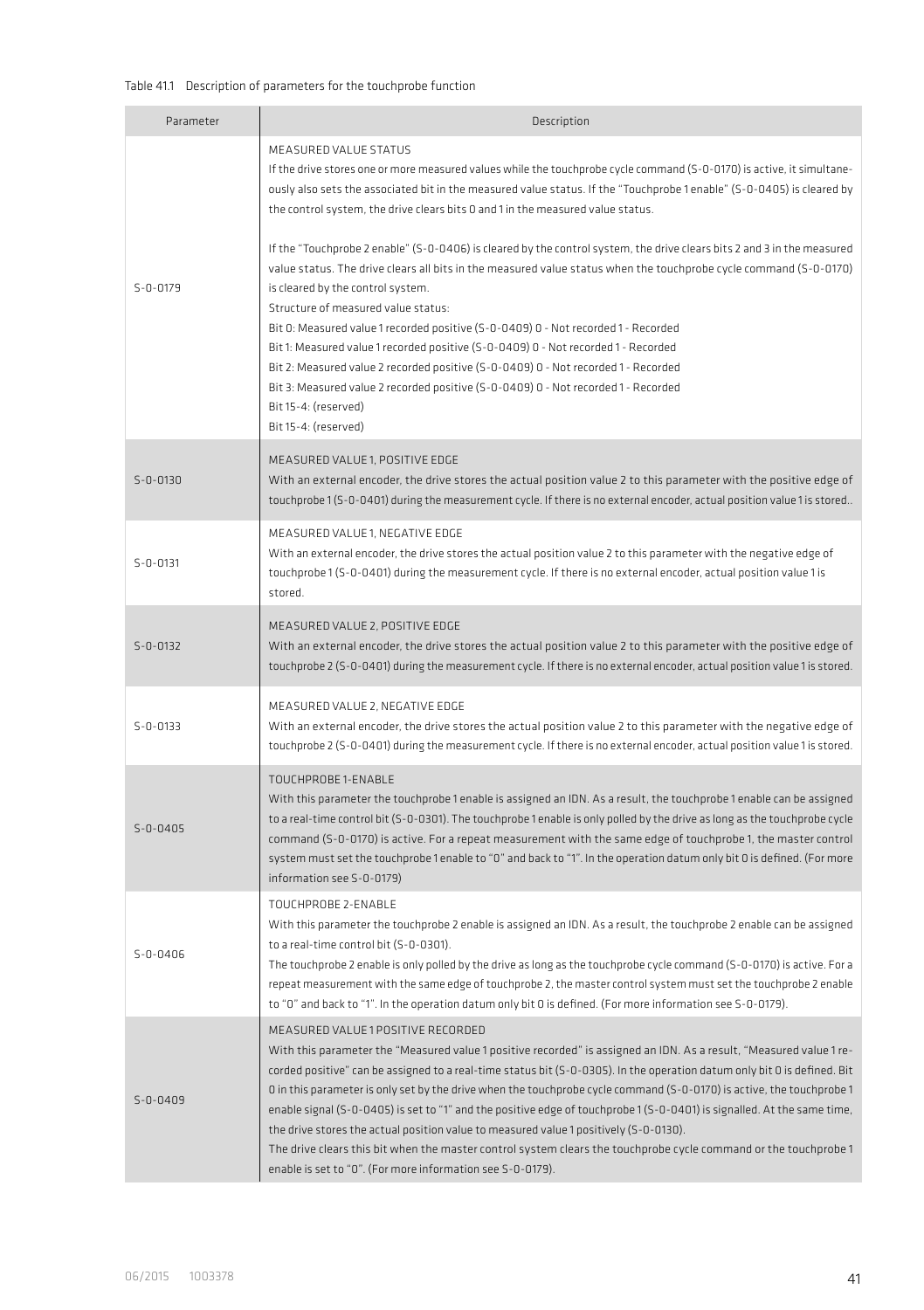Table 41.1 Description of parameters for the touchprobe function

| Parameter | Description |
|---|---|
| S-0-0179 | MEASURED VALUE STATUS<br>If the drive stores one or more measured values while the touchprobe cycle command (S-0-0170) is active, it simultaneously also sets the associated bit in the measured value status. If the "Touchprobe 1 enable" (S-0-0405) is cleared by the control system, the drive clears bits 0 and 1 in the measured value status.<br><br>If the "Touchprobe 2 enable" (S-0-0406) is cleared by the control system, the drive clears bits 2 and 3 in the measured value status. The drive clears all bits in the measured value status when the touchprobe cycle command (S-0-0170) is cleared by the control system.<br>Structure of measured value status:<br>Bit 0: Measured value 1 recorded positive (S-0-0409) 0 - Not recorded 1 - Recorded<br>Bit 1: Measured value 1 recorded positive (S-0-0409) 0 - Not recorded 1 - Recorded<br>Bit 2: Measured value 2 recorded positive (S-0-0409) 0 - Not recorded 1 - Recorded<br>Bit 3: Measured value 2 recorded positive (S-0-0409) 0 - Not recorded 1 - Recorded<br>Bit 15-4: (reserved)<br>Bit 15-4: (reserved) |
| S-0-0130 | MEASURED VALUE 1, POSITIVE EDGE<br>With an external encoder, the drive stores the actual position value 2 to this parameter with the positive edge of touchprobe 1 (S-0-0401) during the measurement cycle. If there is no external encoder, actual position value 1 is stored.. |
| S-0-0131 | MEASURED VALUE 1, NEGATIVE EDGE<br>With an external encoder, the drive stores the actual position value 2 to this parameter with the negative edge of touchprobe 1 (S-0-0401) during the measurement cycle. If there is no external encoder, actual position value 1 is stored. |
| S-0-0132 | MEASURED VALUE 2, POSITIVE EDGE<br>With an external encoder, the drive stores the actual position value 2 to this parameter with the positive edge of touchprobe 2 (S-0-0401) during the measurement cycle. If there is no external encoder, actual position value 1 is stored. |
| S-0-0133 | MEASURED VALUE 2, NEGATIVE EDGE<br>With an external encoder, the drive stores the actual position value 2 to this parameter with the negative edge of touchprobe 2 (S-0-0401) during the measurement cycle. If there is no external encoder, actual position value 1 is stored. |
| S-0-0405 | TOUCHPROBE 1-ENABLE<br>With this parameter the touchprobe 1 enable is assigned an IDN. As a result, the touchprobe 1 enable can be assigned to a real-time control bit (S-0-0301). The touchprobe 1 enable is only polled by the drive as long as the touchprobe cycle command (S-0-0170) is active. For a repeat measurement with the same edge of touchprobe 1, the master control system must set the touchprobe 1 enable to "0" and back to "1". In the operation datum only bit 0 is defined. (For more information see S-0-0179) |
| S-0-0406 | TOUCHPROBE 2-ENABLE<br>With this parameter the touchprobe 2 enable is assigned an IDN. As a result, the touchprobe 2 enable can be assigned to a real-time control bit (S-0-0301).<br>The touchprobe 2 enable is only polled by the drive as long as the touchprobe cycle command (S-0-0170) is active. For a repeat measurement with the same edge of touchprobe 2, the master control system must set the touchprobe 2 enable to "0" and back to "1". In the operation datum only bit 0 is defined. (For more information see S-0-0179). |
| S-0-0409 | MEASURED VALUE 1 POSITIVE RECORDED<br>With this parameter the "Measured value 1 positive recorded" is assigned an IDN. As a result, "Measured value 1 recorded positive" can be assigned to a real-time status bit (S-0-0305). In the operation datum only bit 0 is defined. Bit 0 in this parameter is only set by the drive when the touchprobe cycle command (S-0-0170) is active, the touchprobe 1 enable signal (S-0-0405) is set to "1" and the positive edge of touchprobe 1 (S-0-0401) is signalled. At the same time, the drive stores the actual position value to measured value 1 positively (S-0-0130).<br>The drive clears this bit when the master control system clears the touchprobe cycle command or the touchprobe 1 enable is set to "0". (For more information see S-0-0179). |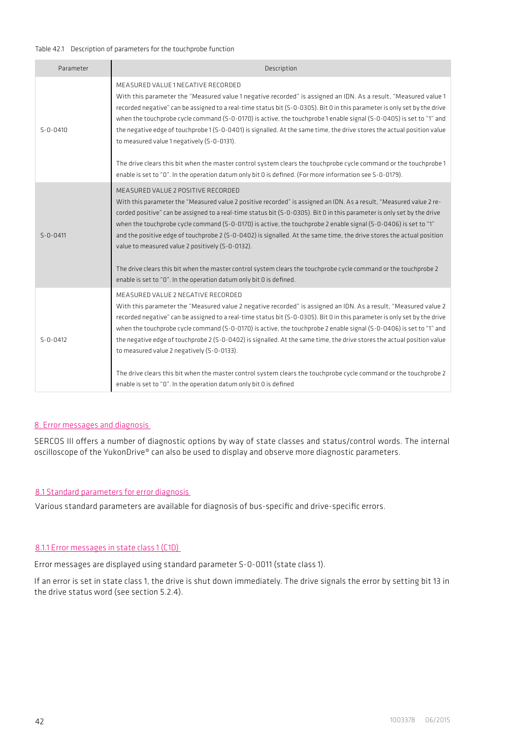Table 42.1 Description of parameters for the touchprobe function

| Parameter | Description |
|---|---|
| S-0-0410 | MEASURED VALUE 1 NEGATIVE RECORDED<br>With this parameter the "Measured value 1 negative recorded" is assigned an IDN. As a result, "Measured value 1 recorded negative" can be assigned to a real-time status bit (S-0-0305). Bit 0 in this parameter is only set by the drive when the touchprobe cycle command (S-0-0170) is active, the touchprobe 1 enable signal (S-0-0405) is set to "1" and the negative edge of touchprobe 1 (S-0-0401) is signalled. At the same time, the drive stores the actual position value to measured value 1 negatively (S-0-0131).<br><br>The drive clears this bit when the master control system clears the touchprobe cycle command or the touchprobe 1 enable is set to "0". In the operation datum only bit 0 is defined. (For more information see S-0-0179). |
| S-0-0411 | MEASURED VALUE 2 POSITIVE RECORDED<br>With this parameter the "Measured value 2 positive recorded" is assigned an IDN. As a result, "Measured value 2 recorded positive" can be assigned to a real-time status bit (S-0-0305). Bit 0 in this parameter is only set by the drive when the touchprobe cycle command (S-0-0170) is active, the touchprobe 2 enable signal (S-0-0406) is set to "1" and the positive edge of touchprobe 2 (S-0-0402) is signalled. At the same time, the drive stores the actual position value to measured value 2 positively (S-0-0132).<br><br>The drive clears this bit when the master control system clears the touchprobe cycle command or the touchprobe 2 enable is set to "0". In the operation datum only bit 0 is defined. |
| S-0-0412 | MEASURED VALUE 2 NEGATIVE RECORDED<br>With this parameter the "Measured value 2 negative recorded" is assigned an IDN. As a result, "Measured value 2 recorded negative" can be assigned to a real-time status bit (S-0-0305). Bit 0 in this parameter is only set by the drive when the touchprobe cycle command (S-0-0170) is active, the touchprobe 2 enable signal (S-0-0406) is set to "1" and the negative edge of touchprobe 2 (S-0-0402) is signalled. At the same time, the drive stores the actual position value to measured value 2 negatively (S-0-0133).<br><br>The drive clears this bit when the master control system clears the touchprobe cycle command or the touchprobe 2 enable is set to "0". In the operation datum only bit 0 is defined |

## 8. Error messages and diagnosis

SERCOS III offers a number of diagnostic options by way of state classes and status/control words. The internal oscilloscope of the YukonDrive® can also be used to display and observe more diagnostic parameters.

### 8.1 Standard parameters for error diagnosis

Various standard parameters are available for diagnosis of bus-specific and drive-specific errors.

#### 8.1.1 Error messages in state class 1 (C1D)

Error messages are displayed using standard parameter S-0-0011 (state class 1).

If an error is set in state class 1, the drive is shut down immediately. The drive signals the error by setting bit 13 in the drive status word (see section 5.2.4).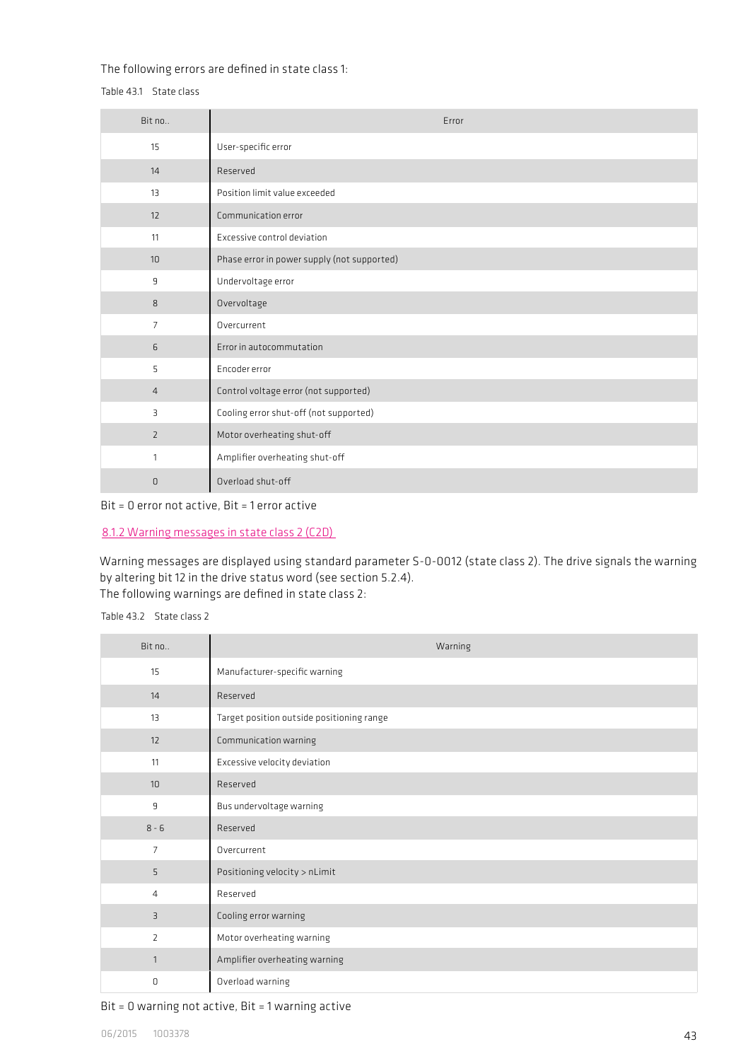The following errors are defined in state class 1:

Table 43.1 State class

| Bit no.. | Error |
|---|---|
| 15 | User-specific error |
| 14 | Reserved |
| 13 | Position limit value exceeded |
| 12 | Communication error |
| 11 | Excessive control deviation |
| 10 | Phase error in power supply (not supported) |
| 9 | Undervoltage error |
| 8 | Overvoltage |
| 7 | Overcurrent |
| 6 | Error in autocommutation |
| 5 | Encoder error |
| 4 | Control voltage error (not supported) |
| 3 | Cooling error shut-off (not supported) |
| 2 | Motor overheating shut-off |
| 1 | Amplifier overheating shut-off |
| 0 | Overload shut-off |

Bit = 0 error not active, Bit = 1 error active

## 8.1.2 Warning messages in state class 2 (C2D)

Warning messages are displayed using standard parameter S-0-0012 (state class 2). The drive signals the warning by altering bit 12 in the drive status word (see section 5.2.4).
The following warnings are defined in state class 2:

Table 43.2 State class 2

| Bit no.. | Warning |
|---|---|
| 15 | Manufacturer-specific warning |
| 14 | Reserved |
| 13 | Target position outside positioning range |
| 12 | Communication warning |
| 11 | Excessive velocity deviation |
| 10 | Reserved |
| 9 | Bus undervoltage warning |
| 8 - 6 | Reserved |
| 7 | Overcurrent |
| 5 | Positioning velocity > nLimit |
| 4 | Reserved |
| 3 | Cooling error warning |
| 2 | Motor overheating warning |
| 1 | Amplifier overheating warning |
| 0 | Overload warning |

Bit = 0 warning not active, Bit = 1 warning active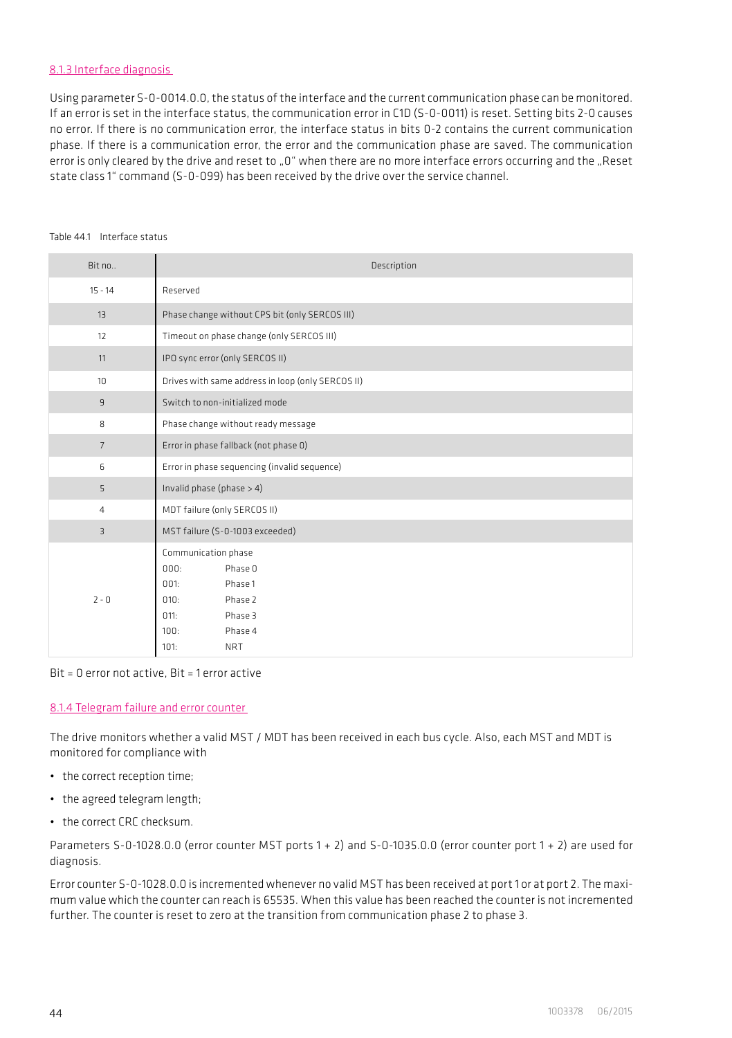### 8.1.3 Interface diagnosis

Using parameter S-0-0014.0.0, the status of the interface and the current communication phase can be monitored. If an error is set in the interface status, the communication error in C1D (S-0-0011) is reset. Setting bits 2-0 causes no error. If there is no communication error, the interface status in bits 0-2 contains the current communication phase. If there is a communication error, the error and the communication phase are saved. The communication error is only cleared by the drive and reset to „0“ when there are no more interface errors occurring and the „Reset state class 1“ command (S-0-099) has been received by the drive over the service channel.

Table 44.1 Interface status

| Bit no.. | Description |
|---|---|
| 15 - 14 | Reserved |
| 13 | Phase change without CPS bit (only SERCOS III) |
| 12 | Timeout on phase change (only SERCOS III) |
| 11 | IPO sync error (only SERCOS II) |
| 10 | Drives with same address in loop (only SERCOS II) |
| 9 | Switch to non-initialized mode |
| 8 | Phase change without ready message |
| 7 | Error in phase fallback (not phase 0) |
| 6 | Error in phase sequencing (invalid sequence) |
| 5 | Invalid phase (phase > 4) |
| 4 | MDT failure (only SERCOS II) |
| 3 | MST failure (S-0-1003 exceeded) |
| 2 - 0 | Communication phase<br>000: Phase 0<br>001: Phase 1<br>010: Phase 2<br>011: Phase 3<br>100: Phase 4<br>101: NRT |

Bit = 0 error not active, Bit = 1 error active

### 8.1.4 Telegram failure and error counter

The drive monitors whether a valid MST / MDT has been received in each bus cycle. Also, each MST and MDT is monitored for compliance with

- the correct reception time;
- the agreed telegram length;
- the correct CRC checksum.

Parameters S-0-1028.0.0 (error counter MST ports 1 + 2) and S-0-1035.0.0 (error counter port 1 + 2) are used for diagnosis.

Error counter S-0-1028.0.0 is incremented whenever no valid MST has been received at port 1 or at port 2. The maximum value which the counter can reach is 65535. When this value has been reached the counter is not incremented further. The counter is reset to zero at the transition from communication phase 2 to phase 3.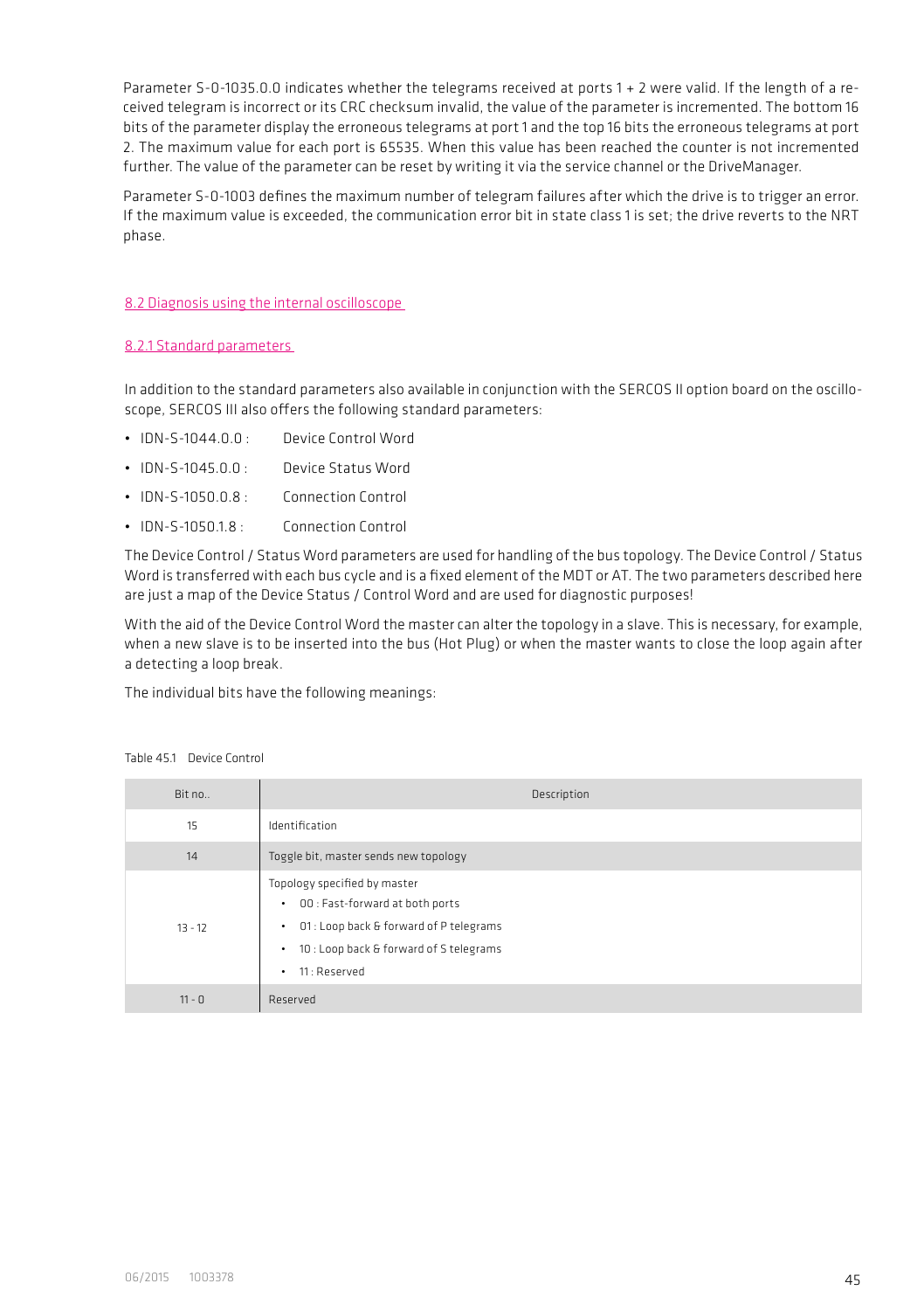Parameter S-0-1035.0.0 indicates whether the telegrams received at ports 1 + 2 were valid. If the length of a received telegram is incorrect or its CRC checksum invalid, the value of the parameter is incremented. The bottom 16 bits of the parameter display the erroneous telegrams at port 1 and the top 16 bits the erroneous telegrams at port 2. The maximum value for each port is 65535. When this value has been reached the counter is not incremented further. The value of the parameter can be reset by writing it via the service channel or the DriveManager.

Parameter S-0-1003 defines the maximum number of telegram failures after which the drive is to trigger an error. If the maximum value is exceeded, the communication error bit in state class 1 is set; the drive reverts to the NRT phase.

## 8.2 Diagnosis using the internal oscilloscope

### 8.2.1 Standard parameters

In addition to the standard parameters also available in conjunction with the SERCOS II option board on the oscilloscope, SERCOS III also offers the following standard parameters:

- IDN-S-1044.0.0 : Device Control Word
- IDN-S-1045.0.0 : Device Status Word
- IDN-S-1050.0.8 : Connection Control
- IDN-S-1050.1.8 : Connection Control

The Device Control / Status Word parameters are used for handling of the bus topology. The Device Control / Status Word is transferred with each bus cycle and is a fixed element of the MDT or AT. The two parameters described here are just a map of the Device Status / Control Word and are used for diagnostic purposes!

With the aid of the Device Control Word the master can alter the topology in a slave. This is necessary, for example, when a new slave is to be inserted into the bus (Hot Plug) or when the master wants to close the loop again after a detecting a loop break.

The individual bits have the following meanings:

Table 45.1 Device Control

| Bit no.. | Description |
|---|---|
| 15 | Identification |
| 14 | Toggle bit, master sends new topology |
| 13 - 12 | Topology specified by master<br>• 00 : Fast-forward at both ports<br>• 01 : Loop back & forward of P telegrams<br>• 10 : Loop back & forward of S telegrams<br>• 11 : Reserved |
| 11 - 0 | Reserved |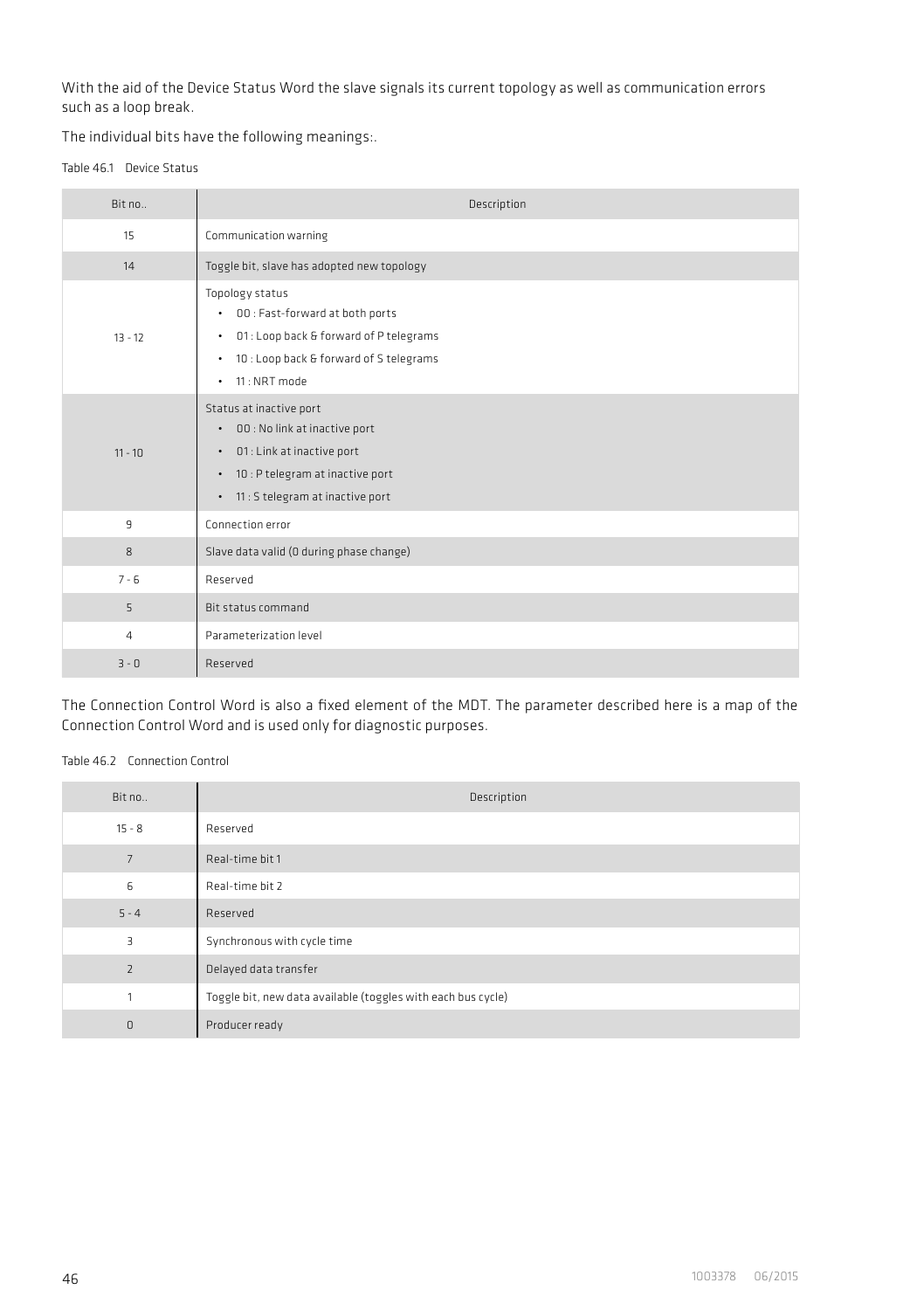With the aid of the Device Status Word the slave signals its current topology as well as communication errors such as a loop break.

The individual bits have the following meanings:.

Table 46.1 Device Status

| Bit no.. | Description |
|---|---|
| 15 | Communication warning |
| 14 | Toggle bit, slave has adopted new topology |
| 13 - 12 | Topology status<br>• 00 : Fast-forward at both ports<br>• 01 : Loop back & forward of P telegrams<br>• 10 : Loop back & forward of S telegrams<br>• 11 : NRT mode |
| 11 - 10 | Status at inactive port<br>• 00 : No link at inactive port<br>• 01 : Link at inactive port<br>• 10 : P telegram at inactive port<br>• 11 : S telegram at inactive port |
| 9 | Connection error |
| 8 | Slave data valid (0 during phase change) |
| 7 - 6 | Reserved |
| 5 | Bit status command |
| 4 | Parameterization level |
| 3 - 0 | Reserved |

The Connection Control Word is also a fixed element of the MDT. The parameter described here is a map of the Connection Control Word and is used only for diagnostic purposes.

Table 46.2 Connection Control

| Bit no.. | Description |
|---|---|
| 15 - 8 | Reserved |
| 7 | Real-time bit 1 |
| 6 | Real-time bit 2 |
| 5 - 4 | Reserved |
| 3 | Synchronous with cycle time |
| 2 | Delayed data transfer |
| 1 | Toggle bit, new data available (toggles with each bus cycle) |
| 0 | Producer ready |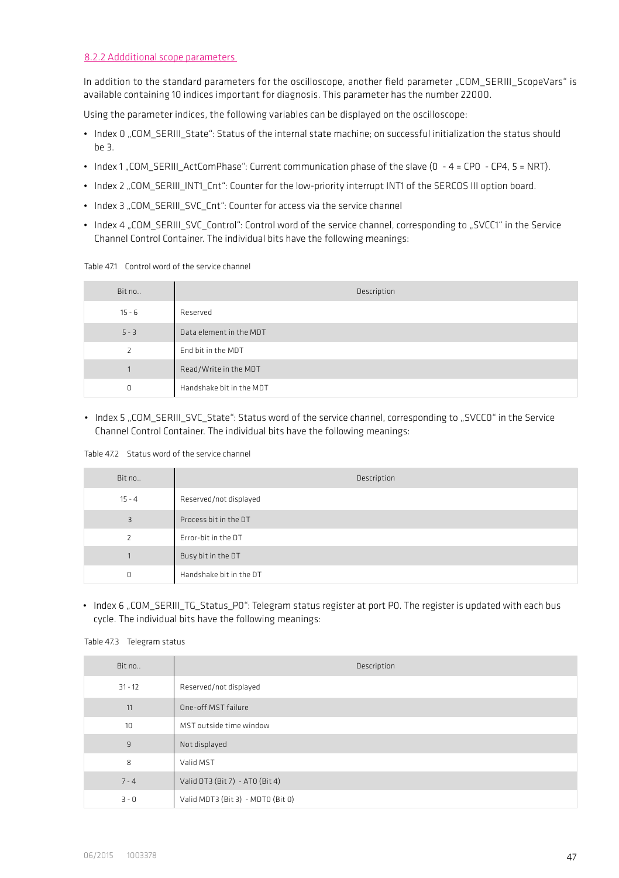### 8.2.2 Addditional scope parameters

In addition to the standard parameters for the oscilloscope, another field parameter „COM_SERIII_ScopeVars" is available containing 10 indices important for diagnosis. This parameter has the number 22000.

Using the parameter indices, the following variables can be displayed on the oscilloscope:

- Index 0 „COM_SERIII_State": Status of the internal state machine; on successful initialization the status should be 3.
- Index 1 „COM_SERIII_ActComPhase": Current communication phase of the slave (0 - 4 = CP0 - CP4, 5 = NRT).
- Index 2 „COM_SERIII_INT1_Cnt": Counter for the low-priority interrupt INT1 of the SERCOS III option board.
- Index 3 „COM_SERIII_SVC_Cnt": Counter for access via the service channel
- Index 4 „COM_SERIII_SVC_Control": Control word of the service channel, corresponding to „SVCC1" in the Service Channel Control Container. The individual bits have the following meanings:

Table 47.1 Control word of the service channel

| Bit no.. | Description |
|---|---|
| 15 - 6 | Reserved |
| 5 - 3 | Data element in the MDT |
| 2 | End bit in the MDT |
| 1 | Read/Write in the MDT |
| 0 | Handshake bit in the MDT |

- Index 5 „COM_SERIII_SVC_State": Status word of the service channel, corresponding to „SVCC0" in the Service Channel Control Container. The individual bits have the following meanings:

Table 47.2 Status word of the service channel

| Bit no.. | Description |
|---|---|
| 15 - 4 | Reserved/not displayed |
| 3 | Process bit in the DT |
| 2 | Error-bit in the DT |
| 1 | Busy bit in the DT |
| 0 | Handshake bit in the DT |

- Index 6 „COM_SERIII_TG_Status_P0": Telegram status register at port P0. The register is updated with each bus cycle. The individual bits have the following meanings:

Table 47.3 Telegram status

| Bit no.. | Description |
|---|---|
| 31 - 12 | Reserved/not displayed |
| 11 | One-off MST failure |
| 10 | MST outside time window |
| 9 | Not displayed |
| 8 | Valid MST |
| 7 - 4 | Valid DT3 (Bit 7) - AT0 (Bit 4) |
| 3 - 0 | Valid MDT3 (Bit 3) - MDT0 (Bit 0) |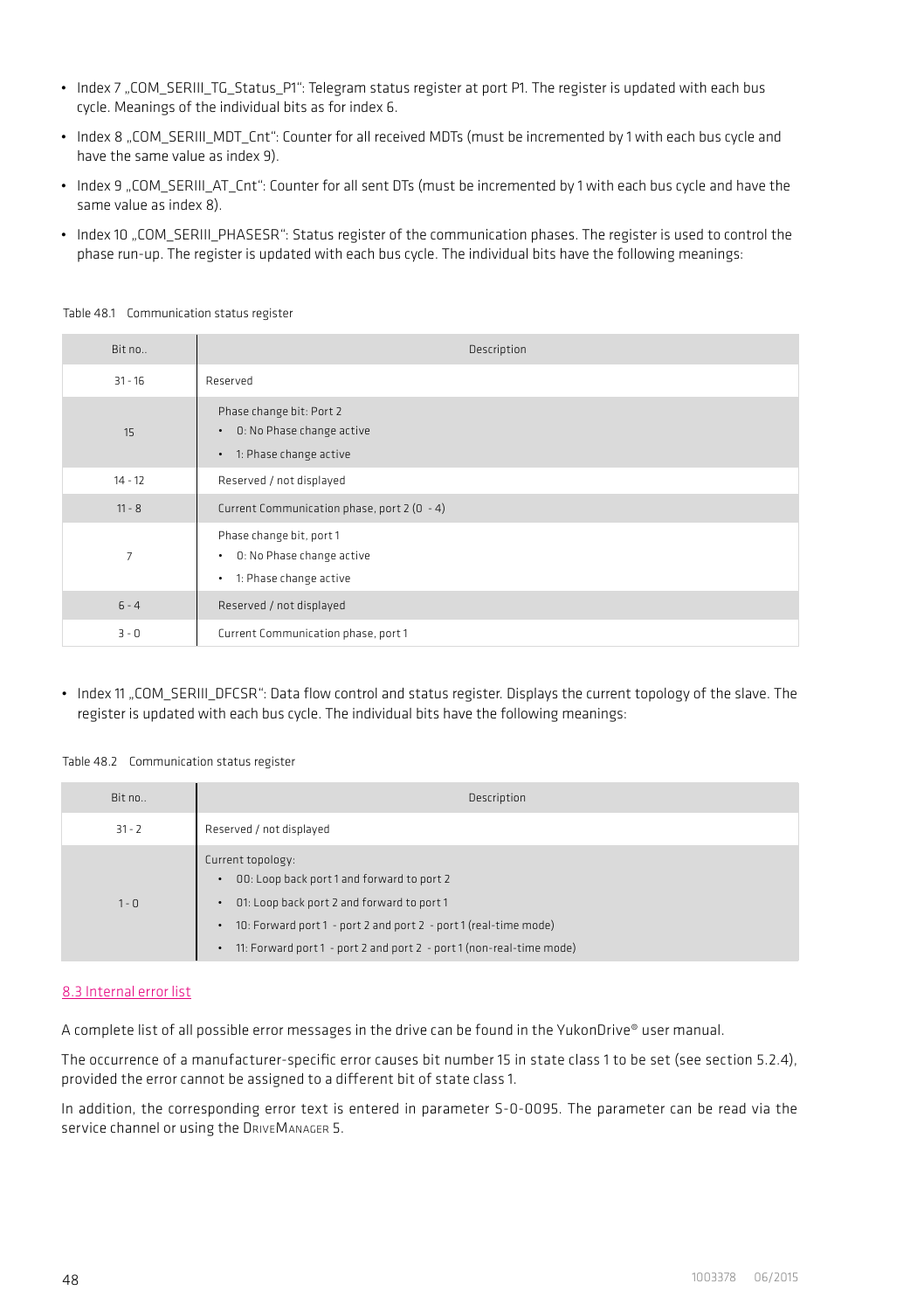- Index 7 „COM_SERIII_TG_Status_P1": Telegram status register at port P1. The register is updated with each bus cycle. Meanings of the individual bits as for index 6.
- Index 8 „COM_SERIII_MDT_Cnt": Counter for all received MDTs (must be incremented by 1 with each bus cycle and have the same value as index 9).
- Index 9 „COM_SERIII_AT_Cnt": Counter for all sent DTs (must be incremented by 1 with each bus cycle and have the same value as index 8).
- Index 10 „COM_SERIII_PHASESR": Status register of the communication phases. The register is used to control the phase run-up. The register is updated with each bus cycle. The individual bits have the following meanings:

Table 48.1 Communication status register

| Bit no.. | Description |
|---|---|
| 31 - 16 | Reserved |
| 15 | Phase change bit: Port 2<br>• 0: No Phase change active<br>• 1: Phase change active |
| 14 - 12 | Reserved / not displayed |
| 11 - 8 | Current Communication phase, port 2 (0 - 4) |
| 7 | Phase change bit, port 1<br>• 0: No Phase change active<br>• 1: Phase change active |
| 6 - 4 | Reserved / not displayed |
| 3 - 0 | Current Communication phase, port 1 |

- Index 11 „COM_SERIII_DFCSR": Data flow control and status register. Displays the current topology of the slave. The register is updated with each bus cycle. The individual bits have the following meanings:

Table 48.2 Communication status register

| Bit no.. | Description |
|---|---|
| 31 - 2 | Reserved / not displayed |
| 1 - 0 | Current topology:<br>• 00: Loop back port 1 and forward to port 2<br>• 01: Loop back port 2 and forward to port 1<br>• 10: Forward port 1 - port 2 and port 2 - port 1 (real-time mode)<br>• 11: Forward port 1 - port 2 and port 2 - port 1 (non-real-time mode) |

## 8.3 Internal error list

A complete list of all possible error messages in the drive can be found in the YukonDrive® user manual.

The occurrence of a manufacturer-specific error causes bit number 15 in state class 1 to be set (see section 5.2.4), provided the error cannot be assigned to a different bit of state class 1.

In addition, the corresponding error text is entered in parameter S-0-0095. The parameter can be read via the service channel or using the DriveManager 5.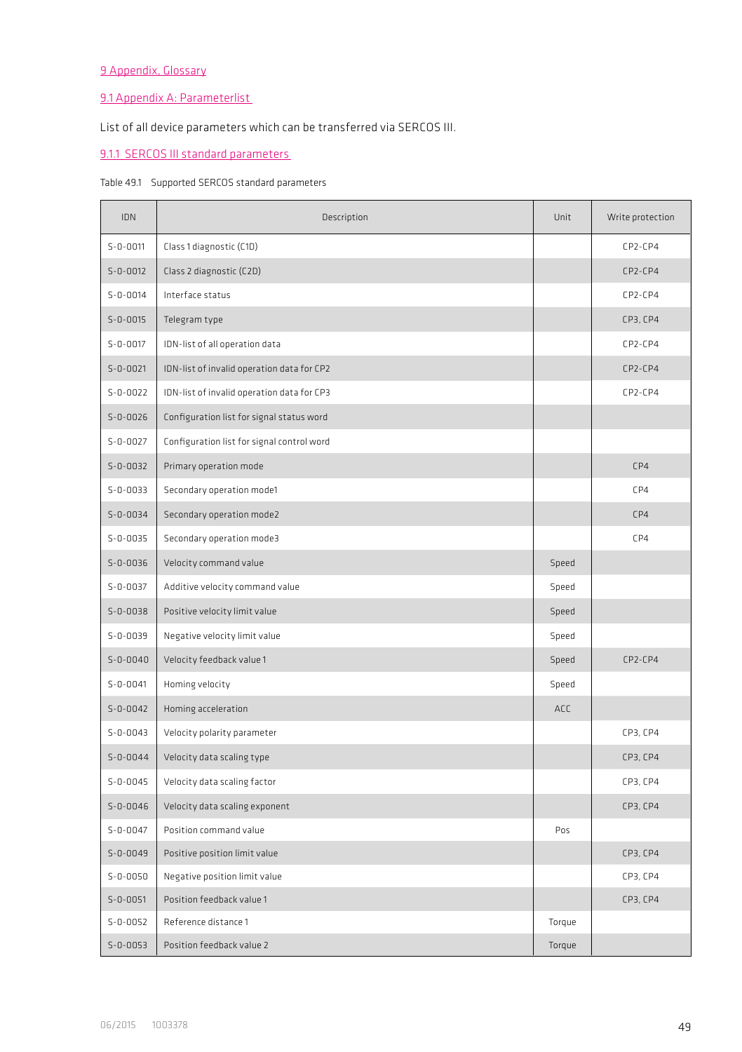## 9 Appendix, Glossary

### 9.1 Appendix A: Parameterlist

List of all device parameters which can be transferred via SERCOS III.

#### 9.1.1 SERCOS III standard parameters

Table 49.1 Supported SERCOS standard parameters

| IDN | Description | Unit | Write protection |
|---|---|---|---|
| S-0-0011 | Class 1 diagnostic (C1D) | | CP2-CP4 |
| S-0-0012 | Class 2 diagnostic (C2D) | | CP2-CP4 |
| S-0-0014 | Interface status | | CP2-CP4 |
| S-0-0015 | Telegram type | | CP3, CP4 |
| S-0-0017 | IDN-list of all operation data | | CP2-CP4 |
| S-0-0021 | IDN-list of invalid operation data for CP2 | | CP2-CP4 |
| S-0-0022 | IDN-list of invalid operation data for CP3 | | CP2-CP4 |
| S-0-0026 | Configuration list for signal status word | | |
| S-0-0027 | Configuration list for signal control word | | |
| S-0-0032 | Primary operation mode | | CP4 |
| S-0-0033 | Secondary operation mode1 | | CP4 |
| S-0-0034 | Secondary operation mode2 | | CP4 |
| S-0-0035 | Secondary operation mode3 | | CP4 |
| S-0-0036 | Velocity command value | Speed | |
| S-0-0037 | Additive velocity command value | Speed | |
| S-0-0038 | Positive velocity limit value | Speed | |
| S-0-0039 | Negative velocity limit value | Speed | |
| S-0-0040 | Velocity feedback value 1 | Speed | CP2-CP4 |
| S-0-0041 | Homing velocity | Speed | |
| S-0-0042 | Homing acceleration | ACC | |
| S-0-0043 | Velocity polarity parameter | | CP3, CP4 |
| S-0-0044 | Velocity data scaling type | | CP3, CP4 |
| S-0-0045 | Velocity data scaling factor | | CP3, CP4 |
| S-0-0046 | Velocity data scaling exponent | | CP3, CP4 |
| S-0-0047 | Position command value | Pos | |
| S-0-0049 | Positive position limit value | | CP3, CP4 |
| S-0-0050 | Negative position limit value | | CP3, CP4 |
| S-0-0051 | Position feedback value 1 | | CP3, CP4 |
| S-0-0052 | Reference distance 1 | Torque | |
| S-0-0053 | Position feedback value 2 | Torque | |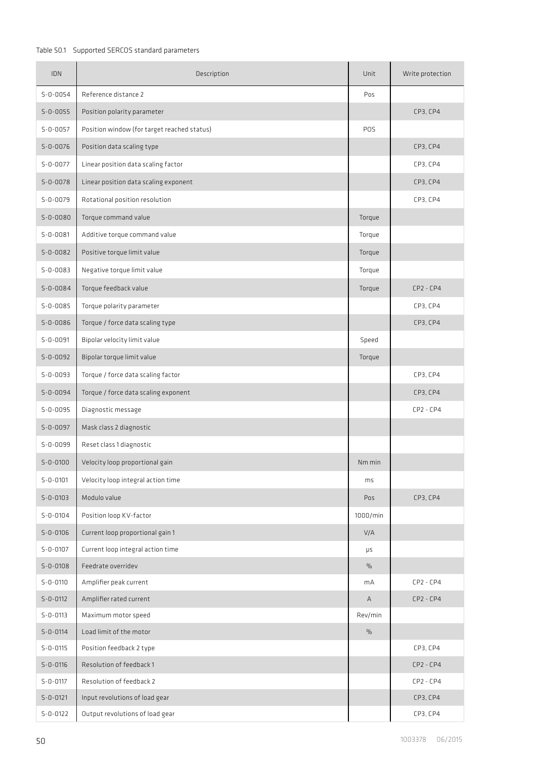Table 50.1 Supported SERCOS standard parameters

| IDN | Description | Unit | Write protection |
|---|---|---|---|
| S-0-0054 | Reference distance 2 | Pos | |
| S-0-0055 | Position polarity parameter | | CP3, CP4 |
| S-0-0057 | Position window (for target reached status) | POS | |
| S-0-0076 | Position data scaling type | | CP3, CP4 |
| S-0-0077 | Linear position data scaling factor | | CP3, CP4 |
| S-0-0078 | Linear position data scaling exponent | | CP3, CP4 |
| S-0-0079 | Rotational position resolution | | CP3, CP4 |
| S-0-0080 | Torque command value | Torque | |
| S-0-0081 | Additive torque command value | Torque | |
| S-0-0082 | Positive torque limit value | Torque | |
| S-0-0083 | Negative torque limit value | Torque | |
| S-0-0084 | Torque feedback value | Torque | CP2 - CP4 |
| S-0-0085 | Torque polarity parameter | | CP3, CP4 |
| S-0-0086 | Torque / force data scaling type | | CP3, CP4 |
| S-0-0091 | Bipolar velocity limit value | Speed | |
| S-0-0092 | Bipolar torque limit value | Torque | |
| S-0-0093 | Torque / force data scaling factor | | CP3, CP4 |
| S-0-0094 | Torque / force data scaling exponent | | CP3, CP4 |
| S-0-0095 | Diagnostic message | | CP2 - CP4 |
| S-0-0097 | Mask class 2 diagnostic | | |
| S-0-0099 | Reset class 1 diagnostic | | |
| S-0-0100 | Velocity loop proportional gain | Nm min | |
| S-0-0101 | Velocity loop integral action time | ms | |
| S-0-0103 | Modulo value | Pos | CP3, CP4 |
| S-0-0104 | Position loop KV-factor | 1000/min | |
| S-0-0106 | Current loop proportional gain 1 | V/A | |
| S-0-0107 | Current loop integral action time | µs | |
| S-0-0108 | Feedrate overridev | % | |
| S-0-0110 | Amplifier peak current | mA | CP2 - CP4 |
| S-0-0112 | Amplifier rated current | A | CP2 - CP4 |
| S-0-0113 | Maximum motor speed | Rev/min | |
| S-0-0114 | Load limit of the motor | % | |
| S-0-0115 | Position feedback 2 type | | CP3, CP4 |
| S-0-0116 | Resolution of feedback 1 | | CP2 - CP4 |
| S-0-0117 | Resolution of feedback 2 | | CP2 - CP4 |
| S-0-0121 | Input revolutions of load gear | | CP3, CP4 |
| S-0-0122 | Output revolutions of load gear | | CP3, CP4 |

1003378 06/2015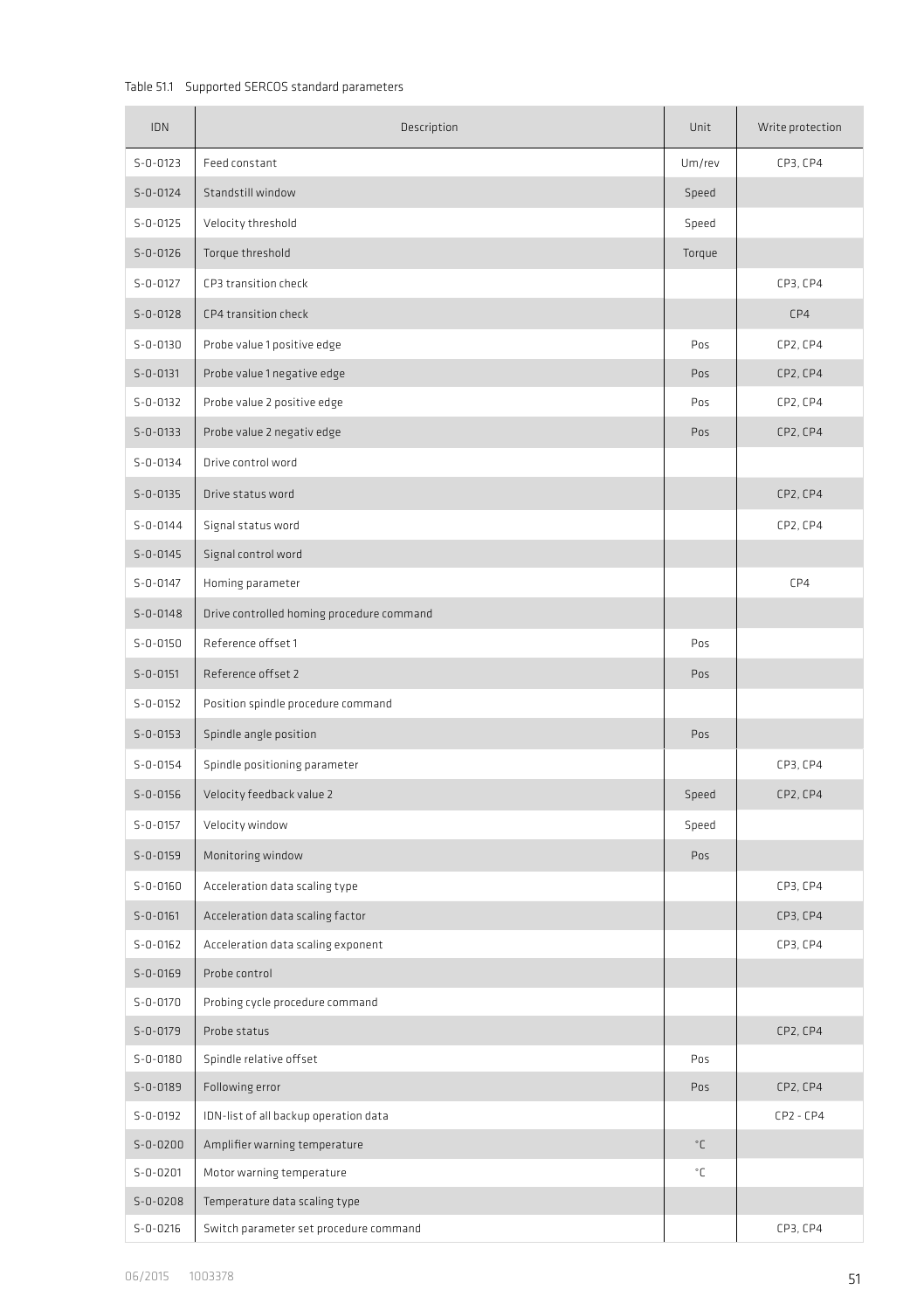Table 51.1 Supported SERCOS standard parameters

| IDN | Description | Unit | Write protection |
|---|---|---|---|
| S-0-0123 | Feed constant | Um/rev | CP3, CP4 |
| S-0-0124 | Standstill window | Speed | |
| S-0-0125 | Velocity threshold | Speed | |
| S-0-0126 | Torque threshold | Torque | |
| S-0-0127 | CP3 transition check | | CP3, CP4 |
| S-0-0128 | CP4 transition check | | CP4 |
| S-0-0130 | Probe value 1 positive edge | Pos | CP2, CP4 |
| S-0-0131 | Probe value 1 negative edge | Pos | CP2, CP4 |
| S-0-0132 | Probe value 2 positive edge | Pos | CP2, CP4 |
| S-0-0133 | Probe value 2 negativ edge | Pos | CP2, CP4 |
| S-0-0134 | Drive control word | | |
| S-0-0135 | Drive status word | | CP2, CP4 |
| S-0-0144 | Signal status word | | CP2, CP4 |
| S-0-0145 | Signal control word | | |
| S-0-0147 | Homing parameter | | CP4 |
| S-0-0148 | Drive controlled homing procedure command | | |
| S-0-0150 | Reference offset 1 | Pos | |
| S-0-0151 | Reference offset 2 | Pos | |
| S-0-0152 | Position spindle procedure command | | |
| S-0-0153 | Spindle angle position | Pos | |
| S-0-0154 | Spindle positioning parameter | | CP3, CP4 |
| S-0-0156 | Velocity feedback value 2 | Speed | CP2, CP4 |
| S-0-0157 | Velocity window | Speed | |
| S-0-0159 | Monitoring window | Pos | |
| S-0-0160 | Acceleration data scaling type | | CP3, CP4 |
| S-0-0161 | Acceleration data scaling factor | | CP3, CP4 |
| S-0-0162 | Acceleration data scaling exponent | | CP3, CP4 |
| S-0-0169 | Probe control | | |
| S-0-0170 | Probing cycle procedure command | | |
| S-0-0179 | Probe status | | CP2, CP4 |
| S-0-0180 | Spindle relative offset | Pos | |
| S-0-0189 | Following error | Pos | CP2, CP4 |
| S-0-0192 | IDN-list of all backup operation data | | CP2 - CP4 |
| S-0-0200 | Amplifier warning temperature | °C | |
| S-0-0201 | Motor warning temperature | °C | |
| S-0-0208 | Temperature data scaling type | | |
| S-0-0216 | Switch parameter set procedure command | | CP3, CP4 |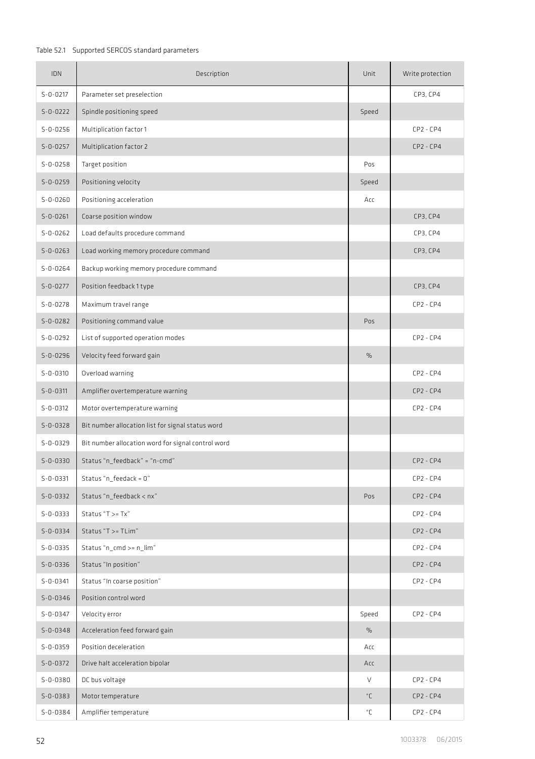Table 52.1 Supported SERCOS standard parameters

| IDN | Description | Unit | Write protection |
|---|---|---|---|
| S-0-0217 | Parameter set preselection | | CP3, CP4 |
| S-0-0222 | Spindle positioning speed | Speed | |
| S-0-0256 | Multiplication factor 1 | | CP2 - CP4 |
| S-0-0257 | Multiplication factor 2 | | CP2 - CP4 |
| S-0-0258 | Target position | Pos | |
| S-0-0259 | Positioning velocity | Speed | |
| S-0-0260 | Positioning acceleration | Acc | |
| S-0-0261 | Coarse position window | | CP3, CP4 |
| S-0-0262 | Load defaults procedure command | | CP3, CP4 |
| S-0-0263 | Load working memory procedure command | | CP3, CP4 |
| S-0-0264 | Backup working memory procedure command | | |
| S-0-0277 | Position feedback 1 type | | CP3, CP4 |
| S-0-0278 | Maximum travel range | | CP2 - CP4 |
| S-0-0282 | Positioning command value | Pos | |
| S-0-0292 | List of supported operation modes | | CP2 - CP4 |
| S-0-0296 | Velocity feed forward gain | % | |
| S-0-0310 | Overload warning | | CP2 - CP4 |
| S-0-0311 | Amplifier overtemperature warning | | CP2 - CP4 |
| S-0-0312 | Motor overtemperature warning | | CP2 - CP4 |
| S-0-0328 | Bit number allocation list for signal status word | | |
| S-0-0329 | Bit number allocation word for signal control word | | |
| S-0-0330 | Status "n_feedback" = "n-cmd" | | CP2 - CP4 |
| S-0-0331 | Status "n_feedack = 0" | | CP2 - CP4 |
| S-0-0332 | Status "n_feedback < nx" | Pos | CP2 - CP4 |
| S-0-0333 | Status "T >= Tx" | | CP2 - CP4 |
| S-0-0334 | Status "T >= TLim" | | CP2 - CP4 |
| S-0-0335 | Status "n_cmd >= n_lim" | | CP2 - CP4 |
| S-0-0336 | Status "In position" | | CP2 - CP4 |
| S-0-0341 | Status "In coarse position" | | CP2 - CP4 |
| S-0-0346 | Position control word | | |
| S-0-0347 | Velocity error | Speed | CP2 - CP4 |
| S-0-0348 | Acceleration feed forward gain | % | |
| S-0-0359 | Position deceleration | Acc | |
| S-0-0372 | Drive halt acceleration bipolar | Acc | |
| S-0-0380 | DC bus voltage | V | CP2 - CP4 |
| S-0-0383 | Motor temperature | °C | CP2 - CP4 |
| S-0-0384 | Amplifier temperature | °C | CP2 - CP4 |

1003378 06/2015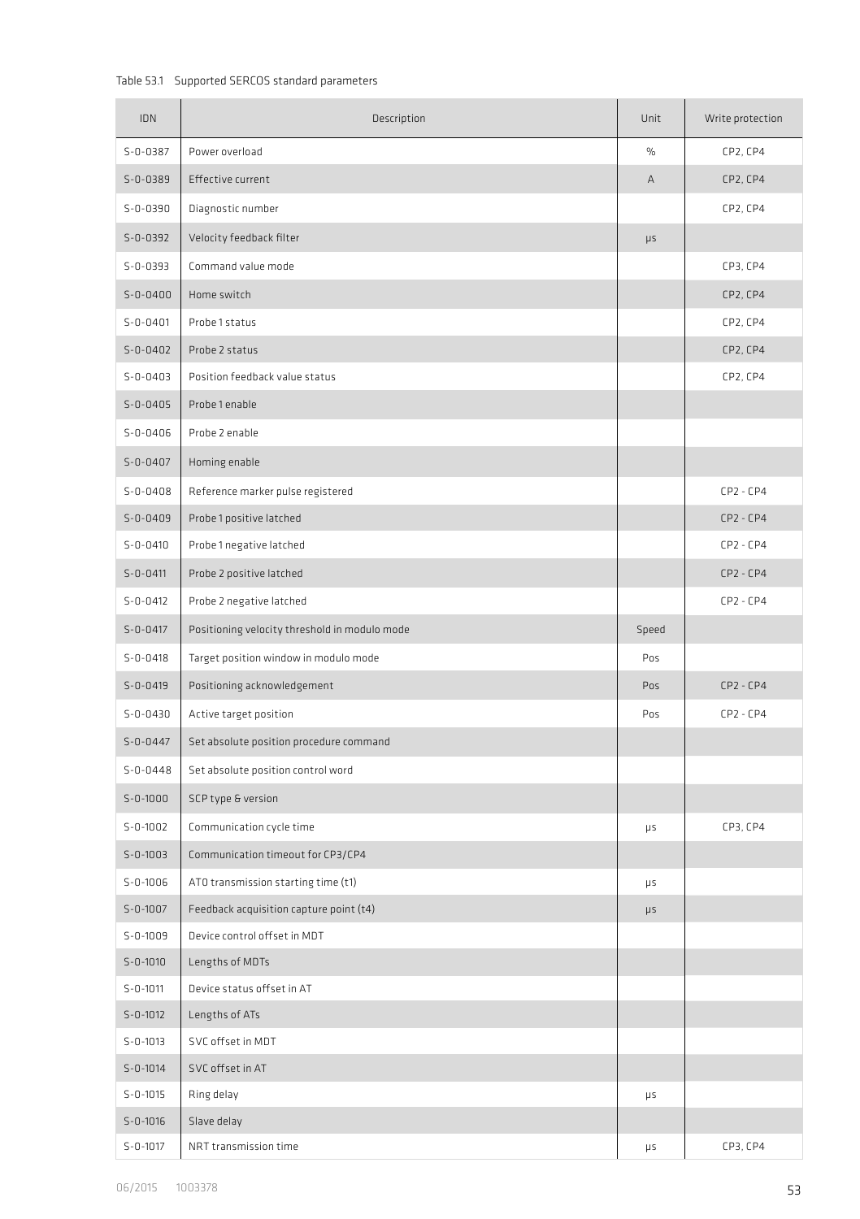Table 53.1 Supported SERCOS standard parameters

| IDN | Description | Unit | Write protection |
|---|---|---|---|
| S-0-0387 | Power overload | % | CP2, CP4 |
| S-0-0389 | Effective current | A | CP2, CP4 |
| S-0-0390 | Diagnostic number | | CP2, CP4 |
| S-0-0392 | Velocity feedback filter | µs | |
| S-0-0393 | Command value mode | | CP3, CP4 |
| S-0-0400 | Home switch | | CP2, CP4 |
| S-0-0401 | Probe 1 status | | CP2, CP4 |
| S-0-0402 | Probe 2 status | | CP2, CP4 |
| S-0-0403 | Position feedback value status | | CP2, CP4 |
| S-0-0405 | Probe 1 enable | | |
| S-0-0406 | Probe 2 enable | | |
| S-0-0407 | Homing enable | | |
| S-0-0408 | Reference marker pulse registered | | CP2 - CP4 |
| S-0-0409 | Probe 1 positive latched | | CP2 - CP4 |
| S-0-0410 | Probe 1 negative latched | | CP2 - CP4 |
| S-0-0411 | Probe 2 positive latched | | CP2 - CP4 |
| S-0-0412 | Probe 2 negative latched | | CP2 - CP4 |
| S-0-0417 | Positioning velocity threshold in modulo mode | Speed | |
| S-0-0418 | Target position window in modulo mode | Pos | |
| S-0-0419 | Positioning acknowledgement | Pos | CP2 - CP4 |
| S-0-0430 | Active target position | Pos | CP2 - CP4 |
| S-0-0447 | Set absolute position procedure command | | |
| S-0-0448 | Set absolute position control word | | |
| S-0-1000 | SCP type & version | | |
| S-0-1002 | Communication cycle time | µs | CP3, CP4 |
| S-0-1003 | Communication timeout for CP3/CP4 | | |
| S-0-1006 | AT0 transmission starting time (t1) | µs | |
| S-0-1007 | Feedback acquisition capture point (t4) | µs | |
| S-0-1009 | Device control offset in MDT | | |
| S-0-1010 | Lengths of MDTs | | |
| S-0-1011 | Device status offset in AT | | |
| S-0-1012 | Lengths of ATs | | |
| S-0-1013 | SVC offset in MDT | | |
| S-0-1014 | SVC offset in AT | | |
| S-0-1015 | Ring delay | µs | |
| S-0-1016 | Slave delay | | |
| S-0-1017 | NRT transmission time | µs | CP3, CP4 |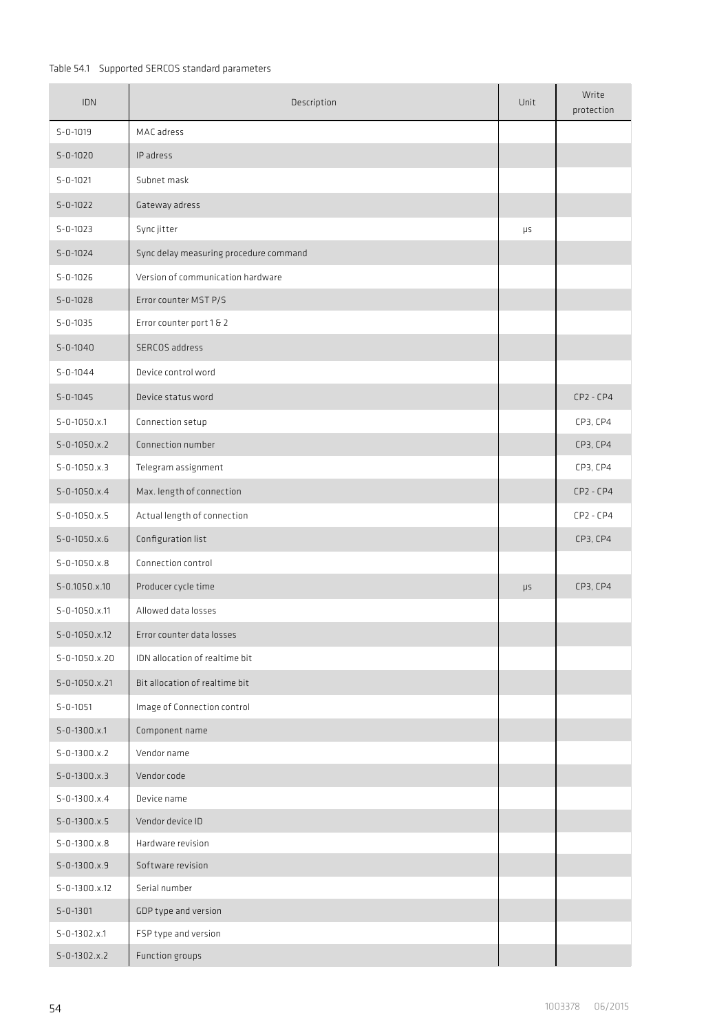Table 54.1 Supported SERCOS standard parameters

| IDN | Description | Unit | Write protection |
|---|---|---|---|
| S-0-1019 | MAC adress | | |
| S-0-1020 | IP adress | | |
| S-0-1021 | Subnet mask | | |
| S-0-1022 | Gateway adress | | |
| S-0-1023 | Sync jitter | µs | |
| S-0-1024 | Sync delay measuring procedure command | | |
| S-0-1026 | Version of communication hardware | | |
| S-0-1028 | Error counter MST P/S | | |
| S-0-1035 | Error counter port 1 & 2 | | |
| S-0-1040 | SERCOS address | | |
| S-0-1044 | Device control word | | |
| S-0-1045 | Device status word | | CP2 - CP4 |
| S-0-1050.x.1 | Connection setup | | CP3, CP4 |
| S-0-1050.x.2 | Connection number | | CP3, CP4 |
| S-0-1050.x.3 | Telegram assignment | | CP3, CP4 |
| S-0-1050.x.4 | Max. length of connection | | CP2 - CP4 |
| S-0-1050.x.5 | Actual length of connection | | CP2 - CP4 |
| S-0-1050.x.6 | Configuration list | | CP3, CP4 |
| S-0-1050.x.8 | Connection control | | |
| S-0.1050.x.10 | Producer cycle time | µs | CP3, CP4 |
| S-0-1050.x.11 | Allowed data losses | | |
| S-0-1050.x.12 | Error counter data losses | | |
| S-0-1050.x.20 | IDN allocation of realtime bit | | |
| S-0-1050.x.21 | Bit allocation of realtime bit | | |
| S-0-1051 | Image of Connection control | | |
| S-0-1300.x.1 | Component name | | |
| S-0-1300.x.2 | Vendor name | | |
| S-0-1300.x.3 | Vendor code | | |
| S-0-1300.x.4 | Device name | | |
| S-0-1300.x.5 | Vendor device ID | | |
| S-0-1300.x.8 | Hardware revision | | |
| S-0-1300.x.9 | Software revision | | |
| S-0-1300.x.12 | Serial number | | |
| S-0-1301 | GDP type and version | | |
| S-0-1302.x.1 | FSP type and version | | |
| S-0-1302.x.2 | Function groups | | |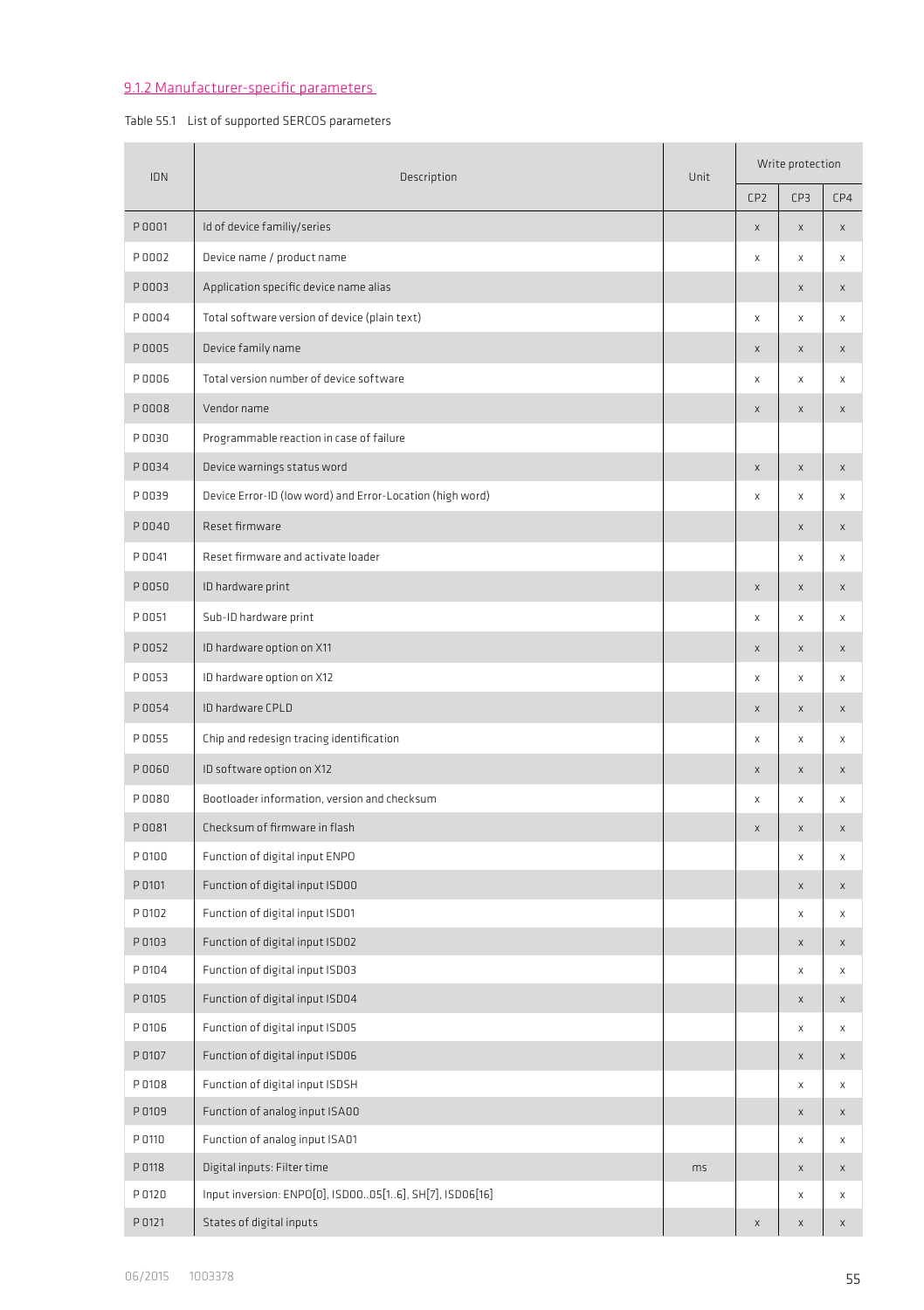## 9.1.2 Manufacturer-specific parameters

Table 55.1 List of supported SERCOS parameters

| IDN | Description | Unit | Write protection | | |
|---|---|---|---|---|---|
| | | | CP2 | CP3 | CP4 |
| P 0001 | Id of device familiy/series | | x | x | x |
| P 0002 | Device name / product name | | x | x | x |
| P 0003 | Application specific device name alias | | | x | x |
| P 0004 | Total software version of device (plain text) | | x | x | x |
| P 0005 | Device family name | | x | x | x |
| P 0006 | Total version number of device software | | x | x | x |
| P 0008 | Vendor name | | x | x | x |
| P 0030 | Programmable reaction in case of failure | | | | |
| P 0034 | Device warnings status word | | x | x | x |
| P 0039 | Device Error-ID (low word) and Error-Location (high word) | | x | x | x |
| P 0040 | Reset firmware | | | x | x |
| P 0041 | Reset firmware and activate loader | | | x | x |
| P 0050 | ID hardware print | | x | x | x |
| P 0051 | Sub-ID hardware print | | x | x | x |
| P 0052 | ID hardware option on X11 | | x | x | x |
| P 0053 | ID hardware option on X12 | | x | x | x |
| P 0054 | ID hardware CPLD | | x | x | x |
| P 0055 | Chip and redesign tracing identification | | x | x | x |
| P 0060 | ID software option on X12 | | x | x | x |
| P 0080 | Bootloader information, version and checksum | | x | x | x |
| P 0081 | Checksum of firmware in flash | | x | x | x |
| P 0100 | Function of digital input ENPO | | | x | x |
| P 0101 | Function of digital input ISD00 | | | x | x |
| P 0102 | Function of digital input ISD01 | | | x | x |
| P 0103 | Function of digital input ISD02 | | | x | x |
| P 0104 | Function of digital input ISD03 | | | x | x |
| P 0105 | Function of digital input ISD04 | | | x | x |
| P 0106 | Function of digital input ISD05 | | | x | x |
| P 0107 | Function of digital input ISD06 | | | x | x |
| P 0108 | Function of digital input ISDSH | | | x | x |
| P 0109 | Function of analog input ISA00 | | | x | x |
| P 0110 | Function of analog input ISA01 | | | x | x |
| P 0118 | Digital inputs: Filter time | ms | | x | x |
| P 0120 | Input inversion: ENPO[0], ISD00..05[1..6], SH[7], ISD06[16] | | | x | x |
| P 0121 | States of digital inputs | | x | x | x |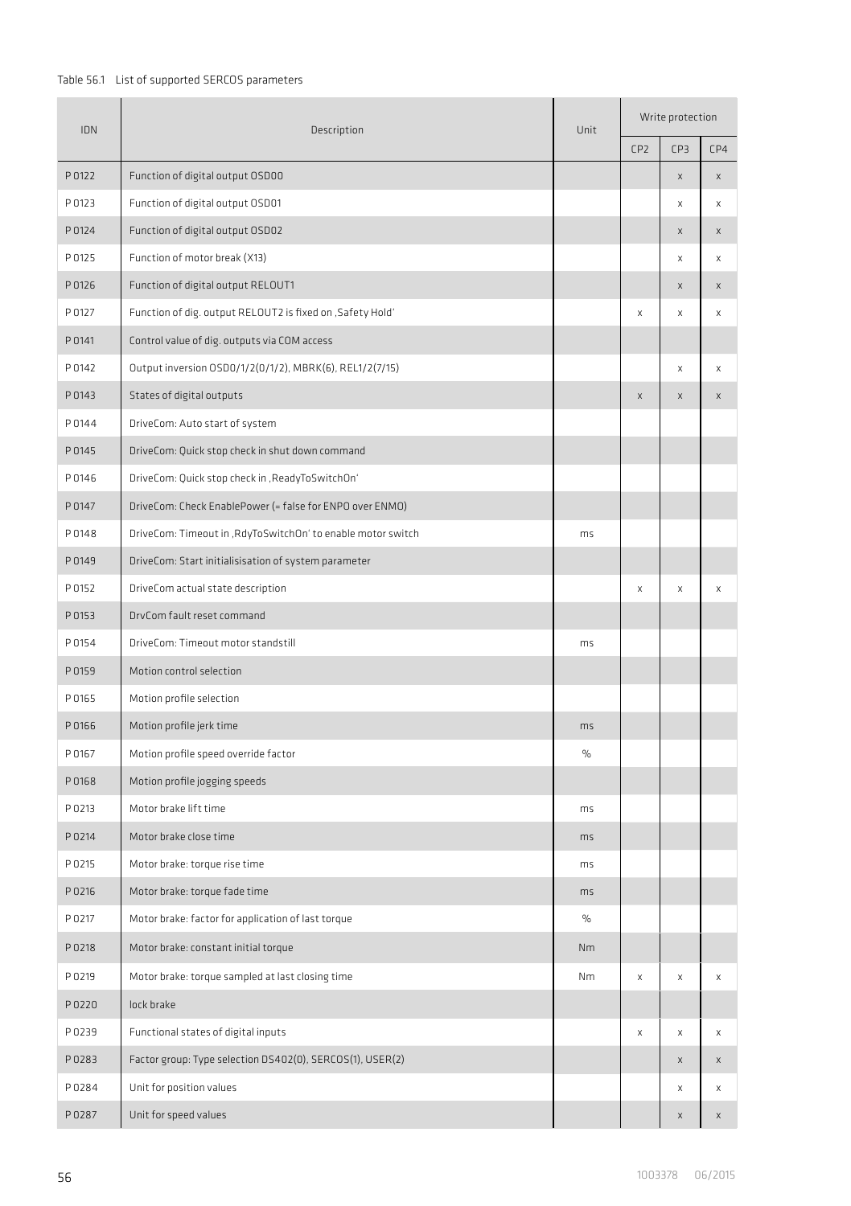Table 56.1 List of supported SERCOS parameters

| IDN | Description | Unit | Write protection | | |
|---|---|---|---|---|---|
| | | | CP2 | CP3 | CP4 |
| P 0122 | Function of digital output OSD00 | | | x | x |
| P 0123 | Function of digital output OSD01 | | | x | x |
| P 0124 | Function of digital output OSD02 | | | x | x |
| P 0125 | Function of motor break (X13) | | | x | x |
| P 0126 | Function of digital output RELOUT1 | | | x | x |
| P 0127 | Function of dig. output RELOUT2 is fixed on ,Safety Hold' | | x | x | x |
| P 0141 | Control value of dig. outputs via COM access | | | | |
| P 0142 | Output inversion OSD0/1/2(0/1/2), MBRK(6), REL1/2(7/15) | | | x | x |
| P 0143 | States of digital outputs | | x | x | x |
| P 0144 | DriveCom: Auto start of system | | | | |
| P 0145 | DriveCom: Quick stop check in shut down command | | | | |
| P 0146 | DriveCom: Quick stop check in ,ReadyToSwitchOn' | | | | |
| P 0147 | DriveCom: Check EnablePower (= false for ENPO over ENMO) | | | | |
| P 0148 | DriveCom: Timeout in ,RdyToSwitchOn' to enable motor switch | ms | | | |
| P 0149 | DriveCom: Start initialisisation of system parameter | | | | |
| P 0152 | DriveCom actual state description | | x | x | x |
| P 0153 | DrvCom fault reset command | | | | |
| P 0154 | DriveCom: Timeout motor standstill | ms | | | |
| P 0159 | Motion control selection | | | | |
| P 0165 | Motion profile selection | | | | |
| P 0166 | Motion profile jerk time | ms | | | |
| P 0167 | Motion profile speed override factor | % | | | |
| P 0168 | Motion profile jogging speeds | | | | |
| P 0213 | Motor brake lift time | ms | | | |
| P 0214 | Motor brake close time | ms | | | |
| P 0215 | Motor brake: torque rise time | ms | | | |
| P 0216 | Motor brake: torque fade time | ms | | | |
| P 0217 | Motor brake: factor for application of last torque | % | | | |
| P 0218 | Motor brake: constant initial torque | Nm | | | |
| P 0219 | Motor brake: torque sampled at last closing time | Nm | x | x | x |
| P 0220 | lock brake | | | | |
| P 0239 | Functional states of digital inputs | | x | x | x |
| P 0283 | Factor group: Type selection DS402(0), SERCOS(1), USER(2) | | | x | x |
| P 0284 | Unit for position values | | | x | x |
| P 0287 | Unit for speed values | | | x | x |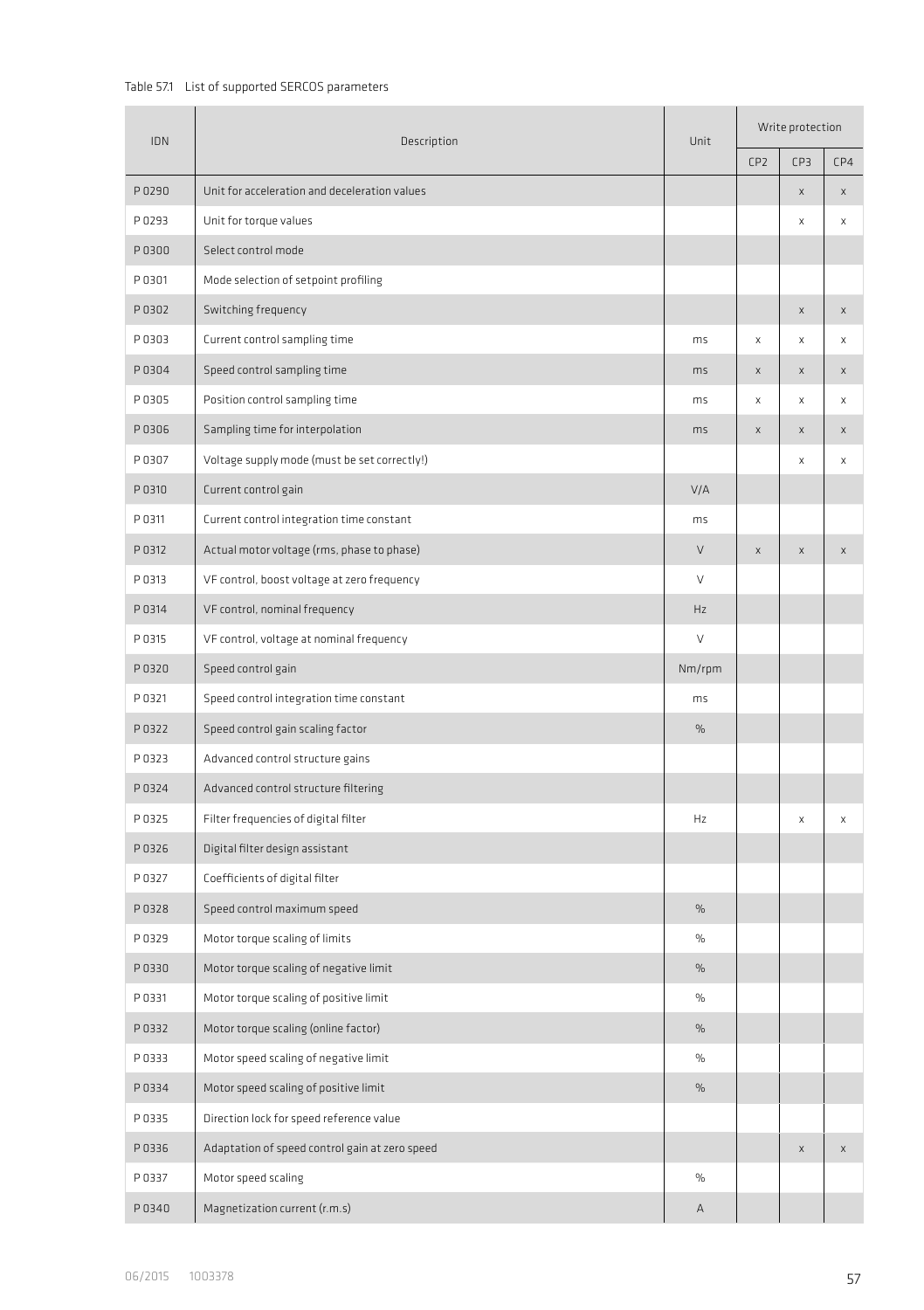Table 57.1 List of supported SERCOS parameters

| IDN | Description | Unit | Write protection | | |
|---|---|---|---|---|---|
| | | | CP2 | CP3 | CP4 |
| P 0290 | Unit for acceleration and deceleration values | | | x | x |
| P 0293 | Unit for torque values | | | x | x |
| P 0300 | Select control mode | | | | |
| P 0301 | Mode selection of setpoint profiling | | | | |
| P 0302 | Switching frequency | | | x | x |
| P 0303 | Current control sampling time | ms | x | x | x |
| P 0304 | Speed control sampling time | ms | x | x | x |
| P 0305 | Position control sampling time | ms | x | x | x |
| P 0306 | Sampling time for interpolation | ms | x | x | x |
| P 0307 | Voltage supply mode (must be set correctly!) | | | x | x |
| P 0310 | Current control gain | V/A | | | |
| P 0311 | Current control integration time constant | ms | | | |
| P 0312 | Actual motor voltage (rms, phase to phase) | V | x | x | x |
| P 0313 | VF control, boost voltage at zero frequency | V | | | |
| P 0314 | VF control, nominal frequency | Hz | | | |
| P 0315 | VF control, voltage at nominal frequency | V | | | |
| P 0320 | Speed control gain | Nm/rpm | | | |
| P 0321 | Speed control integration time constant | ms | | | |
| P 0322 | Speed control gain scaling factor | % | | | |
| P 0323 | Advanced control structure gains | | | | |
| P 0324 | Advanced control structure filtering | | | | |
| P 0325 | Filter frequencies of digital filter | Hz | | x | x |
| P 0326 | Digital filter design assistant | | | | |
| P 0327 | Coefficients of digital filter | | | | |
| P 0328 | Speed control maximum speed | % | | | |
| P 0329 | Motor torque scaling of limits | % | | | |
| P 0330 | Motor torque scaling of negative limit | % | | | |
| P 0331 | Motor torque scaling of positive limit | % | | | |
| P 0332 | Motor torque scaling (online factor) | % | | | |
| P 0333 | Motor speed scaling of negative limit | % | | | |
| P 0334 | Motor speed scaling of positive limit | % | | | |
| P 0335 | Direction lock for speed reference value | | | | |
| P 0336 | Adaptation of speed control gain at zero speed | | | x | x |
| P 0337 | Motor speed scaling | % | | | |
| P 0340 | Magnetization current (r.m.s) | A | | | |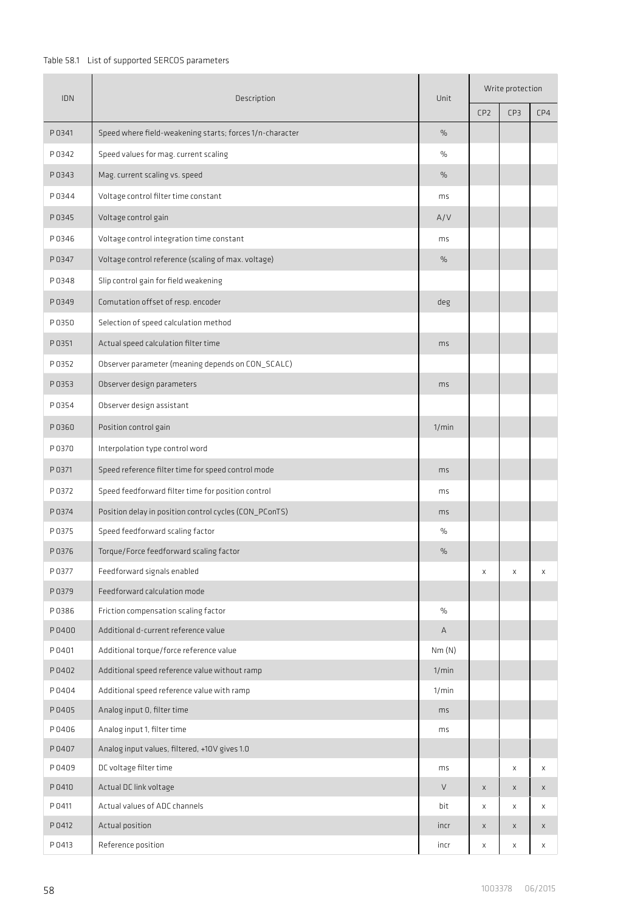Table 58.1 List of supported SERCOS parameters

| IDN | Description | Unit | Write protection | | |
|---|---|---|---|---|---|
| | | | CP2 | CP3 | CP4 |
| P 0341 | Speed where field-weakening starts; forces 1/n-character | % | | | |
| P 0342 | Speed values for mag. current scaling | % | | | |
| P 0343 | Mag. current scaling vs. speed | % | | | |
| P 0344 | Voltage control filter time constant | ms | | | |
| P 0345 | Voltage control gain | A/V | | | |
| P 0346 | Voltage control integration time constant | ms | | | |
| P 0347 | Voltage control reference (scaling of max. voltage) | % | | | |
| P 0348 | Slip control gain for field weakening | | | | |
| P 0349 | Comutation offset of resp. encoder | deg | | | |
| P 0350 | Selection of speed calculation method | | | | |
| P 0351 | Actual speed calculation filter time | ms | | | |
| P 0352 | Observer parameter (meaning depends on CON_SCALC) | | | | |
| P 0353 | Observer design parameters | ms | | | |
| P 0354 | Observer design assistant | | | | |
| P 0360 | Position control gain | 1/min | | | |
| P 0370 | Interpolation type control word | | | | |
| P 0371 | Speed reference filter time for speed control mode | ms | | | |
| P 0372 | Speed feedforward filter time for position control | ms | | | |
| P 0374 | Position delay in position control cycles (CON_PConTS) | ms | | | |
| P 0375 | Speed feedforward scaling factor | % | | | |
| P 0376 | Torque/Force feedforward scaling factor | % | | | |
| P 0377 | Feedforward signals enabled | | x | x | x |
| P 0379 | Feedforward calculation mode | | | | |
| P 0386 | Friction compensation scaling factor | % | | | |
| P 0400 | Additional d-current reference value | A | | | |
| P 0401 | Additional torque/force reference value | Nm (N) | | | |
| P 0402 | Additional speed reference value without ramp | 1/min | | | |
| P 0404 | Additional speed reference value with ramp | 1/min | | | |
| P 0405 | Analog input 0, filter time | ms | | | |
| P 0406 | Analog input 1, filter time | ms | | | |
| P 0407 | Analog input values, filtered, +10V gives 1.0 | | | | |
| P 0409 | DC voltage filter time | ms | | x | x |
| P 0410 | Actual DC link voltage | V | x | x | x |
| P 0411 | Actual values of ADC channels | bit | x | x | x |
| P 0412 | Actual position | incr | x | x | x |
| P 0413 | Reference position | incr | x | x | x |

1003378 06/2015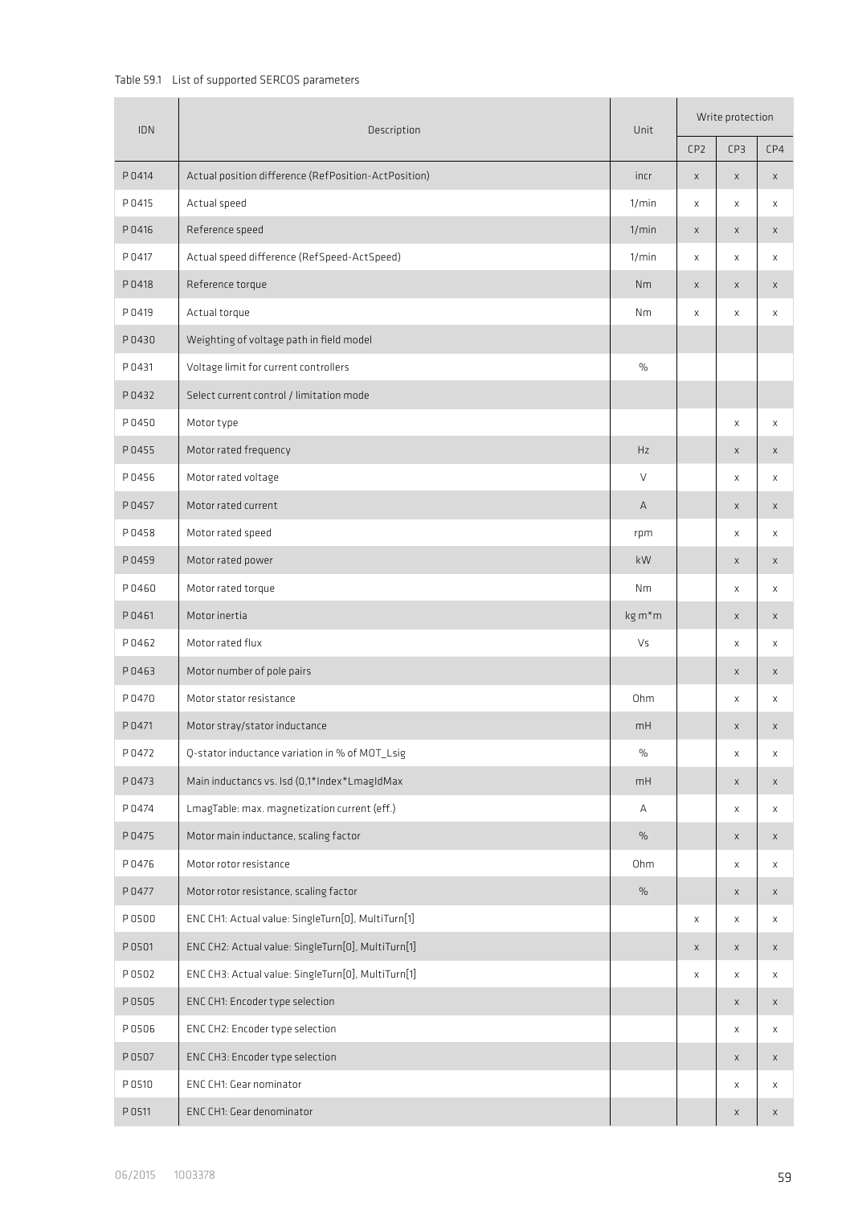Table 59.1 List of supported SERCOS parameters

| IDN | Description | Unit | Write protection | | |
|---|---|---|---|---|---|
| | | | CP2 | CP3 | CP4 |
| P 0414 | Actual position difference (RefPosition-ActPosition) | incr | x | x | x |
| P 0415 | Actual speed | 1/min | x | x | x |
| P 0416 | Reference speed | 1/min | x | x | x |
| P 0417 | Actual speed difference (RefSpeed-ActSpeed) | 1/min | x | x | x |
| P 0418 | Reference torque | Nm | x | x | x |
| P 0419 | Actual torque | Nm | x | x | x |
| P 0430 | Weighting of voltage path in field model | | | | |
| P 0431 | Voltage limit for current controllers | % | | | |
| P 0432 | Select current control / limitation mode | | | | |
| P 0450 | Motor type | | | x | x |
| P 0455 | Motor rated frequency | Hz | | x | x |
| P 0456 | Motor rated voltage | V | | x | x |
| P 0457 | Motor rated current | A | | x | x |
| P 0458 | Motor rated speed | rpm | | x | x |
| P 0459 | Motor rated power | kW | | x | x |
| P 0460 | Motor rated torque | Nm | | x | x |
| P 0461 | Motor inertia | kg m*m | | x | x |
| P 0462 | Motor rated flux | Vs | | x | x |
| P 0463 | Motor number of pole pairs | | | x | x |
| P 0470 | Motor stator resistance | Ohm | | x | x |
| P 0471 | Motor stray/stator inductance | mH | | x | x |
| P 0472 | Q-stator inductance variation in % of MOT_Lsig | % | | x | x |
| P 0473 | Main inductancs vs. Isd (0,1*Index*LmagIdMax | mH | | x | x |
| P 0474 | LmagTable: max. magnetization current (eff.) | A | | x | x |
| P 0475 | Motor main inductance, scaling factor | % | | x | x |
| P 0476 | Motor rotor resistance | Ohm | | x | x |
| P 0477 | Motor rotor resistance, scaling factor | % | | x | x |
| P 0500 | ENC CH1: Actual value: SingleTurn[0], MultiTurn[1] | | x | x | x |
| P 0501 | ENC CH2: Actual value: SingleTurn[0], MultiTurn[1] | | x | x | x |
| P 0502 | ENC CH3: Actual value: SingleTurn[0], MultiTurn[1] | | x | x | x |
| P 0505 | ENC CH1: Encoder type selection | | | x | x |
| P 0506 | ENC CH2: Encoder type selection | | | x | x |
| P 0507 | ENC CH3: Encoder type selection | | | x | x |
| P 0510 | ENC CH1: Gear nominator | | | x | x |
| P 0511 | ENC CH1: Gear denominator | | | x | x |

06/2015 1003378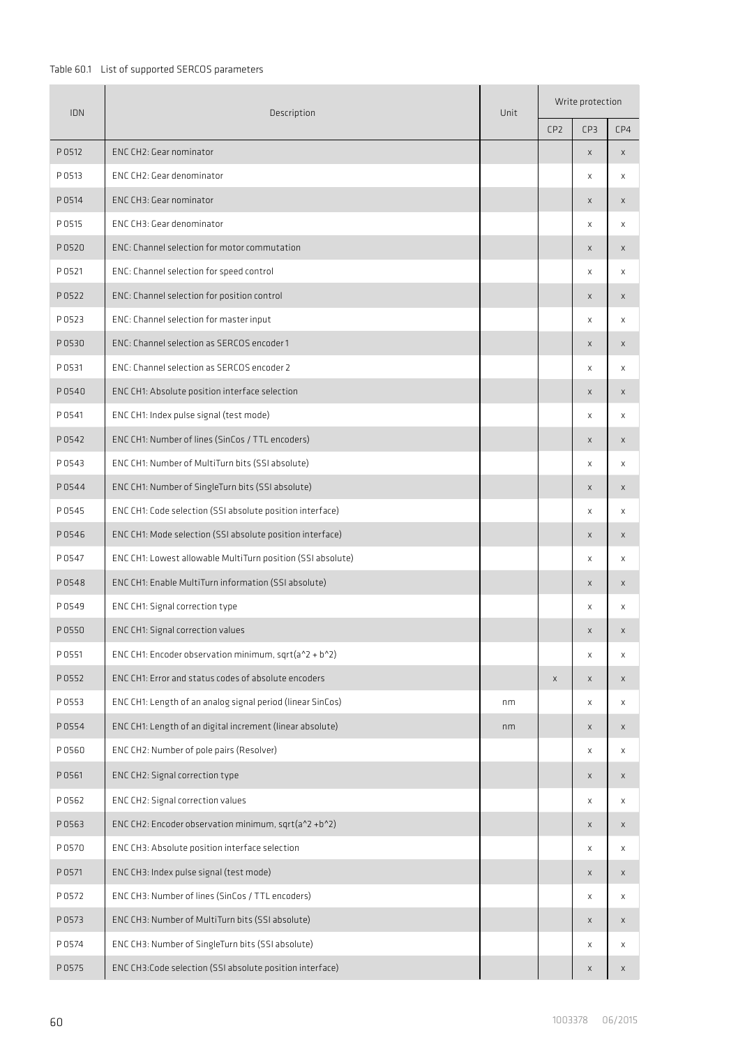Table 60.1 List of supported SERCOS parameters

| IDN | Description | Unit | Write protection | | |
|---|---|---|---|---|---|
| | | | CP2 | CP3 | CP4 |
| P 0512 | ENC CH2: Gear nominator | | | x | x |
| P 0513 | ENC CH2: Gear denominator | | | x | x |
| P 0514 | ENC CH3: Gear nominator | | | x | x |
| P 0515 | ENC CH3: Gear denominator | | | x | x |
| P 0520 | ENC: Channel selection for motor commutation | | | x | x |
| P 0521 | ENC: Channel selection for speed control | | | x | x |
| P 0522 | ENC: Channel selection for position control | | | x | x |
| P 0523 | ENC: Channel selection for master input | | | x | x |
| P 0530 | ENC: Channel selection as SERCOS encoder 1 | | | x | x |
| P 0531 | ENC: Channel selection as SERCOS encoder 2 | | | x | x |
| P 0540 | ENC CH1: Absolute position interface selection | | | x | x |
| P 0541 | ENC CH1: Index pulse signal (test mode) | | | x | x |
| P 0542 | ENC CH1: Number of lines (SinCos / TTL encoders) | | | x | x |
| P 0543 | ENC CH1: Number of MultiTurn bits (SSI absolute) | | | x | x |
| P 0544 | ENC CH1: Number of SingleTurn bits (SSI absolute) | | | x | x |
| P 0545 | ENC CH1: Code selection (SSI absolute position interface) | | | x | x |
| P 0546 | ENC CH1: Mode selection (SSI absolute position interface) | | | x | x |
| P 0547 | ENC CH1: Lowest allowable MultiTurn position (SSI absolute) | | | x | x |
| P 0548 | ENC CH1: Enable MultiTurn information (SSI absolute) | | | x | x |
| P 0549 | ENC CH1: Signal correction type | | | x | x |
| P 0550 | ENC CH1: Signal correction values | | | x | x |
| P 0551 | ENC CH1: Encoder observation minimum, sqrt(a^2 + b^2) | | | x | x |
| P 0552 | ENC CH1: Error and status codes of absolute encoders | | x | x | x |
| P 0553 | ENC CH1: Length of an analog signal period (linear SinCos) | nm | | x | x |
| P 0554 | ENC CH1: Length of an digital increment (linear absolute) | nm | | x | x |
| P 0560 | ENC CH2: Number of pole pairs (Resolver) | | | x | x |
| P 0561 | ENC CH2: Signal correction type | | | x | x |
| P 0562 | ENC CH2: Signal correction values | | | x | x |
| P 0563 | ENC CH2: Encoder observation minimum, sqrt(a^2 +b^2) | | | x | x |
| P 0570 | ENC CH3: Absolute position interface selection | | | x | x |
| P 0571 | ENC CH3: Index pulse signal (test mode) | | | x | x |
| P 0572 | ENC CH3: Number of lines (SinCos / TTL encoders) | | | x | x |
| P 0573 | ENC CH3: Number of MultiTurn bits (SSI absolute) | | | x | x |
| P 0574 | ENC CH3: Number of SingleTurn bits (SSI absolute) | | | x | x |
| P 0575 | ENC CH3:Code selection (SSI absolute position interface) | | | x | x |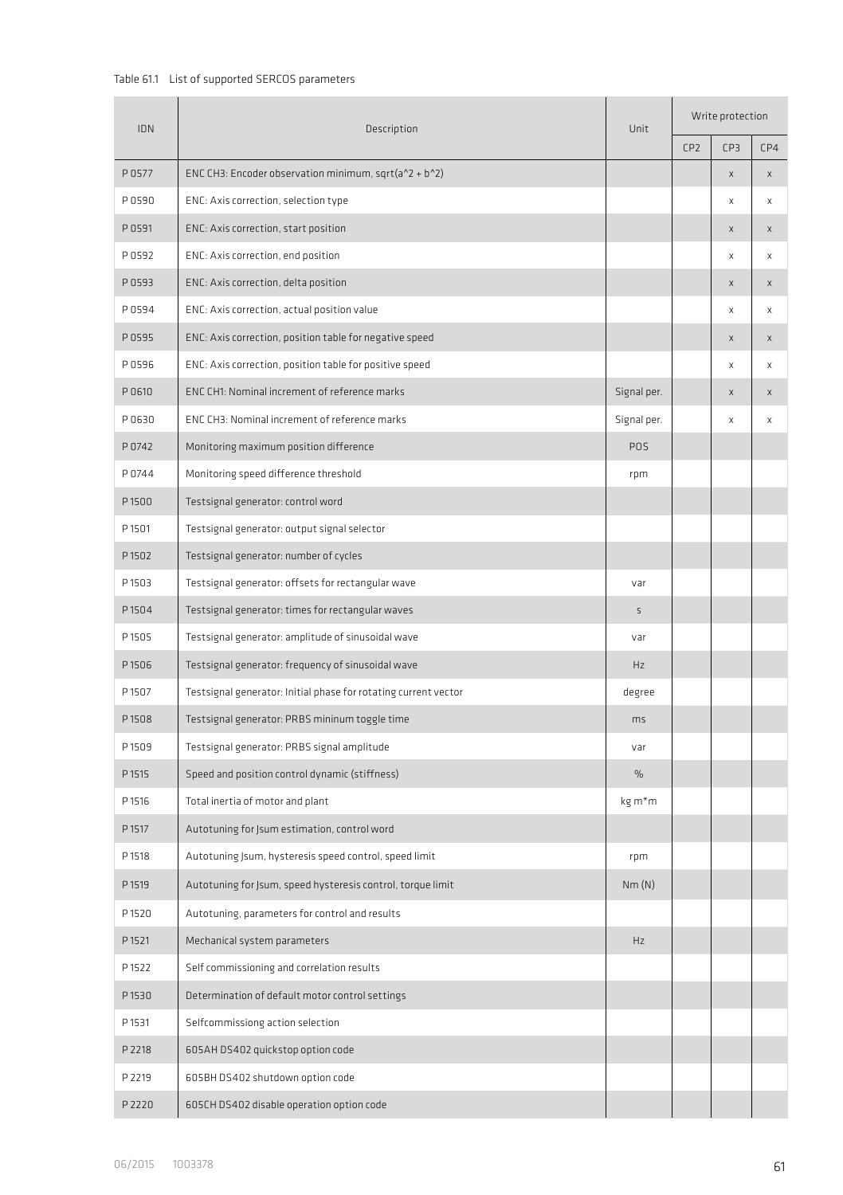Table 61.1 List of supported SERCOS parameters

| IDN | Description | Unit | Write protection | | |
|---|---|---|---|---|---|
| | | | CP2 | CP3 | CP4 |
| P 0577 | ENC CH3: Encoder observation minimum, sqrt(a^2 + b^2) | | | x | x |
| P 0590 | ENC: Axis correction, selection type | | | x | x |
| P 0591 | ENC: Axis correction, start position | | | x | x |
| P 0592 | ENC: Axis correction, end position | | | x | x |
| P 0593 | ENC: Axis correction, delta position | | | x | x |
| P 0594 | ENC: Axis correction, actual position value | | | x | x |
| P 0595 | ENC: Axis correction, position table for negative speed | | | x | x |
| P 0596 | ENC: Axis correction, position table for positive speed | | | x | x |
| P 0610 | ENC CH1: Nominal increment of reference marks | Signal per. | | x | x |
| P 0630 | ENC CH3: Nominal increment of reference marks | Signal per. | | x | x |
| P 0742 | Monitoring maximum position difference | POS | | | |
| P 0744 | Monitoring speed difference threshold | rpm | | | |
| P 1500 | Testsignal generator: control word | | | | |
| P 1501 | Testsignal generator: output signal selector | | | | |
| P 1502 | Testsignal generator: number of cycles | | | | |
| P 1503 | Testsignal generator: offsets for rectangular wave | var | | | |
| P 1504 | Testsignal generator: times for rectangular waves | s | | | |
| P 1505 | Testsignal generator: amplitude of sinusoidal wave | var | | | |
| P 1506 | Testsignal generator: frequency of sinusoidal wave | Hz | | | |
| P 1507 | Testsignal generator: Initial phase for rotating current vector | degree | | | |
| P 1508 | Testsignal generator: PRBS mininum toggle time | ms | | | |
| P 1509 | Testsignal generator: PRBS signal amplitude | var | | | |
| P 1515 | Speed and position control dynamic (stiffness) | % | | | |
| P 1516 | Total inertia of motor and plant | kg m*m | | | |
| P 1517 | Autotuning for Jsum estimation, control word | | | | |
| P 1518 | Autotuning Jsum, hysteresis speed control, speed limit | rpm | | | |
| P 1519 | Autotuning for Jsum, speed hysteresis control, torque limit | Nm (N) | | | |
| P 1520 | Autotuning, parameters for control and results | | | | |
| P 1521 | Mechanical system parameters | Hz | | | |
| P 1522 | Self commissioning and correlation results | | | | |
| P 1530 | Determination of default motor control settings | | | | |
| P 1531 | Selfcommissiong action selection | | | | |
| P 2218 | 605AH DS402 quickstop option code | | | | |
| P 2219 | 605BH DS402 shutdown option code | | | | |
| P 2220 | 605CH DS402 disable operation option code | | | | |

06/2015 1003378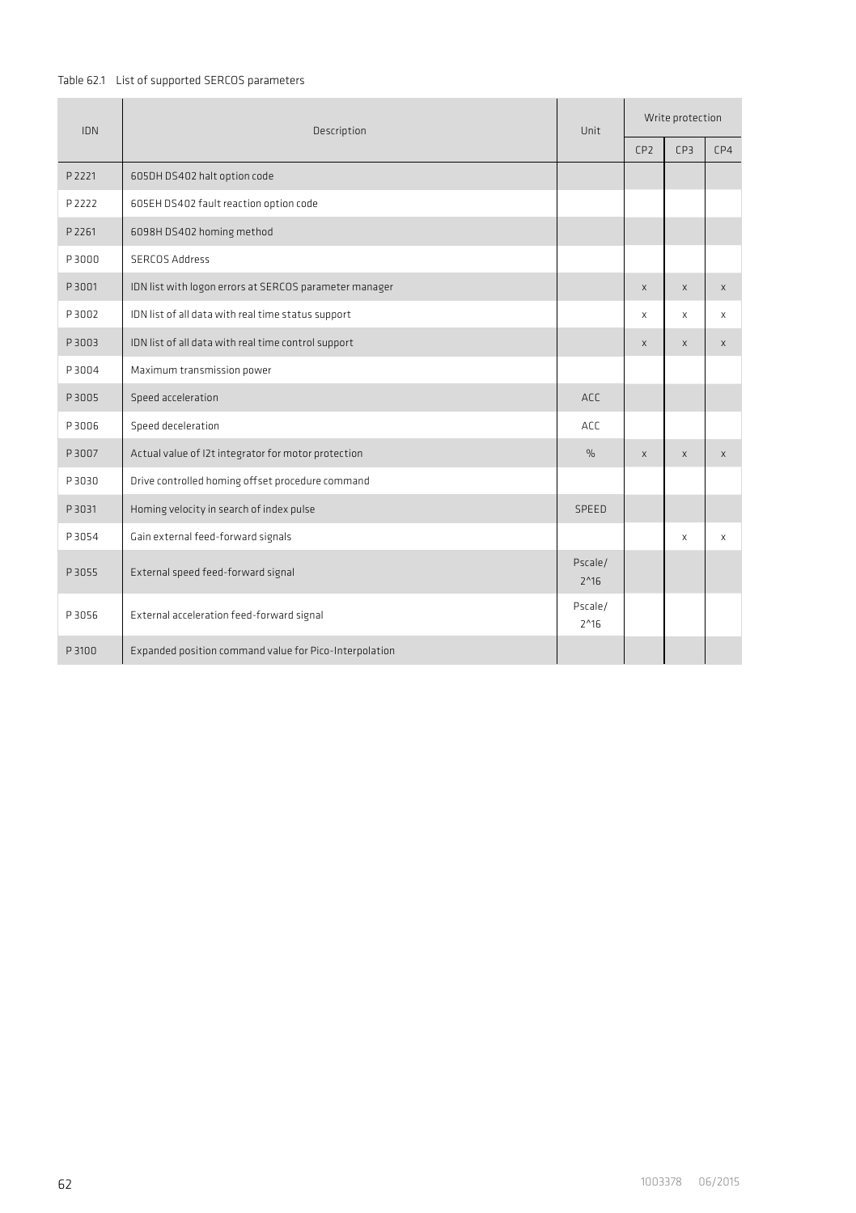Table 62.1 List of supported SERCOS parameters

| IDN | Description | Unit | Write protection | | |
|---|---|---|---|---|---|
| | | | CP2 | CP3 | CP4 |
| P 2221 | 605DH DS402 halt option code | | | | |
| P 2222 | 605EH DS402 fault reaction option code | | | | |
| P 2261 | 6098H DS402 homing method | | | | |
| P 3000 | SERCOS Address | | | | |
| P 3001 | IDN list with logon errors at SERCOS parameter manager | | x | x | x |
| P 3002 | IDN list of all data with real time status support | | x | x | x |
| P 3003 | IDN list of all data with real time control support | | x | x | x |
| P 3004 | Maximum transmission power | | | | |
| P 3005 | Speed acceleration | ACC | | | |
| P 3006 | Speed deceleration | ACC | | | |
| P 3007 | Actual value of I2t integrator for motor protection | % | x | x | x |
| P 3030 | Drive controlled homing offset procedure command | | | | |
| P 3031 | Homing velocity in search of index pulse | SPEED | | | |
| P 3054 | Gain external feed-forward signals | | | x | x |
| P 3055 | External speed feed-forward signal | Pscale/ 2^16 | | | |
| P 3056 | External acceleration feed-forward signal | Pscale/ 2^16 | | | |
| P 3100 | Expanded position command value for Pico-Interpolation | | | | |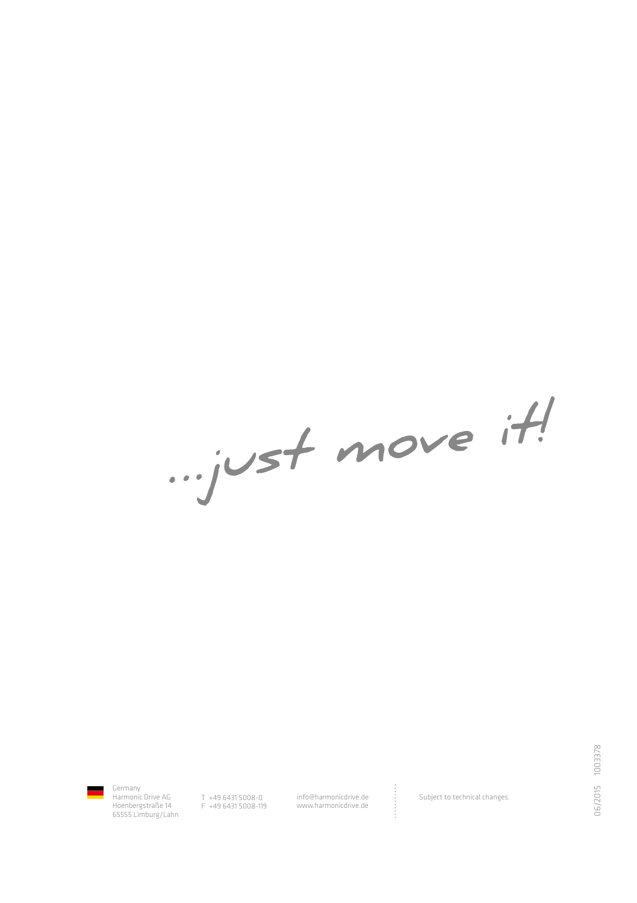...just move it!

Germany
Harmonic Drive AG
Hoenbergstraße 14
65555 Limburg/Lahn

T +49 6431 5008-0
F +49 6431 5008-119

info@harmonicdrive.de
www.harmonicdrive.de

Subject to technical changes.

06/2015 1003378